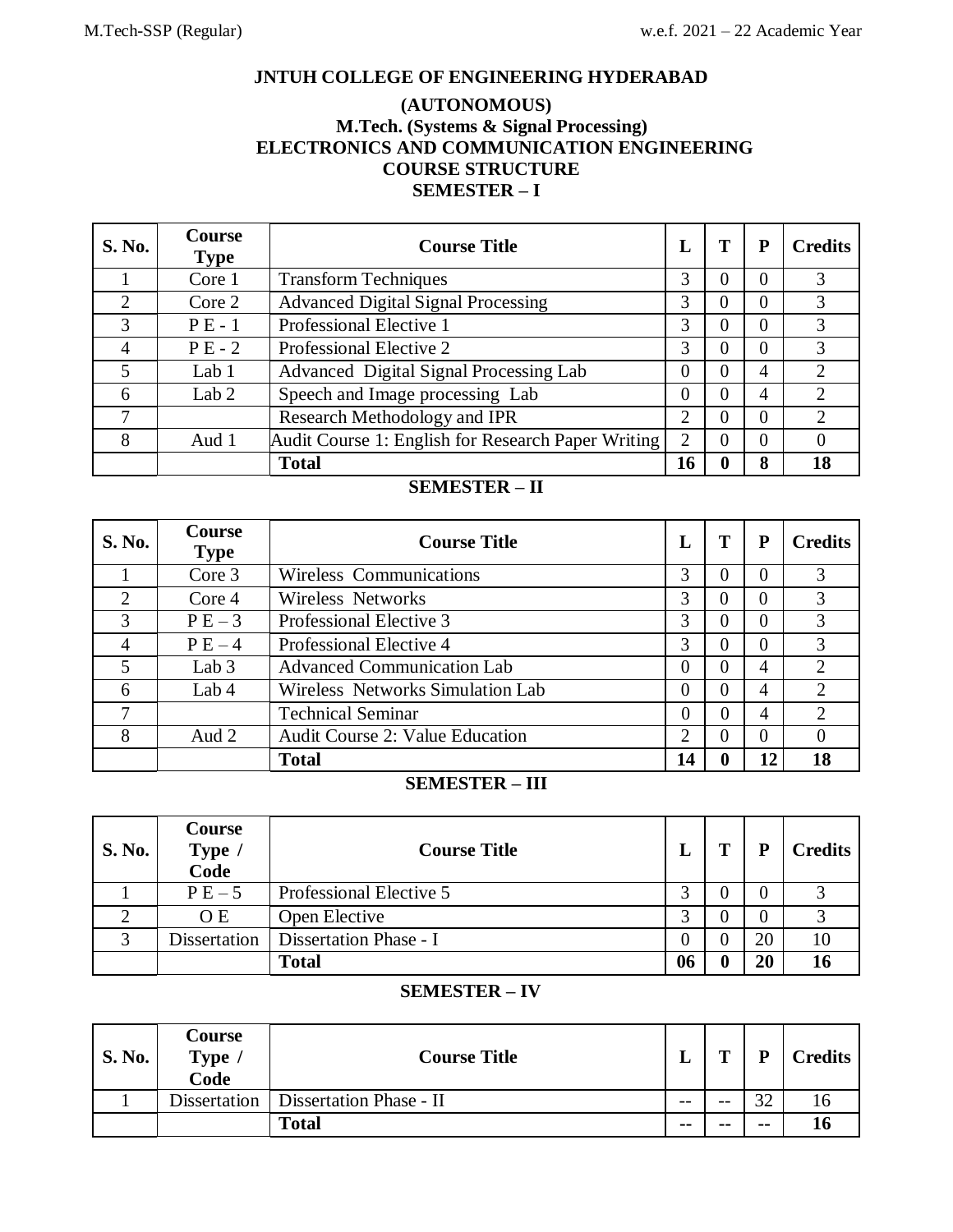# JNTUH COLLEGE OF ENGINEERING HYDERABAD

## (AUTONOMOUS)

## M.Tech. (Systems & Signal Processing)

## ELECTRONICS AND COMMUNICATION ENGINEERING

## COURSE STRUCTURE

### SEMESTER – I

| S. No. | Course Type | Course Title | L | T | P | Credits |
|---|---|---|---|---|---|---|
| 1 | Core 1 | Transform Techniques | 3 | 0 | 0 | 3 |
| 2 | Core 2 | Advanced Digital Signal Processing | 3 | 0 | 0 | 3 |
| 3 | P E - 1 | Professional Elective 1 | 3 | 0 | 0 | 3 |
| 4 | P E - 2 | Professional Elective 2 | 3 | 0 | 0 | 3 |
| 5 | Lab 1 | Advanced Digital Signal Processing Lab | 0 | 0 | 4 | 2 |
| 6 | Lab 2 | Speech and Image processing Lab | 0 | 0 | 4 | 2 |
| 7 | | Research Methodology and IPR | 2 | 0 | 0 | 2 |
| 8 | Aud 1 | Audit Course 1: English for Research Paper Writing | 2 | 0 | 0 | 0 |
| | | **Total** | **16** | **0** | **8** | **18** |

### SEMESTER – II

| S. No. | Course Type | Course Title | L | T | P | Credits |
|---|---|---|---|---|---|---|
| 1 | Core 3 | Wireless Communications | 3 | 0 | 0 | 3 |
| 2 | Core 4 | Wireless Networks | 3 | 0 | 0 | 3 |
| 3 | P E – 3 | Professional Elective 3 | 3 | 0 | 0 | 3 |
| 4 | P E – 4 | Professional Elective 4 | 3 | 0 | 0 | 3 |
| 5 | Lab 3 | Advanced Communication Lab | 0 | 0 | 4 | 2 |
| 6 | Lab 4 | Wireless Networks Simulation Lab | 0 | 0 | 4 | 2 |
| 7 | | Technical Seminar | 0 | 0 | 4 | 2 |
| 8 | Aud 2 | Audit Course 2: Value Education | 2 | 0 | 0 | 0 |
| | | **Total** | **14** | **0** | **12** | **18** |

### SEMESTER – III

| S. No. | Course Type / Code | Course Title | L | T | P | Credits |
|---|---|---|---|---|---|---|
| 1 | P E – 5 | Professional Elective 5 | 3 | 0 | 0 | 3 |
| 2 | O E | Open Elective | 3 | 0 | 0 | 3 |
| 3 | Dissertation | Dissertation Phase - I | 0 | 0 | 20 | 10 |
| | | **Total** | **06** | **0** | **20** | **16** |

### SEMESTER – IV

| S. No. | Course Type / Code | Course Title | L | T | P | Credits |
|---|---|---|---|---|---|---|
| 1 | Dissertation | Dissertation Phase - II | -- | -- | 32 | 16 |
| | | **Total** | **--** | **--** | **--** | **16** |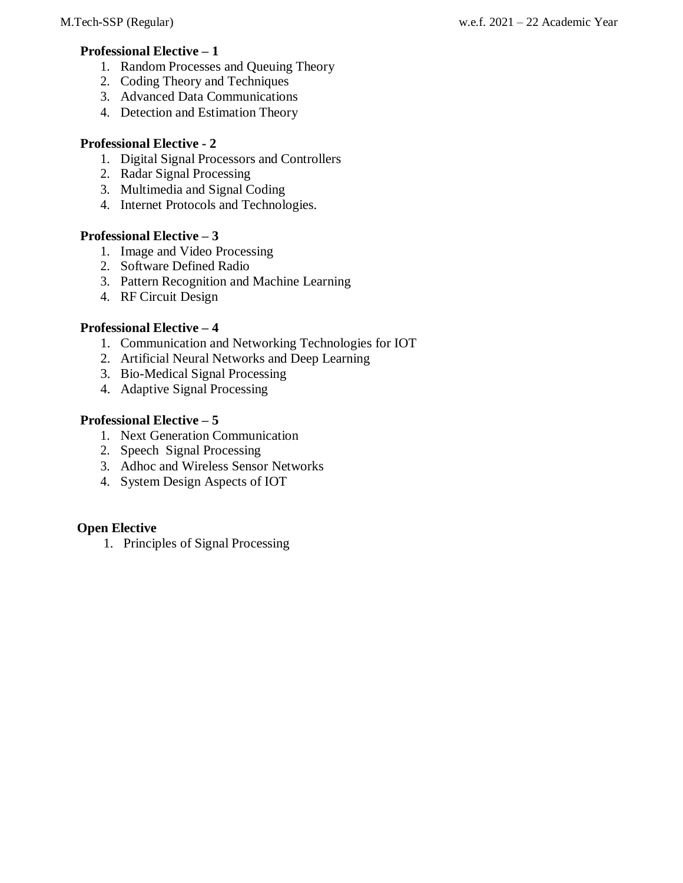**Professional Elective – 1**

1. Random Processes and Queuing Theory
2. Coding Theory and Techniques
3. Advanced Data Communications
4. Detection and Estimation Theory

**Professional Elective - 2**

1. Digital Signal Processors and Controllers
2. Radar Signal Processing
3. Multimedia and Signal Coding
4. Internet Protocols and Technologies.

**Professional Elective – 3**

1. Image and Video Processing
2. Software Defined Radio
3. Pattern Recognition and Machine Learning
4. RF Circuit Design

**Professional Elective – 4**

1. Communication and Networking Technologies for IOT
2. Artificial Neural Networks and Deep Learning
3. Bio-Medical Signal Processing
4. Adaptive Signal Processing

**Professional Elective – 5**

1. Next Generation Communication
2. Speech Signal Processing
3. Adhoc and Wireless Sensor Networks
4. System Design Aspects of IOT

**Open Elective**

1. Principles of Signal Processing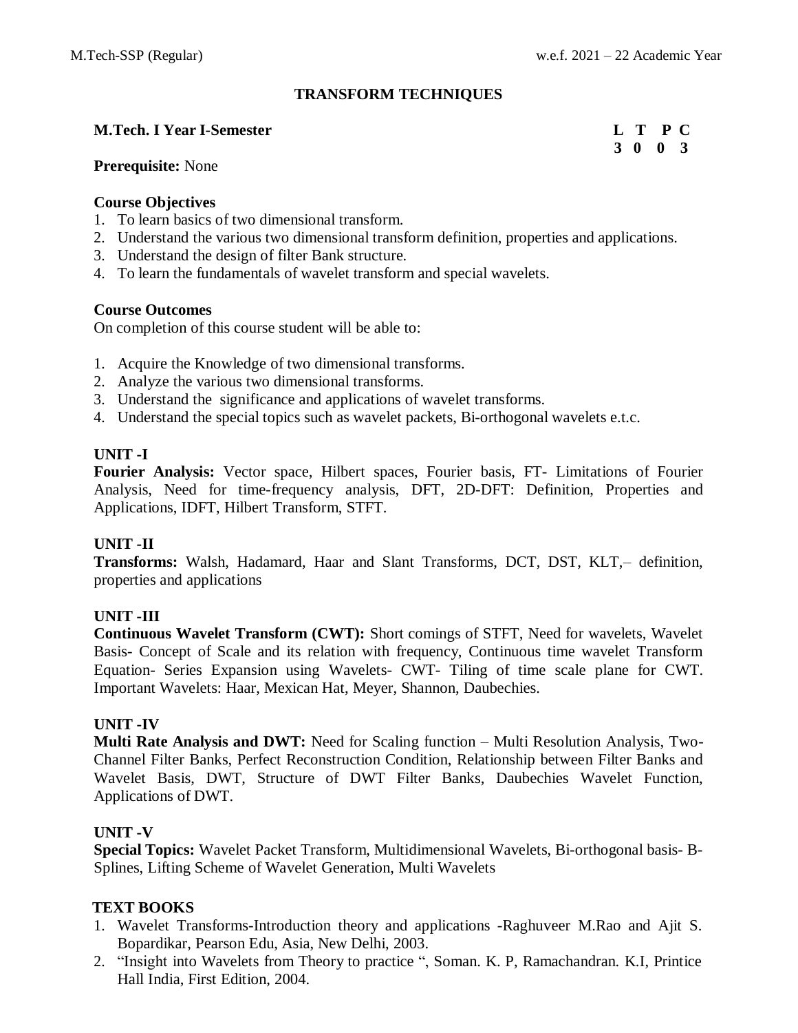# TRANSFORM TECHNIQUES

**M.Tech. I Year I-Semester**

| L | T | P | C |
|---|---|---|---|
| 3 | 0 | 0 | 3 |

**Prerequisite:** None

**Course Objectives**

1. To learn basics of two dimensional transform.
2. Understand the various two dimensional transform definition, properties and applications.
3. Understand the design of filter Bank structure.
4. To learn the fundamentals of wavelet transform and special wavelets.

**Course Outcomes**

On completion of this course student will be able to:

1. Acquire the Knowledge of two dimensional transforms.
2. Analyze the various two dimensional transforms.
3. Understand the significance and applications of wavelet transforms.
4. Understand the special topics such as wavelet packets, Bi-orthogonal wavelets e.t.c.

**UNIT -I**

**Fourier Analysis:** Vector space, Hilbert spaces, Fourier basis, FT- Limitations of Fourier Analysis, Need for time-frequency analysis, DFT, 2D-DFT: Definition, Properties and Applications, IDFT, Hilbert Transform, STFT.

**UNIT -II**

**Transforms:** Walsh, Hadamard, Haar and Slant Transforms, DCT, DST, KLT,– definition, properties and applications

**UNIT -III**

**Continuous Wavelet Transform (CWT):** Short comings of STFT, Need for wavelets, Wavelet Basis- Concept of Scale and its relation with frequency, Continuous time wavelet Transform Equation- Series Expansion using Wavelets- CWT- Tiling of time scale plane for CWT. Important Wavelets: Haar, Mexican Hat, Meyer, Shannon, Daubechies.

**UNIT -IV**

**Multi Rate Analysis and DWT:** Need for Scaling function – Multi Resolution Analysis, Two-Channel Filter Banks, Perfect Reconstruction Condition, Relationship between Filter Banks and Wavelet Basis, DWT, Structure of DWT Filter Banks, Daubechies Wavelet Function, Applications of DWT.

**UNIT -V**

**Special Topics:** Wavelet Packet Transform, Multidimensional Wavelets, Bi-orthogonal basis- B-Splines, Lifting Scheme of Wavelet Generation, Multi Wavelets

**TEXT BOOKS**

1. Wavelet Transforms-Introduction theory and applications -Raghuveer M.Rao and Ajit S. Bopardikar, Pearson Edu, Asia, New Delhi, 2003.
2. "Insight into Wavelets from Theory to practice ", Soman. K. P, Ramachandran. K.I, Printice Hall India, First Edition, 2004.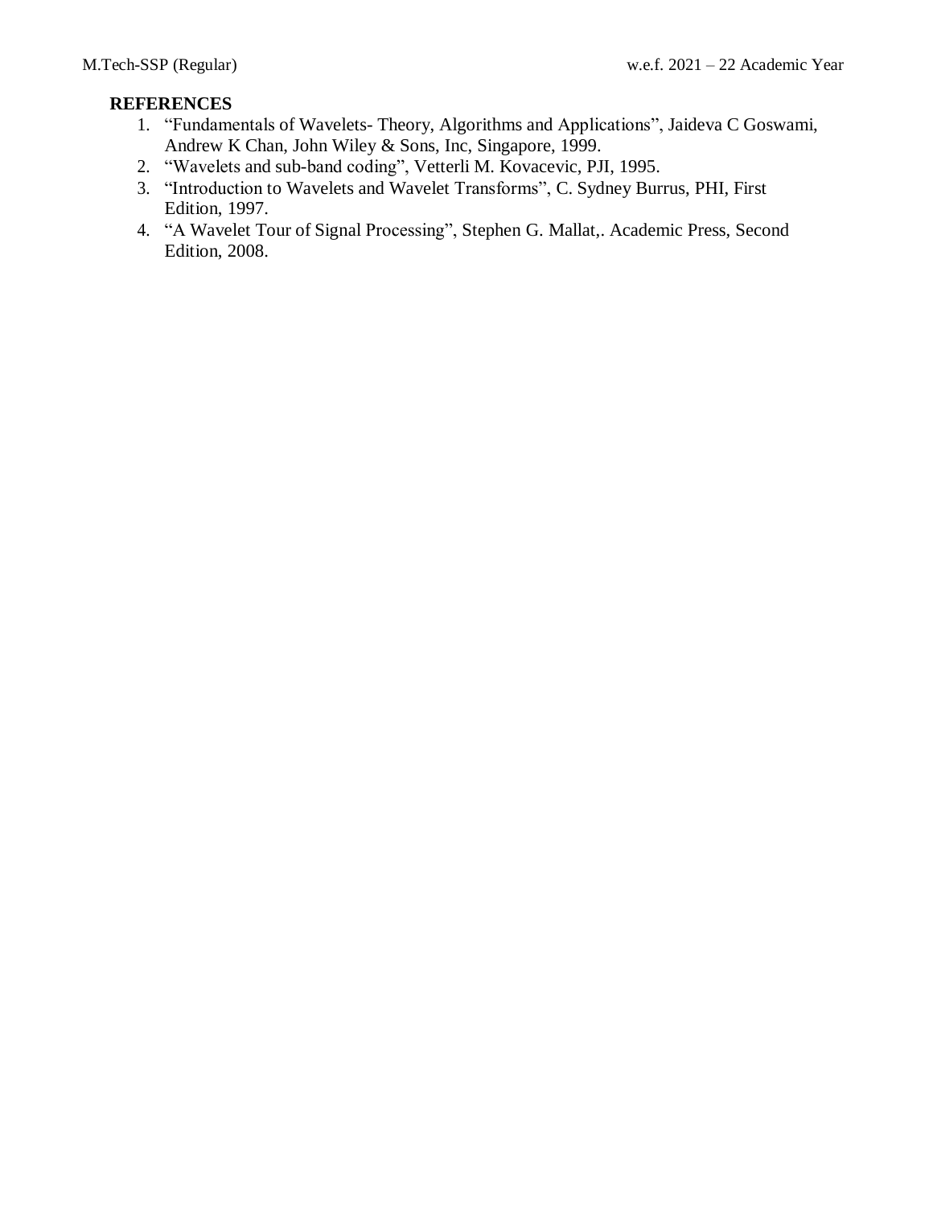**REFERENCES**

1. "Fundamentals of Wavelets- Theory, Algorithms and Applications", Jaideva C Goswami, Andrew K Chan, John Wiley & Sons, Inc, Singapore, 1999.
2. "Wavelets and sub-band coding", Vetterli M. Kovacevic, PJI, 1995.
3. "Introduction to Wavelets and Wavelet Transforms", C. Sydney Burrus, PHI, First Edition, 1997.
4. "A Wavelet Tour of Signal Processing", Stephen G. Mallat,. Academic Press, Second Edition, 2008.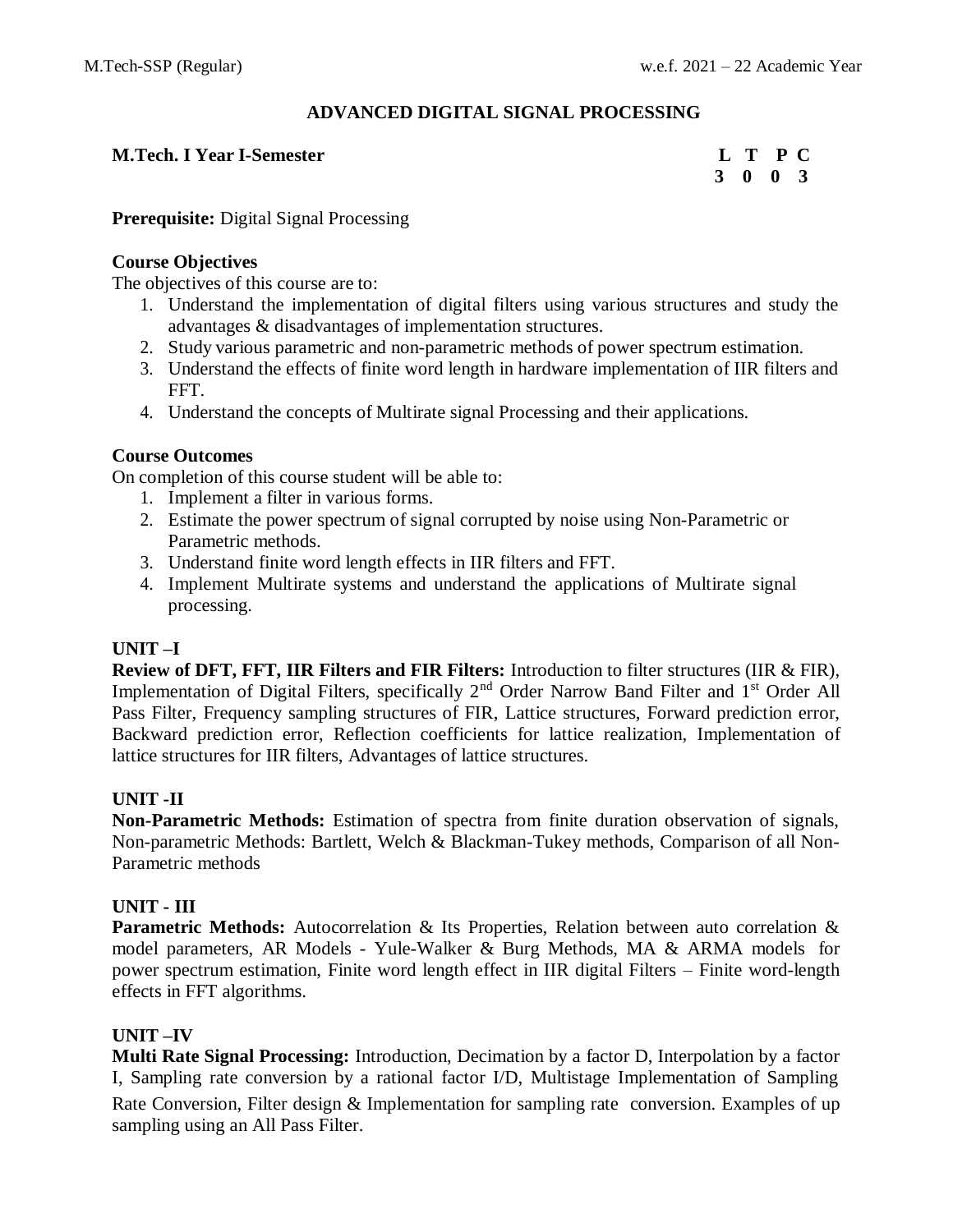# ADVANCED DIGITAL SIGNAL PROCESSING

**M.Tech. I Year I-Semester**

| L | T | P | C |
|---|---|---|---|
| 3 | 0 | 0 | 3 |

**Prerequisite:** Digital Signal Processing

**Course Objectives**

The objectives of this course are to:

1. Understand the implementation of digital filters using various structures and study the advantages & disadvantages of implementation structures.
2. Study various parametric and non-parametric methods of power spectrum estimation.
3. Understand the effects of finite word length in hardware implementation of IIR filters and FFT.
4. Understand the concepts of Multirate signal Processing and their applications.

**Course Outcomes**

On completion of this course student will be able to:

1. Implement a filter in various forms.
2. Estimate the power spectrum of signal corrupted by noise using Non-Parametric or Parametric methods.
3. Understand finite word length effects in IIR filters and FFT.
4. Implement Multirate systems and understand the applications of Multirate signal processing.

**UNIT –I**

**Review of DFT, FFT, IIR Filters and FIR Filters:** Introduction to filter structures (IIR & FIR), Implementation of Digital Filters, specifically 2nd Order Narrow Band Filter and 1st Order All Pass Filter, Frequency sampling structures of FIR, Lattice structures, Forward prediction error, Backward prediction error, Reflection coefficients for lattice realization, Implementation of lattice structures for IIR filters, Advantages of lattice structures.

**UNIT -II**

**Non-Parametric Methods:** Estimation of spectra from finite duration observation of signals, Non-parametric Methods: Bartlett, Welch & Blackman-Tukey methods, Comparison of all Non-Parametric methods

**UNIT - III**

**Parametric Methods:** Autocorrelation & Its Properties, Relation between auto correlation & model parameters, AR Models - Yule-Walker & Burg Methods, MA & ARMA models for power spectrum estimation, Finite word length effect in IIR digital Filters – Finite word-length effects in FFT algorithms.

**UNIT –IV**

**Multi Rate Signal Processing:** Introduction, Decimation by a factor D, Interpolation by a factor I, Sampling rate conversion by a rational factor I/D, Multistage Implementation of Sampling Rate Conversion, Filter design & Implementation for sampling rate conversion. Examples of up sampling using an All Pass Filter.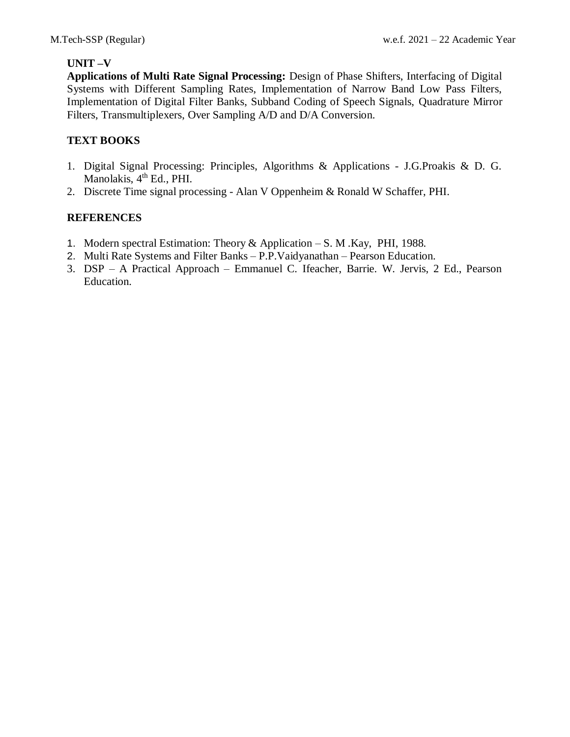## UNIT –V

**Applications of Multi Rate Signal Processing:** Design of Phase Shifters, Interfacing of Digital Systems with Different Sampling Rates, Implementation of Narrow Band Low Pass Filters, Implementation of Digital Filter Banks, Subband Coding of Speech Signals, Quadrature Mirror Filters, Transmultiplexers, Over Sampling A/D and D/A Conversion.

## TEXT BOOKS

1. Digital Signal Processing: Principles, Algorithms & Applications - J.G.Proakis & D. G. Manolakis, 4th Ed., PHI.
2. Discrete Time signal processing - Alan V Oppenheim & Ronald W Schaffer, PHI.

## REFERENCES

1. Modern spectral Estimation: Theory & Application – S. M .Kay, PHI, 1988.
2. Multi Rate Systems and Filter Banks – P.P.Vaidyanathan – Pearson Education.
3. DSP – A Practical Approach – Emmanuel C. Ifeacher, Barrie. W. Jervis, 2 Ed., Pearson Education.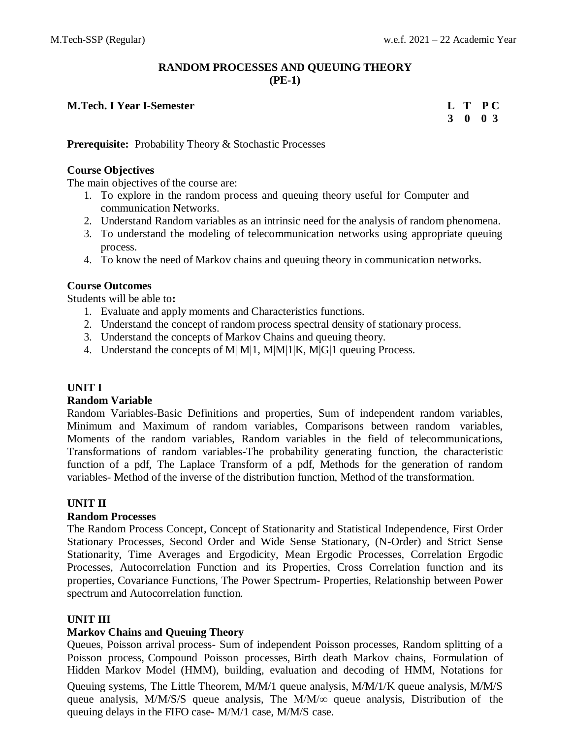# RANDOM PROCESSES AND QUEUING THEORY
## (PE-1)

**M.Tech. I Year I-Semester**

| L | T | P | C |
|---|---|---|---|
| 3 | 0 | 0 | 3 |

**Prerequisite:** Probability Theory & Stochastic Processes

### Course Objectives

The main objectives of the course are:

1. To explore in the random process and queuing theory useful for Computer and communication Networks.
2. Understand Random variables as an intrinsic need for the analysis of random phenomena.
3. To understand the modeling of telecommunication networks using appropriate queuing process.
4. To know the need of Markov chains and queuing theory in communication networks.

### Course Outcomes

Students will be able to**:**

1. Evaluate and apply moments and Characteristics functions.
2. Understand the concept of random process spectral density of stationary process.
3. Understand the concepts of Markov Chains and queuing theory.
4. Understand the concepts of M| M|1, M|M|1|K, M|G|1 queuing Process.

### UNIT I

**Random Variable**

Random Variables-Basic Definitions and properties, Sum of independent random variables, Minimum and Maximum of random variables, Comparisons between random variables, Moments of the random variables, Random variables in the field of telecommunications, Transformations of random variables-The probability generating function, the characteristic function of a pdf, The Laplace Transform of a pdf, Methods for the generation of random variables- Method of the inverse of the distribution function, Method of the transformation.

### UNIT II

**Random Processes**

The Random Process Concept, Concept of Stationarity and Statistical Independence, First Order Stationary Processes, Second Order and Wide Sense Stationary, (N-Order) and Strict Sense Stationarity, Time Averages and Ergodicity, Mean Ergodic Processes, Correlation Ergodic Processes, Autocorrelation Function and its Properties, Cross Correlation function and its properties, Covariance Functions, The Power Spectrum- Properties, Relationship between Power spectrum and Autocorrelation function.

### UNIT III

**Markov Chains and Queuing Theory**

Queues, Poisson arrival process- Sum of independent Poisson processes, Random splitting of a Poisson process, Compound Poisson processes, Birth death Markov chains, Formulation of Hidden Markov Model (HMM), building, evaluation and decoding of HMM, Notations for Queuing systems, The Little Theorem, M/M/1 queue analysis, M/M/1/K queue analysis, M/M/S queue analysis, M/M/S/S queue analysis, The M/M/$\infty$ queue analysis, Distribution of the queuing delays in the FIFO case- M/M/1 case, M/M/S case.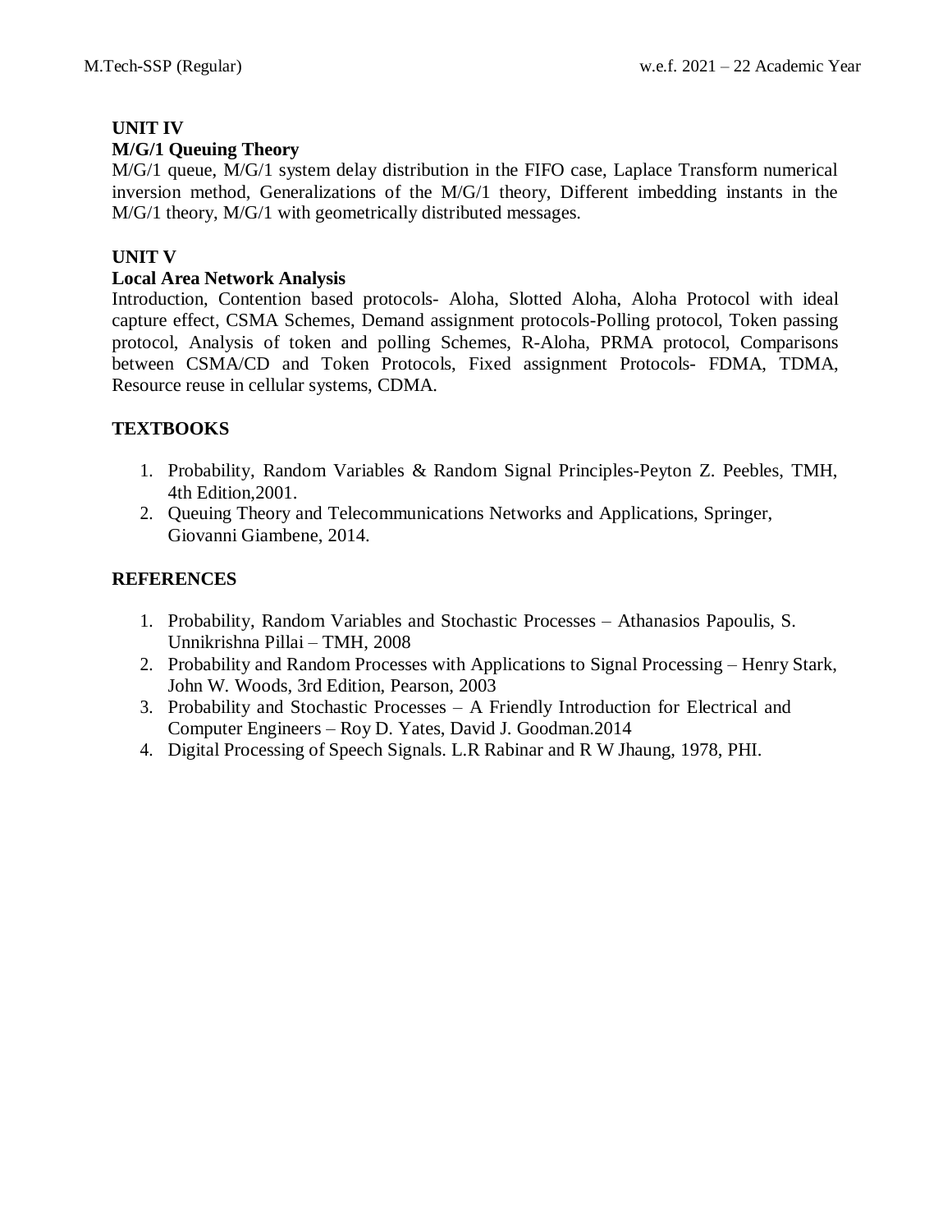**UNIT IV**

**M/G/1 Queuing Theory**

M/G/1 queue, M/G/1 system delay distribution in the FIFO case, Laplace Transform numerical inversion method, Generalizations of the M/G/1 theory, Different imbedding instants in the M/G/1 theory, M/G/1 with geometrically distributed messages.

**UNIT V**

**Local Area Network Analysis**

Introduction, Contention based protocols- Aloha, Slotted Aloha, Aloha Protocol with ideal capture effect, CSMA Schemes, Demand assignment protocols-Polling protocol, Token passing protocol, Analysis of token and polling Schemes, R-Aloha, PRMA protocol, Comparisons between CSMA/CD and Token Protocols, Fixed assignment Protocols- FDMA, TDMA, Resource reuse in cellular systems, CDMA.

**TEXTBOOKS**

1. Probability, Random Variables & Random Signal Principles-Peyton Z. Peebles, TMH, 4th Edition,2001.
2. Queuing Theory and Telecommunications Networks and Applications, Springer, Giovanni Giambene, 2014.

**REFERENCES**

1. Probability, Random Variables and Stochastic Processes – Athanasios Papoulis, S. Unnikrishna Pillai – TMH, 2008
2. Probability and Random Processes with Applications to Signal Processing – Henry Stark, John W. Woods, 3rd Edition, Pearson, 2003
3. Probability and Stochastic Processes – A Friendly Introduction for Electrical and Computer Engineers – Roy D. Yates, David J. Goodman.2014
4. Digital Processing of Speech Signals. L.R Rabinar and R W Jhaung, 1978, PHI.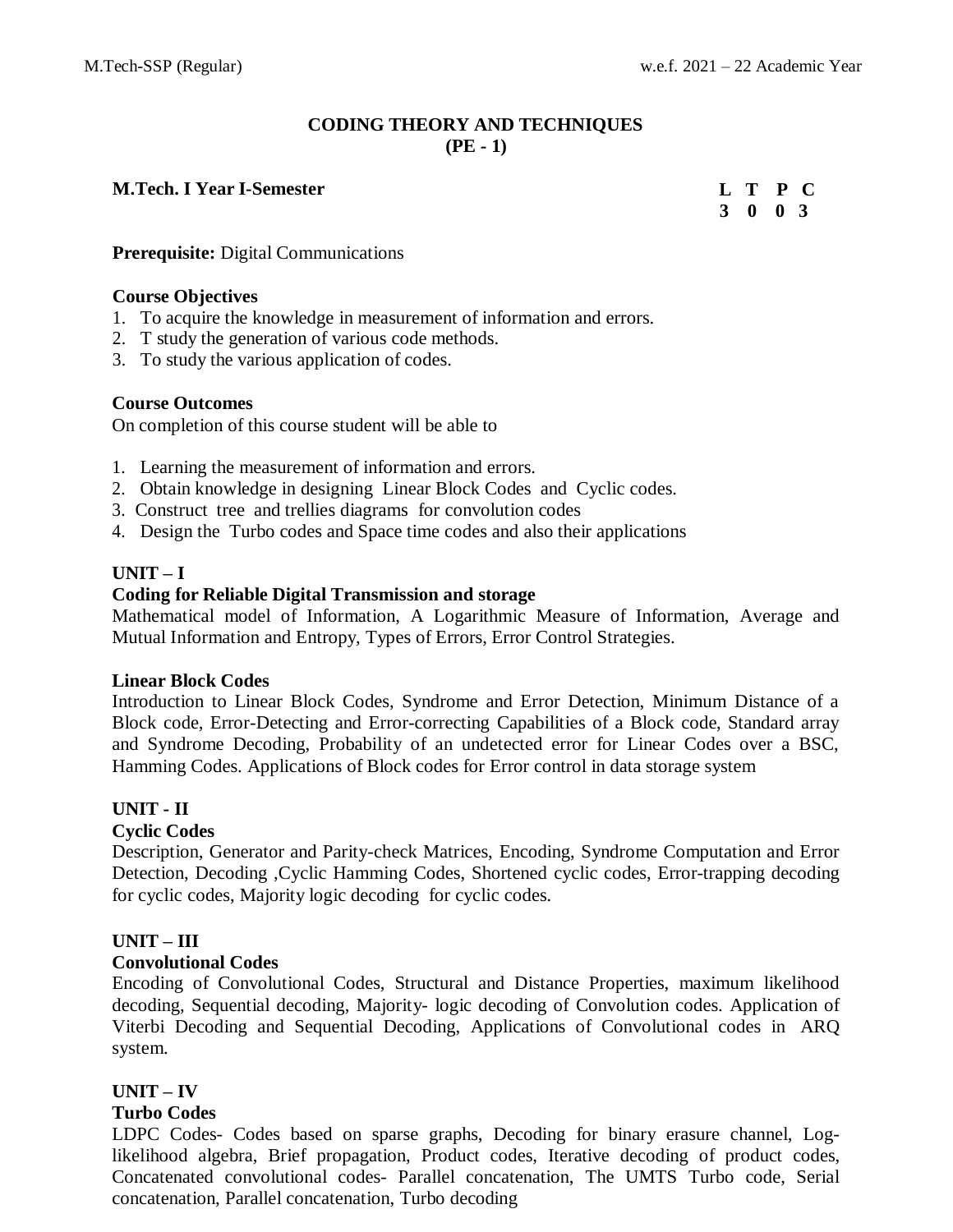# CODING THEORY AND TECHNIQUES
## (PE - 1)

**M.Tech. I Year I-Semester**

| L | T | P | C |
|---|---|---|---|
| 3 | 0 | 0 | 3 |

**Prerequisite:** Digital Communications

### Course Objectives

1. To acquire the knowledge in measurement of information and errors.
2. T study the generation of various code methods.
3. To study the various application of codes.

### Course Outcomes

On completion of this course student will be able to

1. Learning the measurement of information and errors.
2. Obtain knowledge in designing Linear Block Codes and Cyclic codes.
3. Construct tree and trellies diagrams for convolution codes
4. Design the Turbo codes and Space time codes and also their applications

### UNIT – I

**Coding for Reliable Digital Transmission and storage**

Mathematical model of Information, A Logarithmic Measure of Information, Average and Mutual Information and Entropy, Types of Errors, Error Control Strategies.

**Linear Block Codes**

Introduction to Linear Block Codes, Syndrome and Error Detection, Minimum Distance of a Block code, Error-Detecting and Error-correcting Capabilities of a Block code, Standard array and Syndrome Decoding, Probability of an undetected error for Linear Codes over a BSC, Hamming Codes. Applications of Block codes for Error control in data storage system

### UNIT - II

**Cyclic Codes**

Description, Generator and Parity-check Matrices, Encoding, Syndrome Computation and Error Detection, Decoding ,Cyclic Hamming Codes, Shortened cyclic codes, Error-trapping decoding for cyclic codes, Majority logic decoding for cyclic codes.

### UNIT – III

**Convolutional Codes**

Encoding of Convolutional Codes, Structural and Distance Properties, maximum likelihood decoding, Sequential decoding, Majority- logic decoding of Convolution codes. Application of Viterbi Decoding and Sequential Decoding, Applications of Convolutional codes in ARQ system.

### UNIT – IV

**Turbo Codes**

LDPC Codes- Codes based on sparse graphs, Decoding for binary erasure channel, Log-likelihood algebra, Brief propagation, Product codes, Iterative decoding of product codes, Concatenated convolutional codes- Parallel concatenation, The UMTS Turbo code, Serial concatenation, Parallel concatenation, Turbo decoding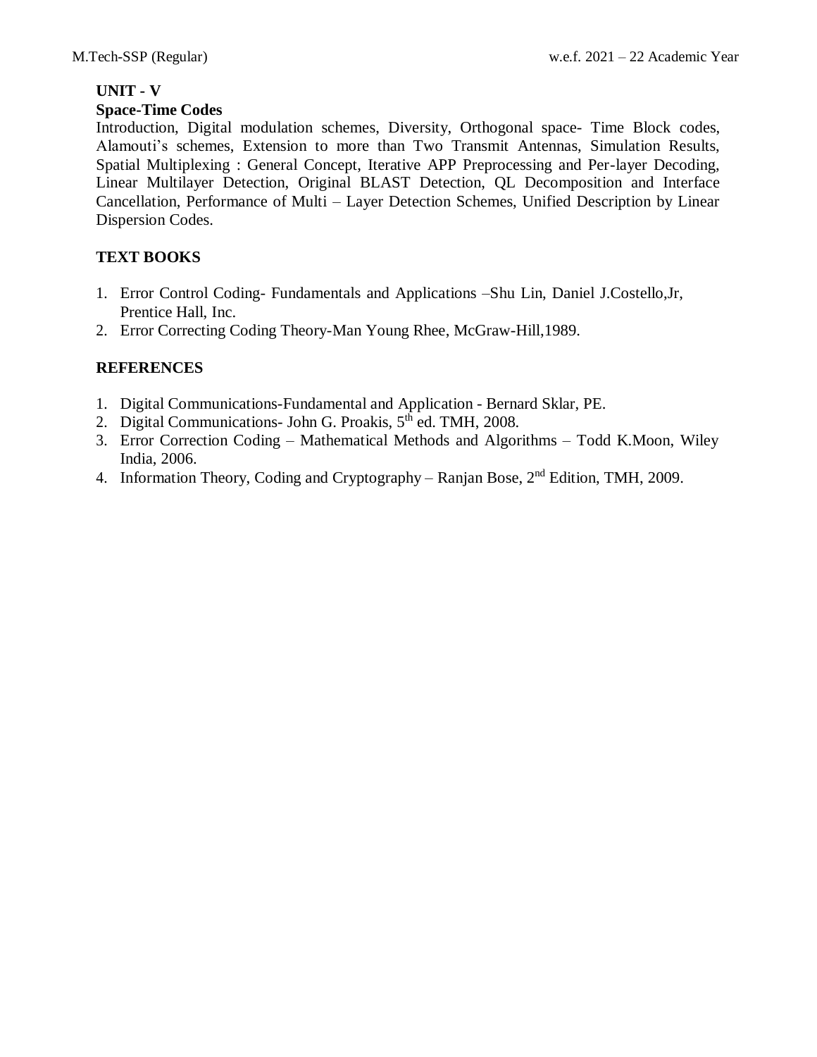**UNIT - V**

**Space-Time Codes**

Introduction, Digital modulation schemes, Diversity, Orthogonal space- Time Block codes, Alamouti's schemes, Extension to more than Two Transmit Antennas, Simulation Results, Spatial Multiplexing : General Concept, Iterative APP Preprocessing and Per-layer Decoding, Linear Multilayer Detection, Original BLAST Detection, QL Decomposition and Interface Cancellation, Performance of Multi – Layer Detection Schemes, Unified Description by Linear Dispersion Codes.

**TEXT BOOKS**

1. Error Control Coding- Fundamentals and Applications –Shu Lin, Daniel J.Costello,Jr, Prentice Hall, Inc.
2. Error Correcting Coding Theory-Man Young Rhee, McGraw-Hill,1989.

**REFERENCES**

1. Digital Communications-Fundamental and Application - Bernard Sklar, PE.
2. Digital Communications- John G. Proakis, 5th ed. TMH, 2008.
3. Error Correction Coding – Mathematical Methods and Algorithms – Todd K.Moon, Wiley India, 2006.
4. Information Theory, Coding and Cryptography – Ranjan Bose, 2nd Edition, TMH, 2009.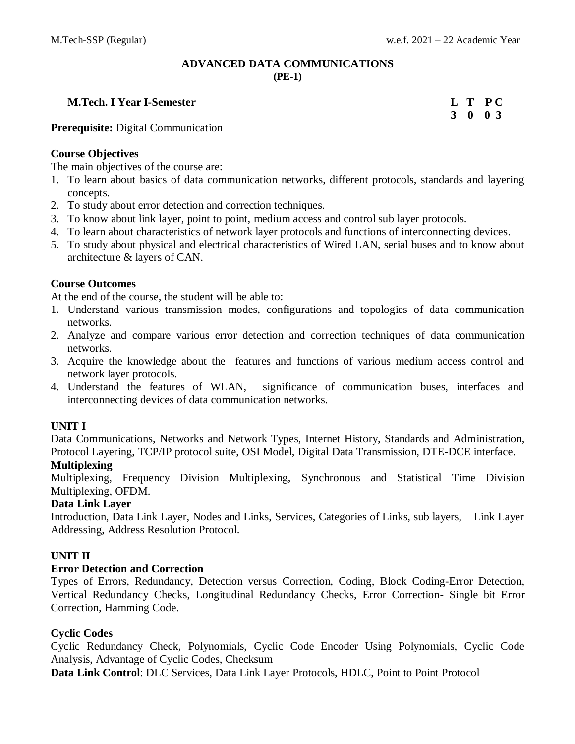M.Tech-SSP (Regular) w.e.f. 2021 – 22 Academic Year

# ADVANCED DATA COMMUNICATIONS
**(PE-1)**

**M.Tech. I Year I-Semester**

| L | T | P | C |
|---|---|---|---|
| 3 | 0 | 0 | 3 |

**Prerequisite:** Digital Communication

**Course Objectives**

The main objectives of the course are:

1. To learn about basics of data communication networks, different protocols, standards and layering concepts.
2. To study about error detection and correction techniques.
3. To know about link layer, point to point, medium access and control sub layer protocols.
4. To learn about characteristics of network layer protocols and functions of interconnecting devices.
5. To study about physical and electrical characteristics of Wired LAN, serial buses and to know about architecture & layers of CAN.

**Course Outcomes**

At the end of the course, the student will be able to:

1. Understand various transmission modes, configurations and topologies of data communication networks.
2. Analyze and compare various error detection and correction techniques of data communication networks.
3. Acquire the knowledge about the features and functions of various medium access control and network layer protocols.
4. Understand the features of WLAN, significance of communication buses, interfaces and interconnecting devices of data communication networks.

**UNIT I**

Data Communications, Networks and Network Types, Internet History, Standards and Administration, Protocol Layering, TCP/IP protocol suite, OSI Model, Digital Data Transmission, DTE-DCE interface.

**Multiplexing**

Multiplexing, Frequency Division Multiplexing, Synchronous and Statistical Time Division Multiplexing, OFDM.

**Data Link Layer**

Introduction, Data Link Layer, Nodes and Links, Services, Categories of Links, sub layers, Link Layer Addressing, Address Resolution Protocol.

**UNIT II**

**Error Detection and Correction**

Types of Errors, Redundancy, Detection versus Correction, Coding, Block Coding-Error Detection, Vertical Redundancy Checks, Longitudinal Redundancy Checks, Error Correction- Single bit Error Correction, Hamming Code.

**Cyclic Codes**

Cyclic Redundancy Check, Polynomials, Cyclic Code Encoder Using Polynomials, Cyclic Code Analysis, Advantage of Cyclic Codes, Checksum

**Data Link Control**: DLC Services, Data Link Layer Protocols, HDLC, Point to Point Protocol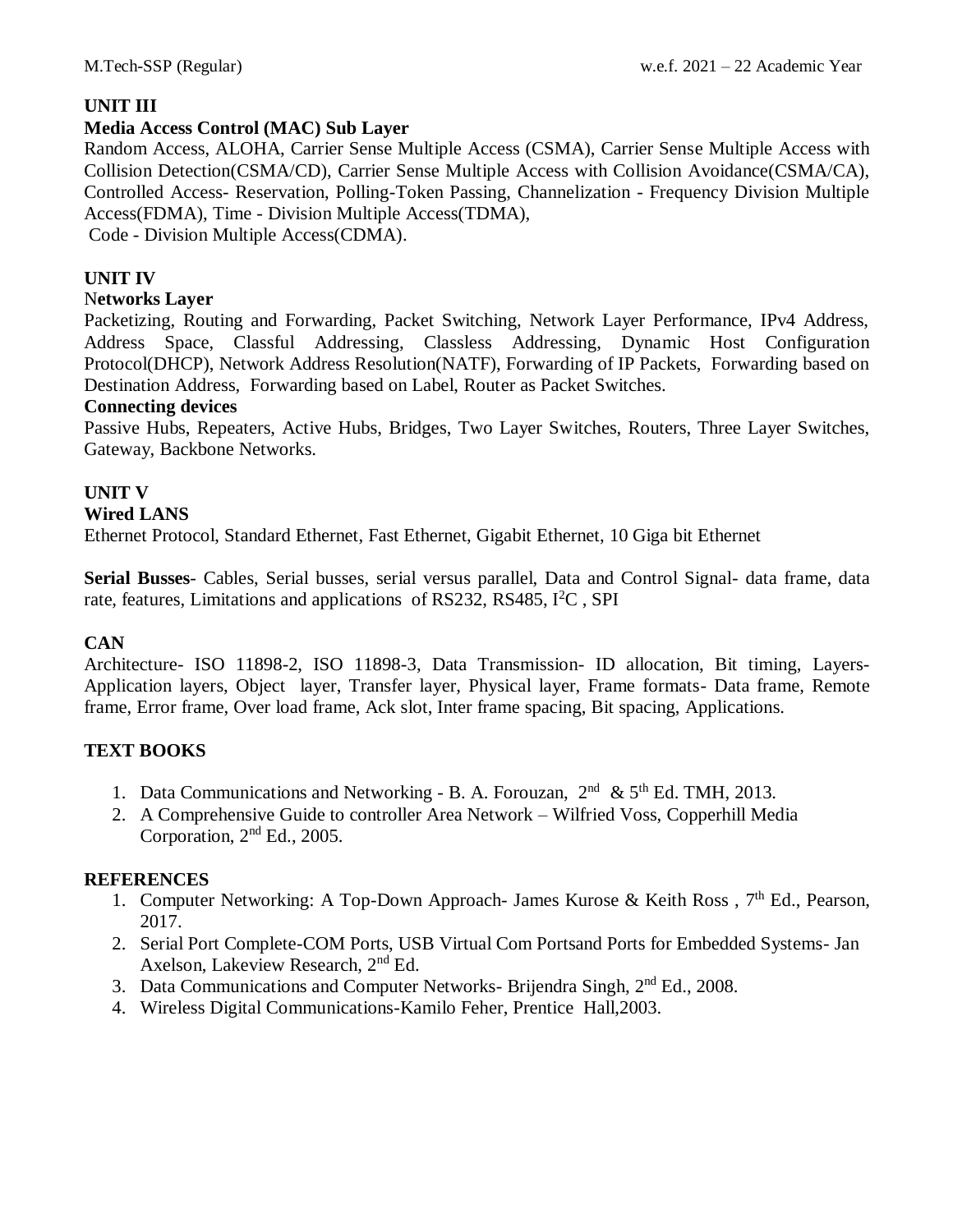## UNIT III

**Media Access Control (MAC) Sub Layer**

Random Access, ALOHA, Carrier Sense Multiple Access (CSMA), Carrier Sense Multiple Access with Collision Detection(CSMA/CD), Carrier Sense Multiple Access with Collision Avoidance(CSMA/CA), Controlled Access- Reservation, Polling-Token Passing, Channelization - Frequency Division Multiple Access(FDMA), Time - Division Multiple Access(TDMA),
Code - Division Multiple Access(CDMA).

## UNIT IV

**Networks Layer**

Packetizing, Routing and Forwarding, Packet Switching, Network Layer Performance, IPv4 Address, Address Space, Classful Addressing, Classless Addressing, Dynamic Host Configuration Protocol(DHCP), Network Address Resolution(NATF), Forwarding of IP Packets, Forwarding based on Destination Address, Forwarding based on Label, Router as Packet Switches.

**Connecting devices**

Passive Hubs, Repeaters, Active Hubs, Bridges, Two Layer Switches, Routers, Three Layer Switches, Gateway, Backbone Networks.

## UNIT V

**Wired LANS**

Ethernet Protocol, Standard Ethernet, Fast Ethernet, Gigabit Ethernet, 10 Giga bit Ethernet

**Serial Busses**- Cables, Serial busses, serial versus parallel, Data and Control Signal- data frame, data rate, features, Limitations and applications of RS232, RS485, $I^2C$ , SPI

**CAN**

Architecture- ISO 11898-2, ISO 11898-3, Data Transmission- ID allocation, Bit timing, Layers-Application layers, Object layer, Transfer layer, Physical layer, Frame formats- Data frame, Remote frame, Error frame, Over load frame, Ack slot, Inter frame spacing, Bit spacing, Applications.

## TEXT BOOKS

1. Data Communications and Networking - B. A. Forouzan, 2nd & 5th Ed. TMH, 2013.
2. A Comprehensive Guide to controller Area Network – Wilfried Voss, Copperhill Media Corporation, 2nd Ed., 2005.

## REFERENCES

1. Computer Networking: A Top-Down Approach- James Kurose & Keith Ross , 7th Ed., Pearson, 2017.
2. Serial Port Complete-COM Ports, USB Virtual Com Portsand Ports for Embedded Systems- Jan Axelson, Lakeview Research, 2nd Ed.
3. Data Communications and Computer Networks- Brijendra Singh, 2nd Ed., 2008.
4. Wireless Digital Communications-Kamilo Feher, Prentice Hall,2003.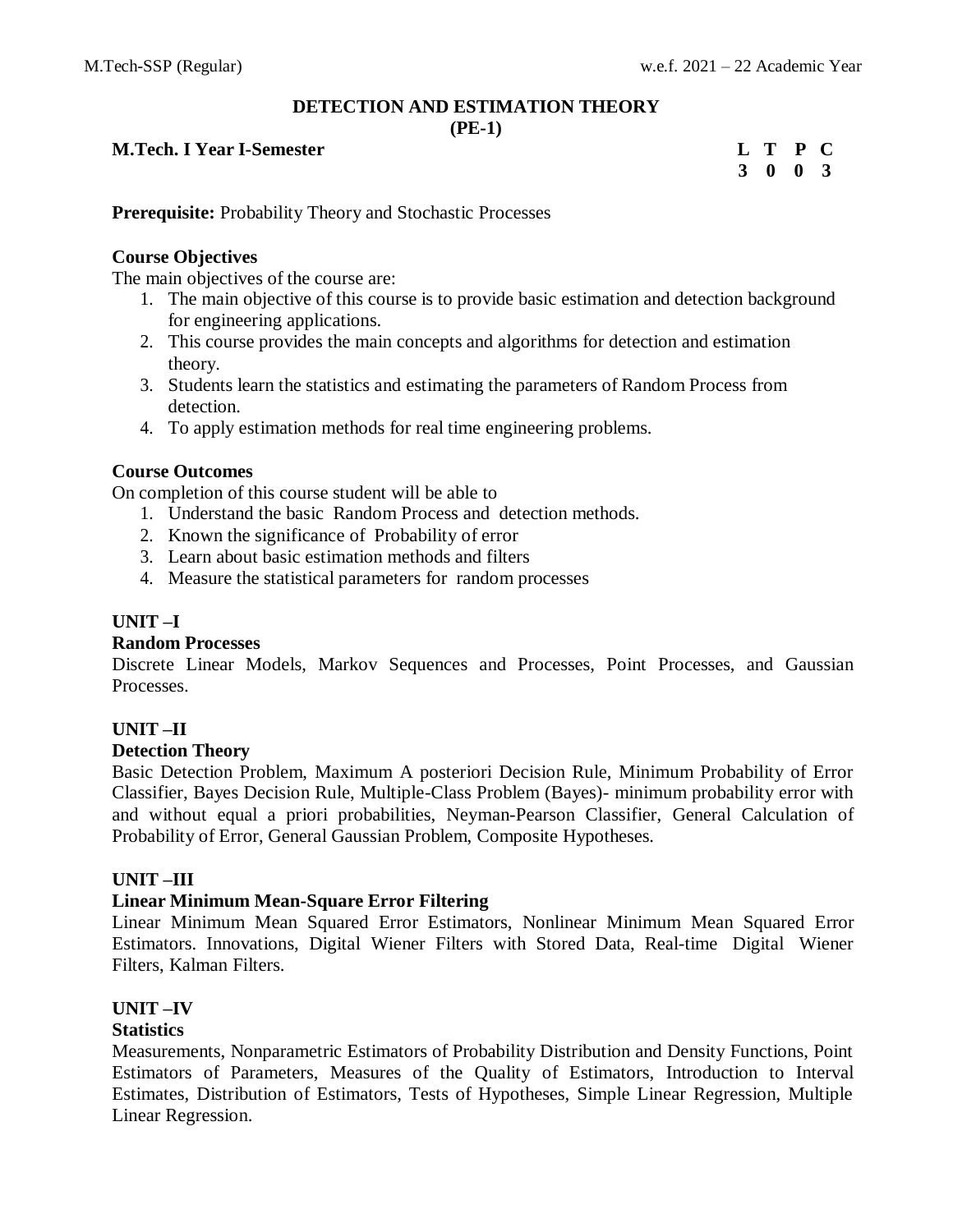# DETECTION AND ESTIMATION THEORY
## (PE-1)

**M.Tech. I Year I-Semester**

| L | T | P | C |
|---|---|---|---|
| 3 | 0 | 0 | 3 |

**Prerequisite:** Probability Theory and Stochastic Processes

### Course Objectives

The main objectives of the course are:

1. The main objective of this course is to provide basic estimation and detection background for engineering applications.
2. This course provides the main concepts and algorithms for detection and estimation theory.
3. Students learn the statistics and estimating the parameters of Random Process from detection.
4. To apply estimation methods for real time engineering problems.

### Course Outcomes

On completion of this course student will be able to

1. Understand the basic Random Process and detection methods.
2. Known the significance of Probability of error
3. Learn about basic estimation methods and filters
4. Measure the statistical parameters for random processes

### UNIT –I

**Random Processes**

Discrete Linear Models, Markov Sequences and Processes, Point Processes, and Gaussian Processes.

### UNIT –II

**Detection Theory**

Basic Detection Problem, Maximum A posteriori Decision Rule, Minimum Probability of Error Classifier, Bayes Decision Rule, Multiple-Class Problem (Bayes)- minimum probability error with and without equal a priori probabilities, Neyman-Pearson Classifier, General Calculation of Probability of Error, General Gaussian Problem, Composite Hypotheses.

### UNIT –III

**Linear Minimum Mean-Square Error Filtering**

Linear Minimum Mean Squared Error Estimators, Nonlinear Minimum Mean Squared Error Estimators. Innovations, Digital Wiener Filters with Stored Data, Real-time Digital Wiener Filters, Kalman Filters.

### UNIT –IV

**Statistics**

Measurements, Nonparametric Estimators of Probability Distribution and Density Functions, Point Estimators of Parameters, Measures of the Quality of Estimators, Introduction to Interval Estimates, Distribution of Estimators, Tests of Hypotheses, Simple Linear Regression, Multiple Linear Regression.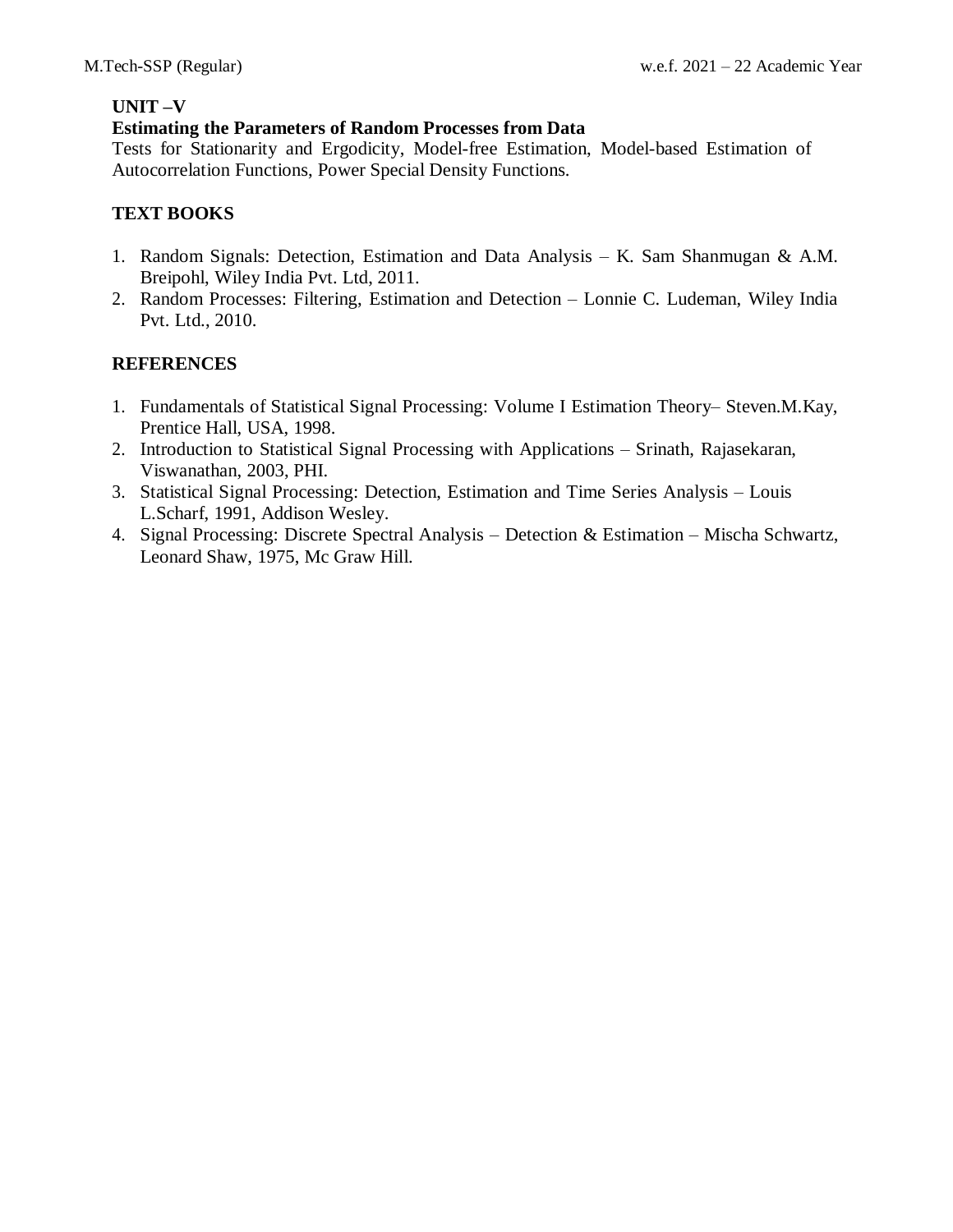### UNIT –V

**Estimating the Parameters of Random Processes from Data**

Tests for Stationarity and Ergodicity, Model-free Estimation, Model-based Estimation of Autocorrelation Functions, Power Special Density Functions.

### TEXT BOOKS

1. Random Signals: Detection, Estimation and Data Analysis – K. Sam Shanmugan & A.M. Breipohl, Wiley India Pvt. Ltd, 2011.
2. Random Processes: Filtering, Estimation and Detection – Lonnie C. Ludeman, Wiley India Pvt. Ltd., 2010.

### REFERENCES

1. Fundamentals of Statistical Signal Processing: Volume I Estimation Theory– Steven.M.Kay, Prentice Hall, USA, 1998.
2. Introduction to Statistical Signal Processing with Applications – Srinath, Rajasekaran, Viswanathan, 2003, PHI.
3. Statistical Signal Processing: Detection, Estimation and Time Series Analysis – Louis L.Scharf, 1991, Addison Wesley.
4. Signal Processing: Discrete Spectral Analysis – Detection & Estimation – Mischa Schwartz, Leonard Shaw, 1975, Mc Graw Hill.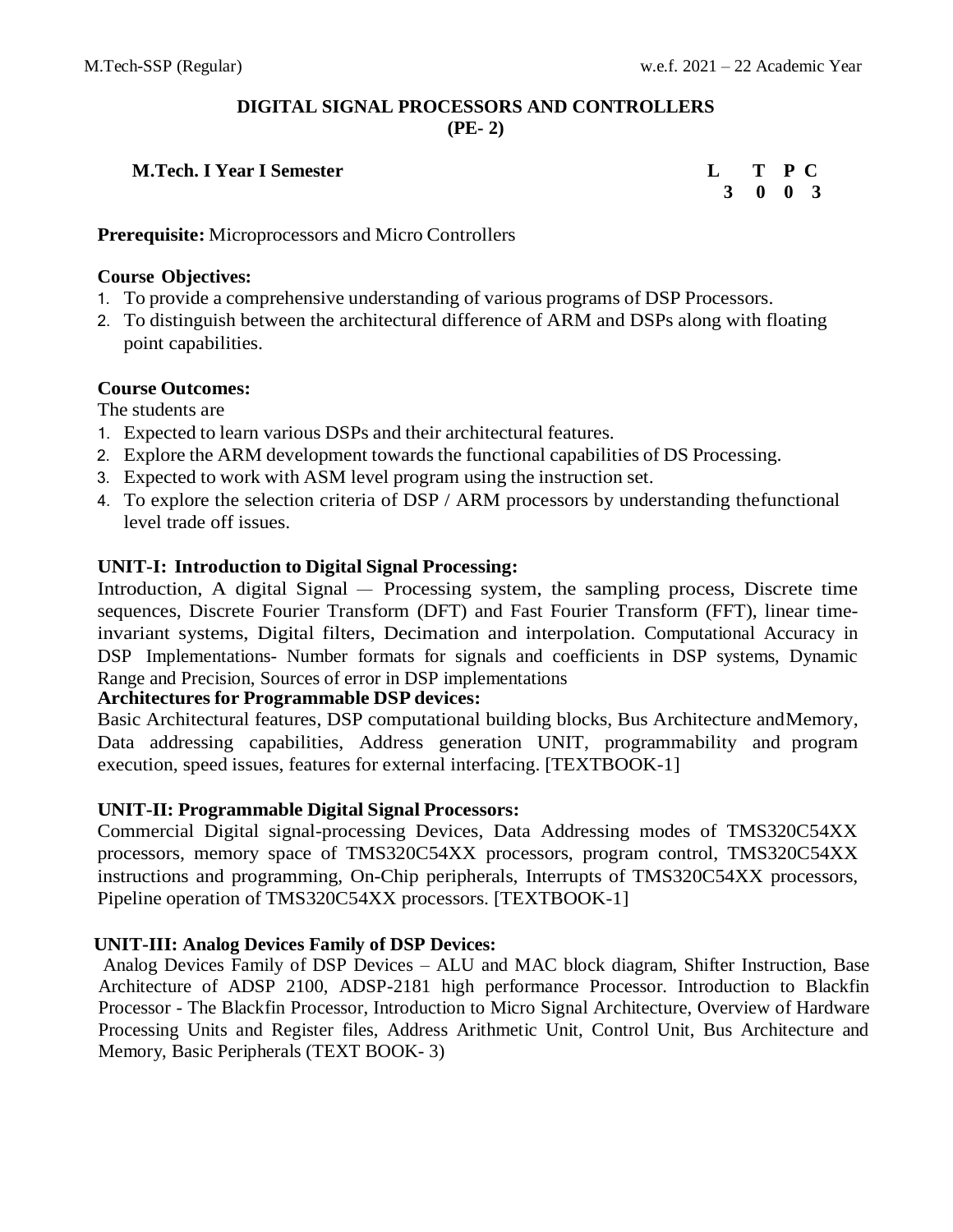## DIGITAL SIGNAL PROCESSORS AND CONTROLLERS
### (PE- 2)

**M.Tech. I Year I Semester**

| L | T | P | C |
|---|---|---|---|
| 3 | 0 | 0 | 3 |

**Prerequisite:** Microprocessors and Micro Controllers

**Course Objectives:**

1. To provide a comprehensive understanding of various programs of DSP Processors.
2. To distinguish between the architectural difference of ARM and DSPs along with floating point capabilities.

**Course Outcomes:**

The students are

1. Expected to learn various DSPs and their architectural features.
2. Explore the ARM development towards the functional capabilities of DS Processing.
3. Expected to work with ASM level program using the instruction set.
4. To explore the selection criteria of DSP / ARM processors by understanding thefunctional level trade off issues.

**UNIT-I: Introduction to Digital Signal Processing:**

Introduction, A digital Signal — Processing system, the sampling process, Discrete time sequences, Discrete Fourier Transform (DFT) and Fast Fourier Transform (FFT), linear time-invariant systems, Digital filters, Decimation and interpolation. Computational Accuracy in DSP Implementations- Number formats for signals and coefficients in DSP systems, Dynamic Range and Precision, Sources of error in DSP implementations

**Architectures for Programmable DSP devices:**

Basic Architectural features, DSP computational building blocks, Bus Architecture andMemory, Data addressing capabilities, Address generation UNIT, programmability and program execution, speed issues, features for external interfacing. [TEXTBOOK-1]

**UNIT-II: Programmable Digital Signal Processors:**

Commercial Digital signal-processing Devices, Data Addressing modes of TMS320C54XX processors, memory space of TMS320C54XX processors, program control, TMS320C54XX instructions and programming, On-Chip peripherals, Interrupts of TMS320C54XX processors, Pipeline operation of TMS320C54XX processors. [TEXTBOOK-1]

**UNIT-III: Analog Devices Family of DSP Devices:**

Analog Devices Family of DSP Devices – ALU and MAC block diagram, Shifter Instruction, Base Architecture of ADSP 2100, ADSP-2181 high performance Processor. Introduction to Blackfin Processor - The Blackfin Processor, Introduction to Micro Signal Architecture, Overview of Hardware Processing Units and Register files, Address Arithmetic Unit, Control Unit, Bus Architecture and Memory, Basic Peripherals (TEXT BOOK- 3)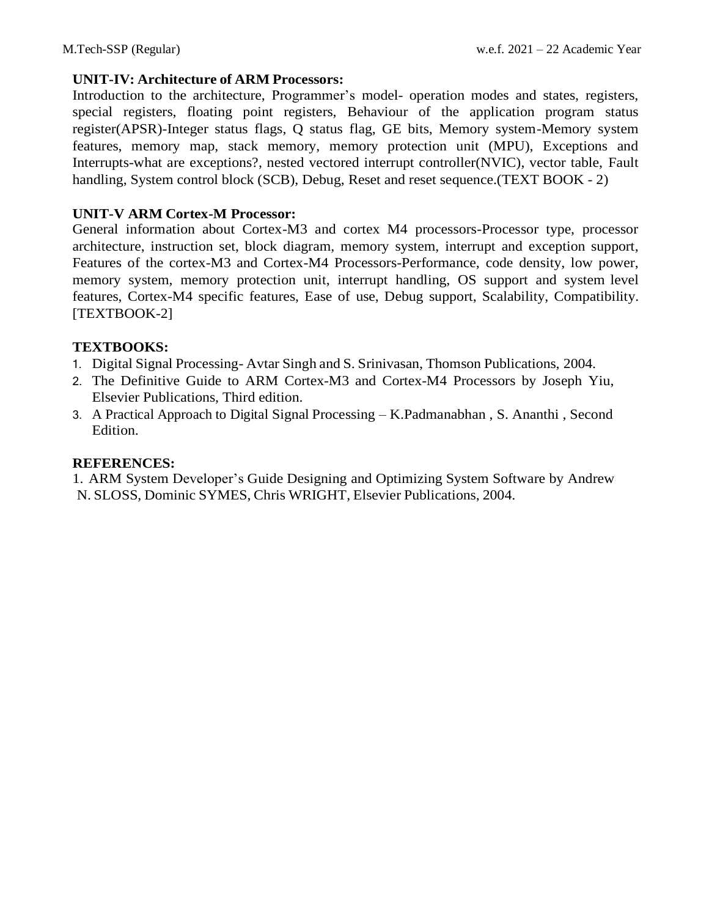**UNIT-IV: Architecture of ARM Processors:**

Introduction to the architecture, Programmer's model- operation modes and states, registers, special registers, floating point registers, Behaviour of the application program status register(APSR)-Integer status flags, Q status flag, GE bits, Memory system-Memory system features, memory map, stack memory, memory protection unit (MPU), Exceptions and Interrupts-what are exceptions?, nested vectored interrupt controller(NVIC), vector table, Fault handling, System control block (SCB), Debug, Reset and reset sequence.(TEXT BOOK - 2)

**UNIT-V ARM Cortex-M Processor:**

General information about Cortex-M3 and cortex M4 processors-Processor type, processor architecture, instruction set, block diagram, memory system, interrupt and exception support, Features of the cortex-M3 and Cortex-M4 Processors-Performance, code density, low power, memory system, memory protection unit, interrupt handling, OS support and system level features, Cortex-M4 specific features, Ease of use, Debug support, Scalability, Compatibility. [TEXTBOOK-2]

**TEXTBOOKS:**

1. Digital Signal Processing- Avtar Singh and S. Srinivasan, Thomson Publications, 2004.
2. The Definitive Guide to ARM Cortex-M3 and Cortex-M4 Processors by Joseph Yiu, Elsevier Publications, Third edition.
3. A Practical Approach to Digital Signal Processing – K.Padmanabhan , S. Ananthi , Second Edition.

**REFERENCES:**

1. ARM System Developer's Guide Designing and Optimizing System Software by Andrew N. SLOSS, Dominic SYMES, Chris WRIGHT, Elsevier Publications, 2004.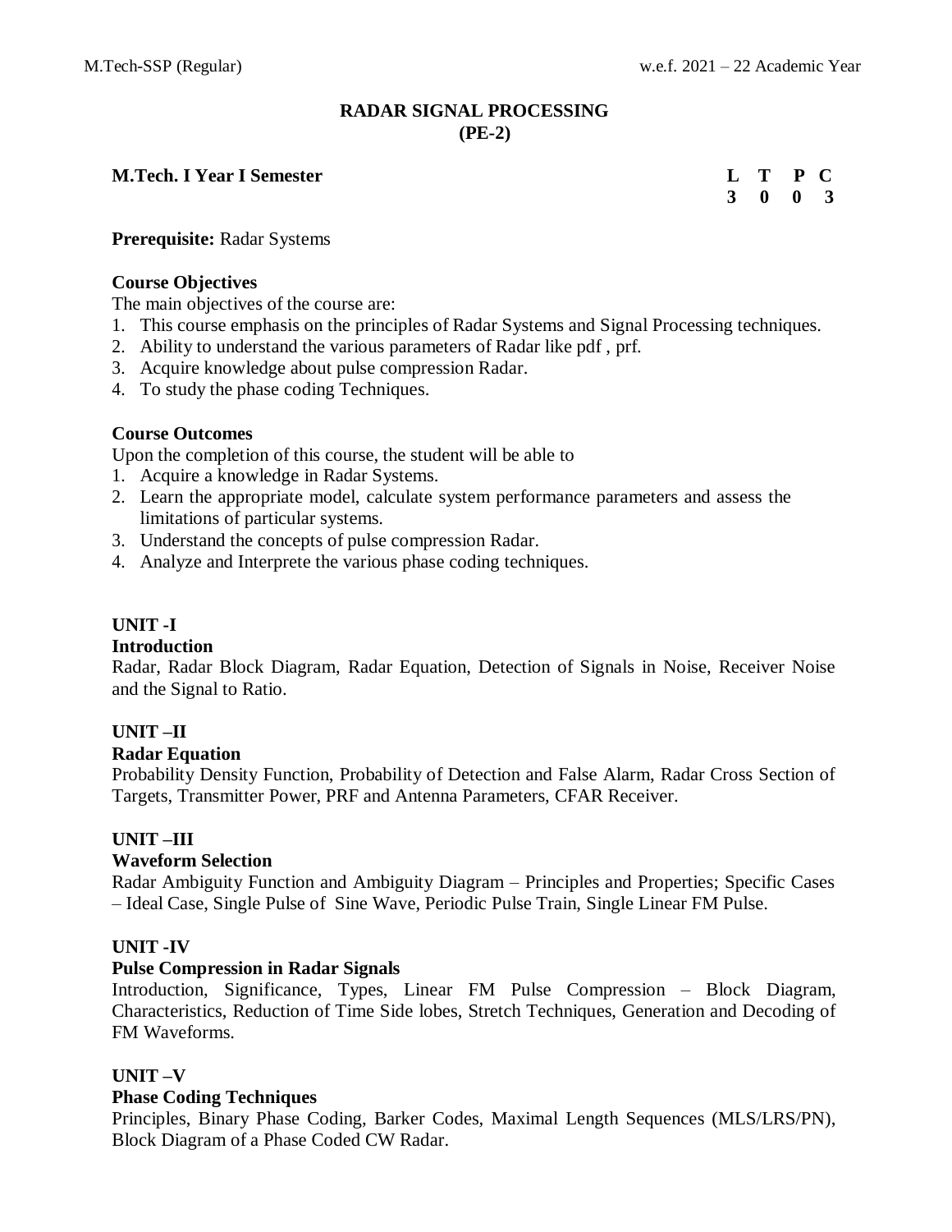# RADAR SIGNAL PROCESSING
## (PE-2)

**M.Tech. I Year I Semester**

| L | T | P | C |
|---|---|---|---|
| 3 | 0 | 0 | 3 |

**Prerequisite:** Radar Systems

**Course Objectives**

The main objectives of the course are:

1. This course emphasis on the principles of Radar Systems and Signal Processing techniques.
2. Ability to understand the various parameters of Radar like pdf , prf.
3. Acquire knowledge about pulse compression Radar.
4. To study the phase coding Techniques.

**Course Outcomes**

Upon the completion of this course, the student will be able to

1. Acquire a knowledge in Radar Systems.
2. Learn the appropriate model, calculate system performance parameters and assess the limitations of particular systems.
3. Understand the concepts of pulse compression Radar.
4. Analyze and Interprete the various phase coding techniques.

**UNIT -I**

**Introduction**

Radar, Radar Block Diagram, Radar Equation, Detection of Signals in Noise, Receiver Noise and the Signal to Ratio.

**UNIT –II**

**Radar Equation**

Probability Density Function, Probability of Detection and False Alarm, Radar Cross Section of Targets, Transmitter Power, PRF and Antenna Parameters, CFAR Receiver.

**UNIT –III**

**Waveform Selection**

Radar Ambiguity Function and Ambiguity Diagram – Principles and Properties; Specific Cases – Ideal Case, Single Pulse of Sine Wave, Periodic Pulse Train, Single Linear FM Pulse.

**UNIT -IV**

**Pulse Compression in Radar Signals**

Introduction, Significance, Types, Linear FM Pulse Compression – Block Diagram, Characteristics, Reduction of Time Side lobes, Stretch Techniques, Generation and Decoding of FM Waveforms.

**UNIT –V**

**Phase Coding Techniques**

Principles, Binary Phase Coding, Barker Codes, Maximal Length Sequences (MLS/LRS/PN), Block Diagram of a Phase Coded CW Radar.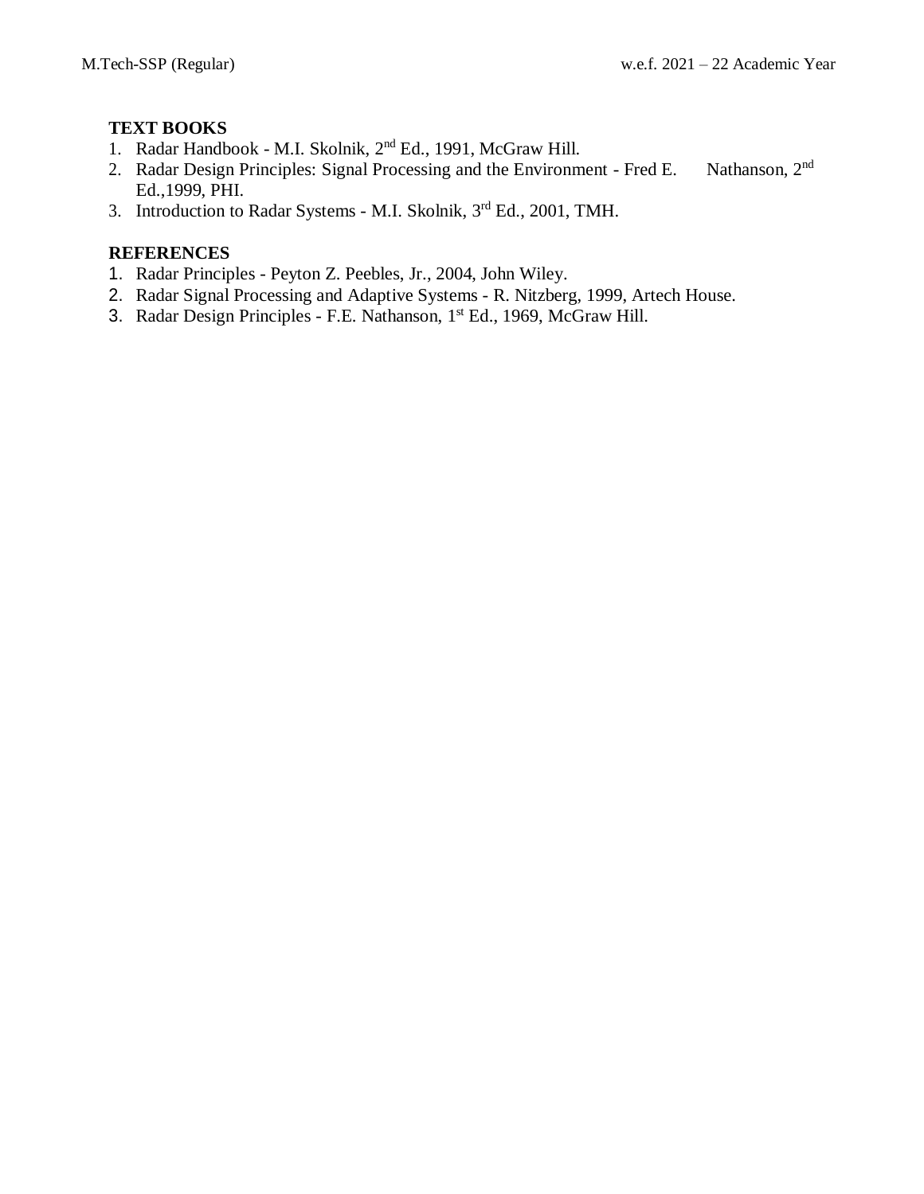**TEXT BOOKS**

1. Radar Handbook - M.I. Skolnik, 2nd Ed., 1991, McGraw Hill.
2. Radar Design Principles: Signal Processing and the Environment - Fred E. Nathanson, 2nd Ed.,1999, PHI.
3. Introduction to Radar Systems - M.I. Skolnik, 3rd Ed., 2001, TMH.

**REFERENCES**

1. Radar Principles - Peyton Z. Peebles, Jr., 2004, John Wiley.
2. Radar Signal Processing and Adaptive Systems - R. Nitzberg, 1999, Artech House.
3. Radar Design Principles - F.E. Nathanson, 1st Ed., 1969, McGraw Hill.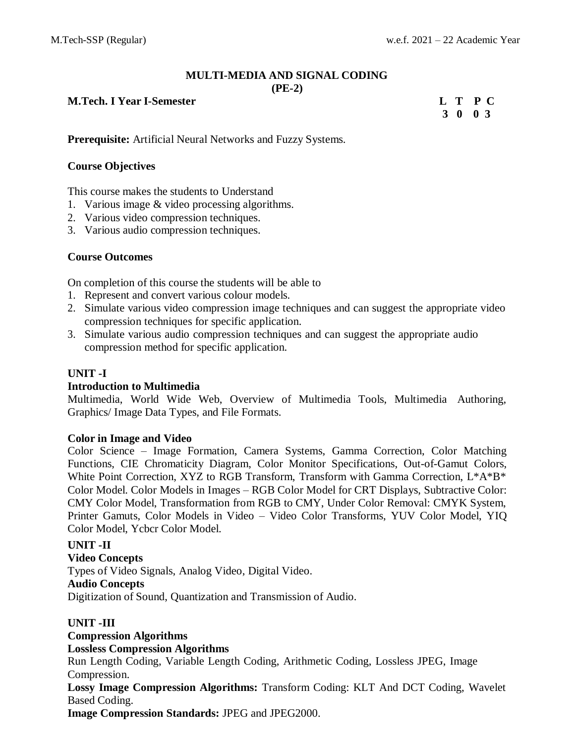# MULTI-MEDIA AND SIGNAL CODING
## (PE-2)

**M.Tech. I Year I-Semester**

| L | T | P | C |
|---|---|---|---|
| 3 | 0 | 0 | 3 |

**Prerequisite:** Artificial Neural Networks and Fuzzy Systems.

**Course Objectives**

This course makes the students to Understand

1. Various image & video processing algorithms.
2. Various video compression techniques.
3. Various audio compression techniques.

**Course Outcomes**

On completion of this course the students will be able to

1. Represent and convert various colour models.
2. Simulate various video compression image techniques and can suggest the appropriate video compression techniques for specific application.
3. Simulate various audio compression techniques and can suggest the appropriate audio compression method for specific application.

**UNIT -I**

**Introduction to Multimedia**

Multimedia, World Wide Web, Overview of Multimedia Tools, Multimedia Authoring, Graphics/ Image Data Types, and File Formats.

**Color in Image and Video**

Color Science – Image Formation, Camera Systems, Gamma Correction, Color Matching Functions, CIE Chromaticity Diagram, Color Monitor Specifications, Out-of-Gamut Colors, White Point Correction, XYZ to RGB Transform, Transform with Gamma Correction, L*A*B* Color Model. Color Models in Images – RGB Color Model for CRT Displays, Subtractive Color: CMY Color Model, Transformation from RGB to CMY, Under Color Removal: CMYK System, Printer Gamuts, Color Models in Video – Video Color Transforms, YUV Color Model, YIQ Color Model, Ycbcr Color Model.

**UNIT -II**

**Video Concepts**

Types of Video Signals, Analog Video, Digital Video.

**Audio Concepts**

Digitization of Sound, Quantization and Transmission of Audio.

**UNIT -III**

**Compression Algorithms**

**Lossless Compression Algorithms**

Run Length Coding, Variable Length Coding, Arithmetic Coding, Lossless JPEG, Image Compression.

**Lossy Image Compression Algorithms:** Transform Coding: KLT And DCT Coding, Wavelet Based Coding.

**Image Compression Standards:** JPEG and JPEG2000.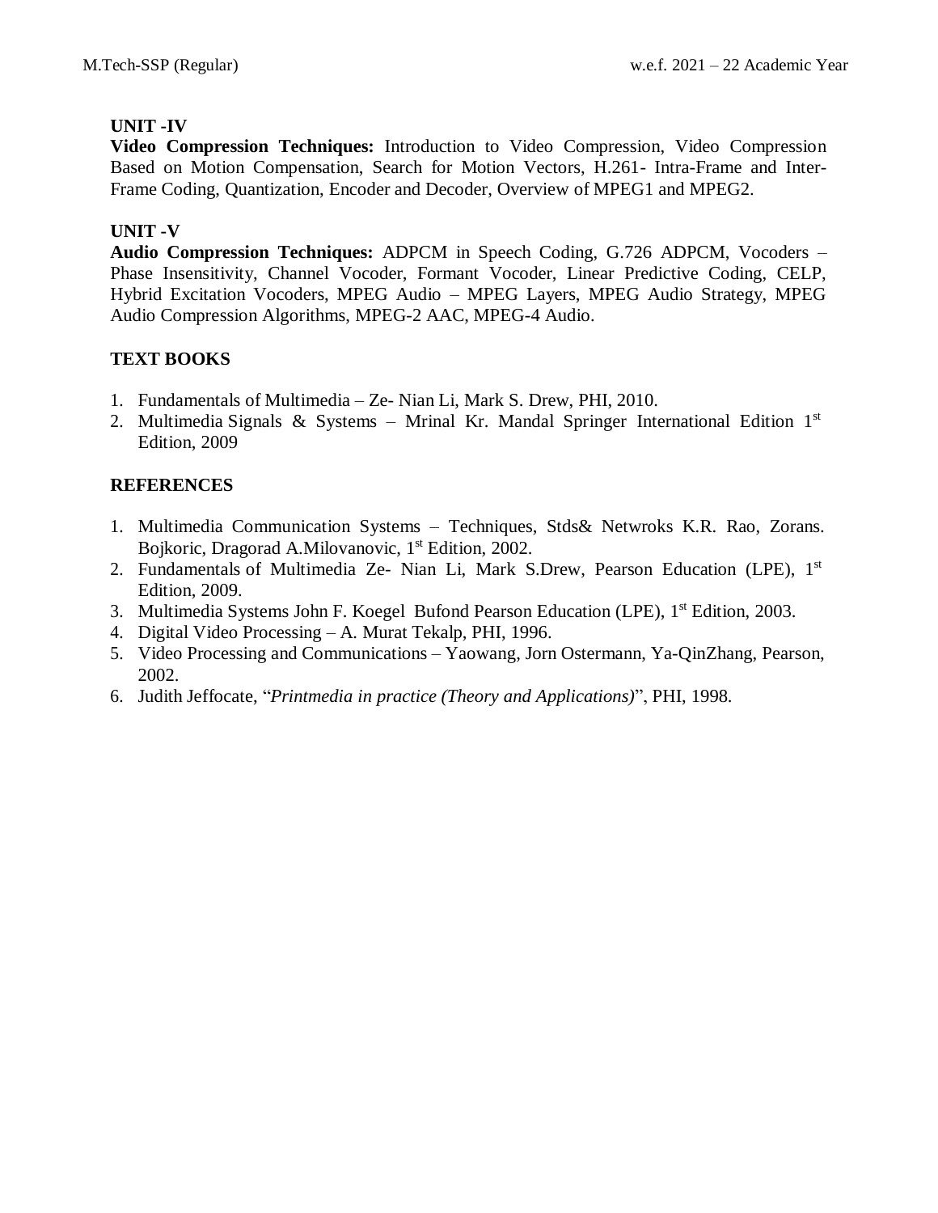**UNIT -IV**

**Video Compression Techniques:** Introduction to Video Compression, Video Compression Based on Motion Compensation, Search for Motion Vectors, H.261- Intra-Frame and Inter-Frame Coding, Quantization, Encoder and Decoder, Overview of MPEG1 and MPEG2.

**UNIT -V**

**Audio Compression Techniques:** ADPCM in Speech Coding, G.726 ADPCM, Vocoders – Phase Insensitivity, Channel Vocoder, Formant Vocoder, Linear Predictive Coding, CELP, Hybrid Excitation Vocoders, MPEG Audio – MPEG Layers, MPEG Audio Strategy, MPEG Audio Compression Algorithms, MPEG-2 AAC, MPEG-4 Audio.

**TEXT BOOKS**

1. Fundamentals of Multimedia – Ze- Nian Li, Mark S. Drew, PHI, 2010.
2. Multimedia Signals & Systems – Mrinal Kr. Mandal Springer International Edition 1st Edition, 2009

**REFERENCES**

1. Multimedia Communication Systems – Techniques, Stds& Netwroks K.R. Rao, Zorans. Bojkoric, Dragorad A.Milovanovic, 1st Edition, 2002.
2. Fundamentals of Multimedia Ze- Nian Li, Mark S.Drew, Pearson Education (LPE), 1st Edition, 2009.
3. Multimedia Systems John F. Koegel Bufond Pearson Education (LPE), 1st Edition, 2003.
4. Digital Video Processing – A. Murat Tekalp, PHI, 1996.
5. Video Processing and Communications – Yaowang, Jorn Ostermann, Ya-QinZhang, Pearson, 2002.
6. Judith Jeffocate, "*Printmedia in practice (Theory and Applications)*", PHI, 1998.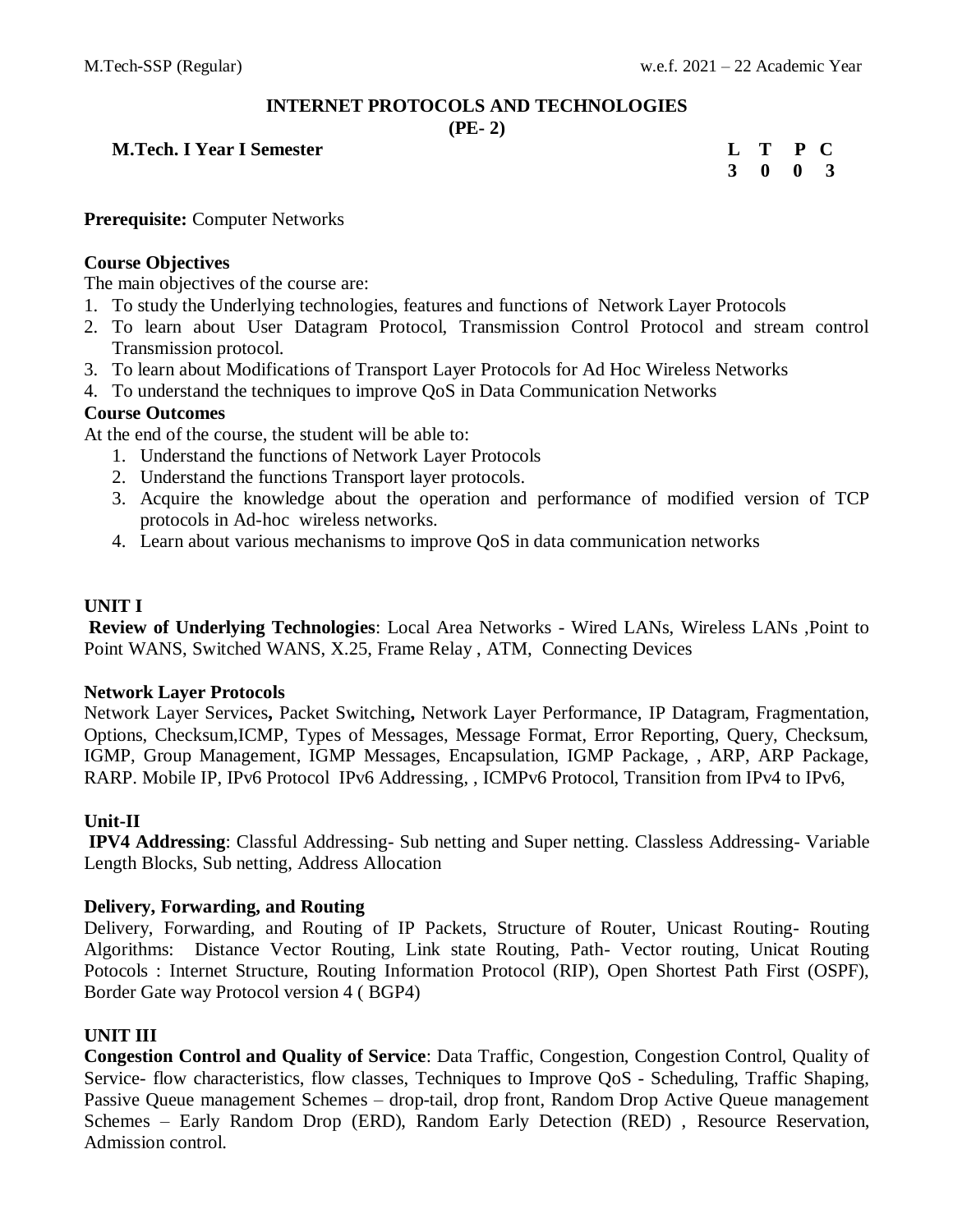# INTERNET PROTOCOLS AND TECHNOLOGIES

**(PE- 2)**

**M.Tech. I Year I Semester**

| L | T | P | C |
|---|---|---|---|
| 3 | 0 | 0 | 3 |

**Prerequisite:** Computer Networks

**Course Objectives**

The main objectives of the course are:

1. To study the Underlying technologies, features and functions of Network Layer Protocols
2. To learn about User Datagram Protocol, Transmission Control Protocol and stream control Transmission protocol.
3. To learn about Modifications of Transport Layer Protocols for Ad Hoc Wireless Networks
4. To understand the techniques to improve QoS in Data Communication Networks

**Course Outcomes**

At the end of the course, the student will be able to:

1. Understand the functions of Network Layer Protocols
2. Understand the functions Transport layer protocols.
3. Acquire the knowledge about the operation and performance of modified version of TCP protocols in Ad-hoc wireless networks.
4. Learn about various mechanisms to improve QoS in data communication networks

## UNIT I

**Review of Underlying Technologies**: Local Area Networks - Wired LANs, Wireless LANs ,Point to Point WANS, Switched WANS, X.25, Frame Relay , ATM, Connecting Devices

**Network Layer Protocols**

Network Layer Services**,** Packet Switching**,** Network Layer Performance, IP Datagram, Fragmentation, Options, Checksum,ICMP, Types of Messages, Message Format, Error Reporting, Query, Checksum, IGMP, Group Management, IGMP Messages, Encapsulation, IGMP Package, , ARP, ARP Package, RARP. Mobile IP, IPv6 Protocol IPv6 Addressing, , ICMPv6 Protocol, Transition from IPv4 to IPv6,

## Unit-II

**IPV4 Addressing**: Classful Addressing- Sub netting and Super netting. Classless Addressing- Variable Length Blocks, Sub netting, Address Allocation

**Delivery, Forwarding, and Routing**

Delivery, Forwarding, and Routing of IP Packets, Structure of Router, Unicast Routing- Routing Algorithms: Distance Vector Routing, Link state Routing, Path- Vector routing, Unicat Routing Potocols : Internet Structure, Routing Information Protocol (RIP), Open Shortest Path First (OSPF), Border Gate way Protocol version 4 ( BGP4)

## UNIT III

**Congestion Control and Quality of Service**: Data Traffic, Congestion, Congestion Control, Quality of Service- flow characteristics, flow classes, Techniques to Improve QoS - Scheduling, Traffic Shaping, Passive Queue management Schemes – drop-tail, drop front, Random Drop Active Queue management Schemes – Early Random Drop (ERD), Random Early Detection (RED) , Resource Reservation, Admission control.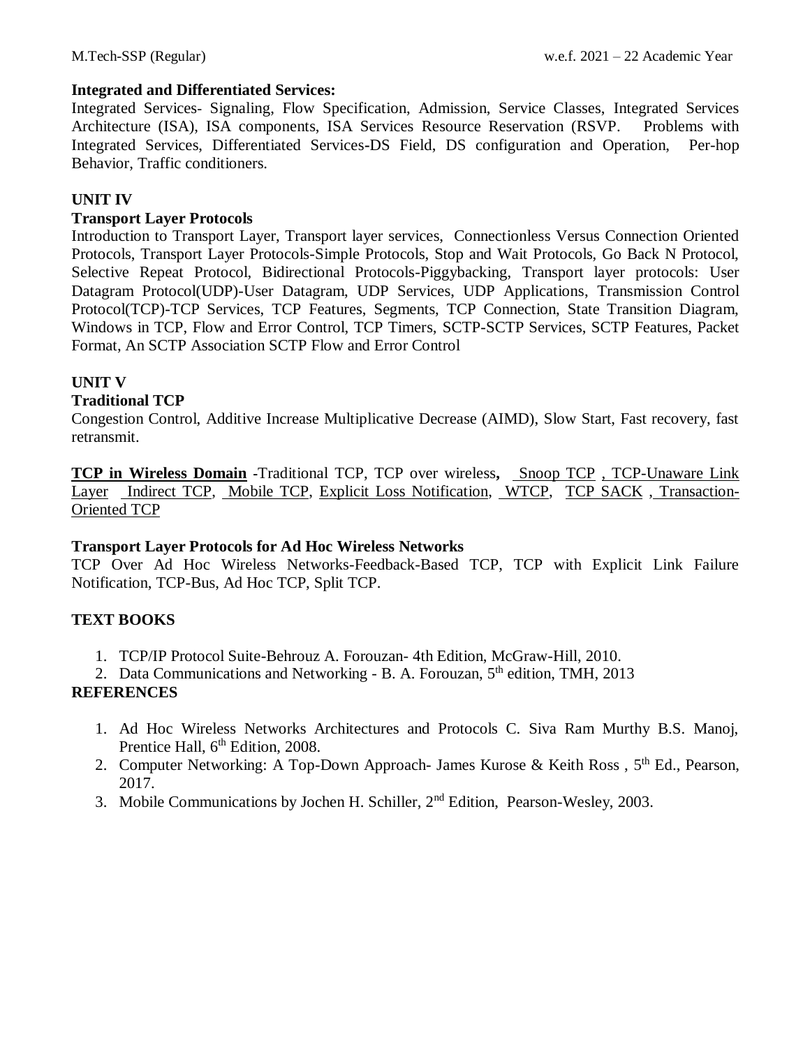**Integrated and Differentiated Services:**
Integrated Services- Signaling, Flow Specification, Admission, Service Classes, Integrated Services Architecture (ISA), ISA components, ISA Services Resource Reservation (RSVP. Problems with Integrated Services, Differentiated Services-DS Field, DS configuration and Operation, Per-hop Behavior, Traffic conditioners.

## UNIT IV

**Transport Layer Protocols**
Introduction to Transport Layer, Transport layer services, Connectionless Versus Connection Oriented Protocols, Transport Layer Protocols-Simple Protocols, Stop and Wait Protocols, Go Back N Protocol, Selective Repeat Protocol, Bidirectional Protocols-Piggybacking, Transport layer protocols: User Datagram Protocol(UDP)-User Datagram, UDP Services, UDP Applications, Transmission Control Protocol(TCP)-TCP Services, TCP Features, Segments, TCP Connection, State Transition Diagram, Windows in TCP, Flow and Error Control, TCP Timers, SCTP-SCTP Services, SCTP Features, Packet Format, An SCTP Association SCTP Flow and Error Control

## UNIT V

**Traditional TCP**
Congestion Control, Additive Increase Multiplicative Decrease (AIMD), Slow Start, Fast recovery, fast retransmit.

**TCP in Wireless Domain** -Traditional TCP, TCP over wireless, Snoop TCP , TCP-Unaware Link Layer Indirect TCP, Mobile TCP, Explicit Loss Notification, WTCP, TCP SACK , Transaction-Oriented TCP

**Transport Layer Protocols for Ad Hoc Wireless Networks**
TCP Over Ad Hoc Wireless Networks-Feedback-Based TCP, TCP with Explicit Link Failure Notification, TCP-Bus, Ad Hoc TCP, Split TCP.

## TEXT BOOKS

1. TCP/IP Protocol Suite-Behrouz A. Forouzan- 4th Edition, McGraw-Hill, 2010.
2. Data Communications and Networking - B. A. Forouzan, 5th edition, TMH, 2013

## REFERENCES

1. Ad Hoc Wireless Networks Architectures and Protocols C. Siva Ram Murthy B.S. Manoj, Prentice Hall, 6th Edition, 2008.
2. Computer Networking: A Top-Down Approach- James Kurose & Keith Ross , 5th Ed., Pearson, 2017.
3. Mobile Communications by Jochen H. Schiller, 2nd Edition, Pearson-Wesley, 2003.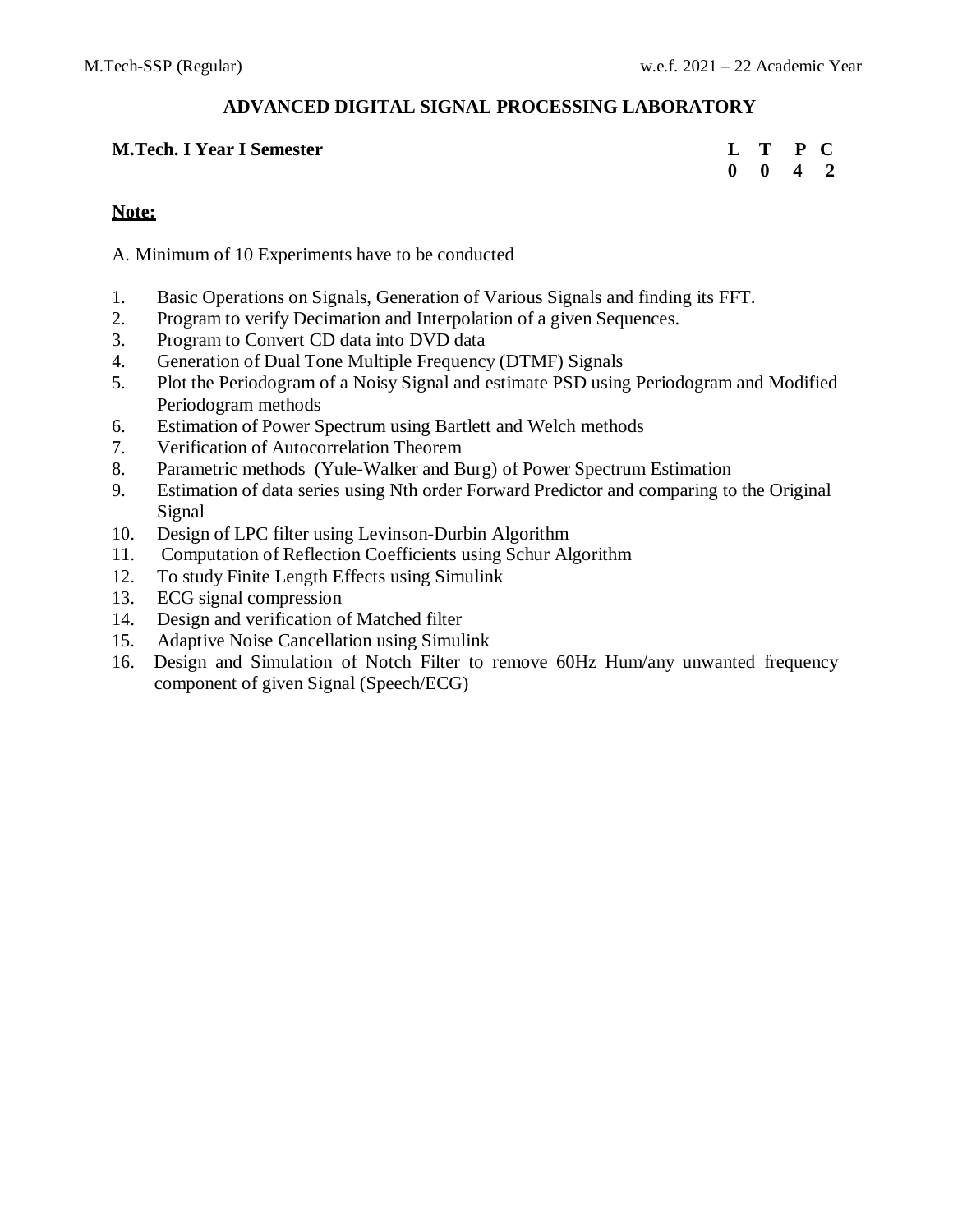## ADVANCED DIGITAL SIGNAL PROCESSING LABORATORY

**M.Tech. I Year I Semester**

| L | T | P | C |
|---|---|---|---|
| 0 | 0 | 4 | 2 |

**Note:**

A. Minimum of 10 Experiments have to be conducted

1. Basic Operations on Signals, Generation of Various Signals and finding its FFT.
2. Program to verify Decimation and Interpolation of a given Sequences.
3. Program to Convert CD data into DVD data
4. Generation of Dual Tone Multiple Frequency (DTMF) Signals
5. Plot the Periodogram of a Noisy Signal and estimate PSD using Periodogram and Modified Periodogram methods
6. Estimation of Power Spectrum using Bartlett and Welch methods
7. Verification of Autocorrelation Theorem
8. Parametric methods (Yule-Walker and Burg) of Power Spectrum Estimation
9. Estimation of data series using Nth order Forward Predictor and comparing to the Original Signal
10. Design of LPC filter using Levinson-Durbin Algorithm
11. Computation of Reflection Coefficients using Schur Algorithm
12. To study Finite Length Effects using Simulink
13. ECG signal compression
14. Design and verification of Matched filter
15. Adaptive Noise Cancellation using Simulink
16. Design and Simulation of Notch Filter to remove 60Hz Hum/any unwanted frequency component of given Signal (Speech/ECG)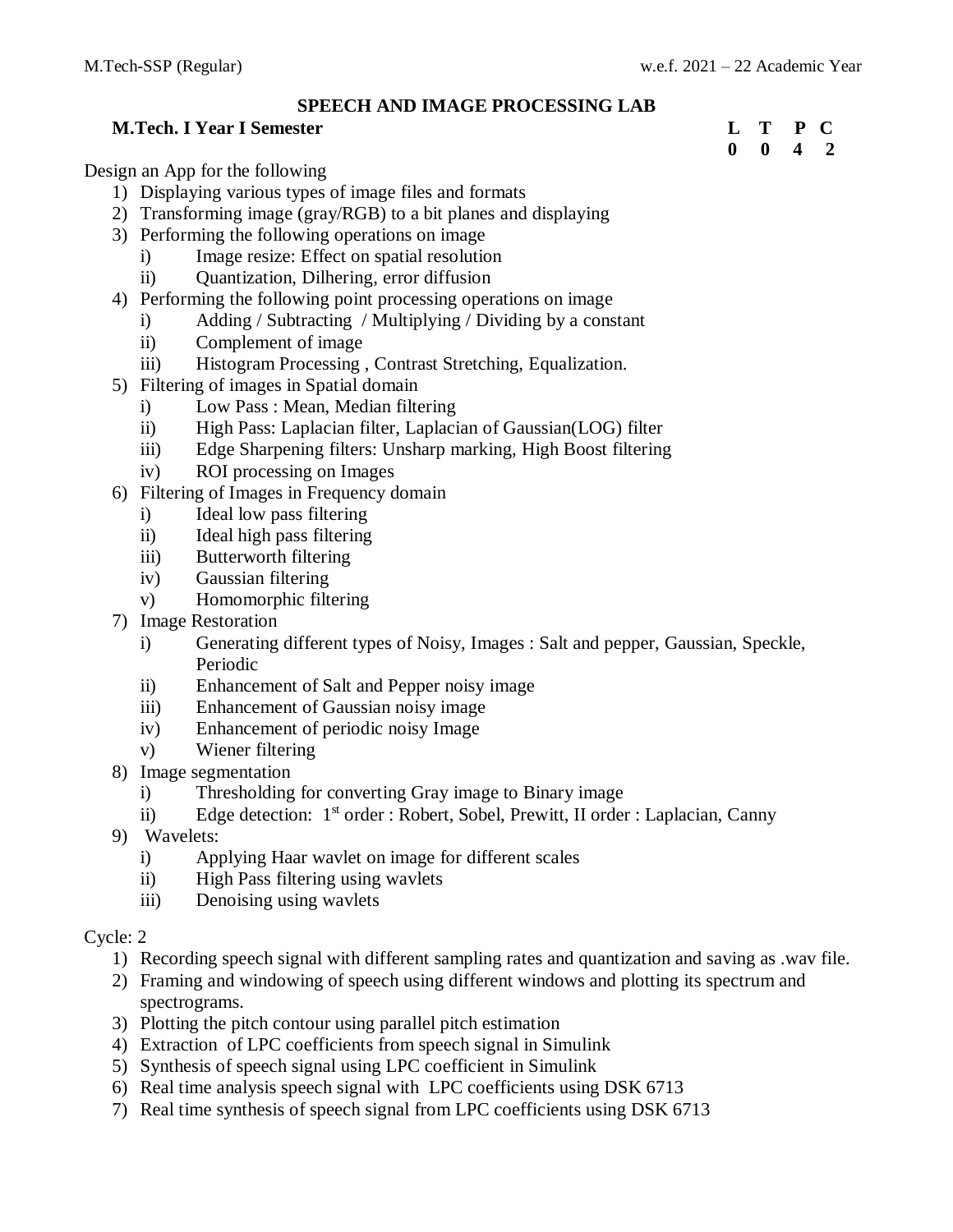## SPEECH AND IMAGE PROCESSING LAB

**M.Tech. I Year I Semester**

| L | T | P | C |
|---|---|---|---|
| 0 | 0 | 4 | 2 |

Design an App for the following

1) Displaying various types of image files and formats
2) Transforming image (gray/RGB) to a bit planes and displaying
3) Performing the following operations on image
   - i) Image resize: Effect on spatial resolution
   - ii) Quantization, Dilhering, error diffusion
4) Performing the following point processing operations on image
   - i) Adding / Subtracting / Multiplying / Dividing by a constant
   - ii) Complement of image
   - iii) Histogram Processing , Contrast Stretching, Equalization.
5) Filtering of images in Spatial domain
   - i) Low Pass : Mean, Median filtering
   - ii) High Pass: Laplacian filter, Laplacian of Gaussian(LOG) filter
   - iii) Edge Sharpening filters: Unsharp marking, High Boost filtering
   - iv) ROI processing on Images
6) Filtering of Images in Frequency domain
   - i) Ideal low pass filtering
   - ii) Ideal high pass filtering
   - iii) Butterworth filtering
   - iv) Gaussian filtering
   - v) Homomorphic filtering
7) Image Restoration
   - i) Generating different types of Noisy, Images : Salt and pepper, Gaussian, Speckle, Periodic
   - ii) Enhancement of Salt and Pepper noisy image
   - iii) Enhancement of Gaussian noisy image
   - iv) Enhancement of periodic noisy Image
   - v) Wiener filtering
8) Image segmentation
   - i) Thresholding for converting Gray image to Binary image
   - ii) Edge detection: 1st order : Robert, Sobel, Prewitt, II order : Laplacian, Canny
9) Wavelets:
   - i) Applying Haar wavlet on image for different scales
   - ii) High Pass filtering using wavlets
   - iii) Denoising using wavlets

Cycle: 2

1) Recording speech signal with different sampling rates and quantization and saving as .wav file.
2) Framing and windowing of speech using different windows and plotting its spectrum and spectrograms.
3) Plotting the pitch contour using parallel pitch estimation
4) Extraction of LPC coefficients from speech signal in Simulink
5) Synthesis of speech signal using LPC coefficient in Simulink
6) Real time analysis speech signal with LPC coefficients using DSK 6713
7) Real time synthesis of speech signal from LPC coefficients using DSK 6713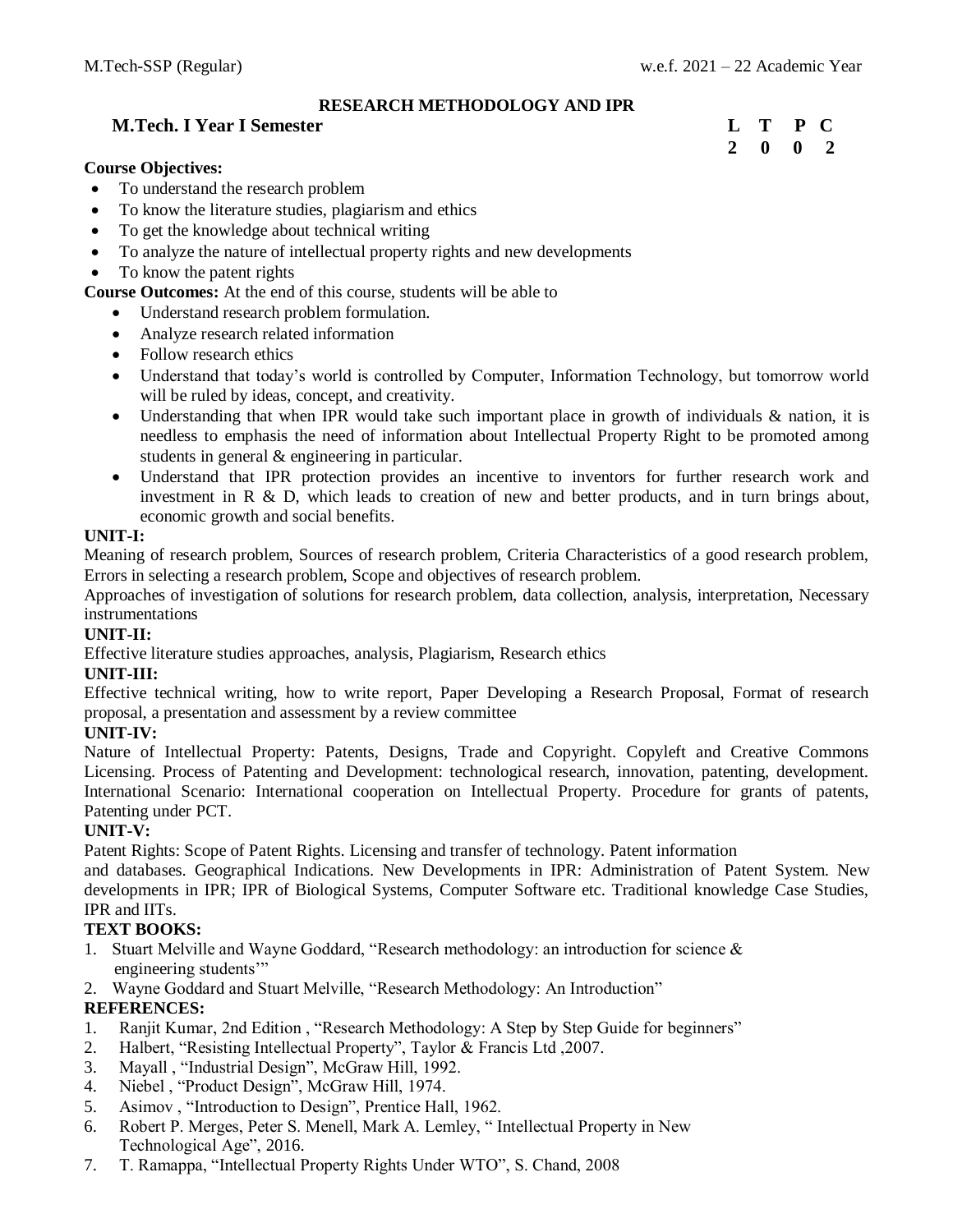# RESEARCH METHODOLOGY AND IPR

**M.Tech. I Year I Semester**

| L | T | P | C |
|---|---|---|---|
| 2 | 0 | 0 | 2 |

**Course Objectives:**

- To understand the research problem
- To know the literature studies, plagiarism and ethics
- To get the knowledge about technical writing
- To analyze the nature of intellectual property rights and new developments
- To know the patent rights

**Course Outcomes:** At the end of this course, students will be able to

- Understand research problem formulation.
- Analyze research related information
- Follow research ethics
- Understand that today's world is controlled by Computer, Information Technology, but tomorrow world will be ruled by ideas, concept, and creativity.
- Understanding that when IPR would take such important place in growth of individuals & nation, it is needless to emphasis the need of information about Intellectual Property Right to be promoted among students in general & engineering in particular.
- Understand that IPR protection provides an incentive to inventors for further research work and investment in R & D, which leads to creation of new and better products, and in turn brings about, economic growth and social benefits.

**UNIT-I:**

Meaning of research problem, Sources of research problem, Criteria Characteristics of a good research problem, Errors in selecting a research problem, Scope and objectives of research problem.

Approaches of investigation of solutions for research problem, data collection, analysis, interpretation, Necessary instrumentations

**UNIT-II:**

Effective literature studies approaches, analysis, Plagiarism, Research ethics

**UNIT-III:**

Effective technical writing, how to write report, Paper Developing a Research Proposal, Format of research proposal, a presentation and assessment by a review committee

**UNIT-IV:**

Nature of Intellectual Property: Patents, Designs, Trade and Copyright. Copyleft and Creative Commons Licensing. Process of Patenting and Development: technological research, innovation, patenting, development. International Scenario: International cooperation on Intellectual Property. Procedure for grants of patents, Patenting under PCT.

**UNIT-V:**

Patent Rights: Scope of Patent Rights. Licensing and transfer of technology. Patent information and databases. Geographical Indications. New Developments in IPR: Administration of Patent System. New developments in IPR; IPR of Biological Systems, Computer Software etc. Traditional knowledge Case Studies, IPR and IITs.

**TEXT BOOKS:**

1. Stuart Melville and Wayne Goddard, "Research methodology: an introduction for science & engineering students'"
2. Wayne Goddard and Stuart Melville, "Research Methodology: An Introduction"

**REFERENCES:**

1. Ranjit Kumar, 2nd Edition , "Research Methodology: A Step by Step Guide for beginners"
2. Halbert, "Resisting Intellectual Property", Taylor & Francis Ltd ,2007.
3. Mayall , "Industrial Design", McGraw Hill, 1992.
4. Niebel , "Product Design", McGraw Hill, 1974.
5. Asimov , "Introduction to Design", Prentice Hall, 1962.
6. Robert P. Merges, Peter S. Menell, Mark A. Lemley, " Intellectual Property in New Technological Age", 2016.
7. T. Ramappa, "Intellectual Property Rights Under WTO", S. Chand, 2008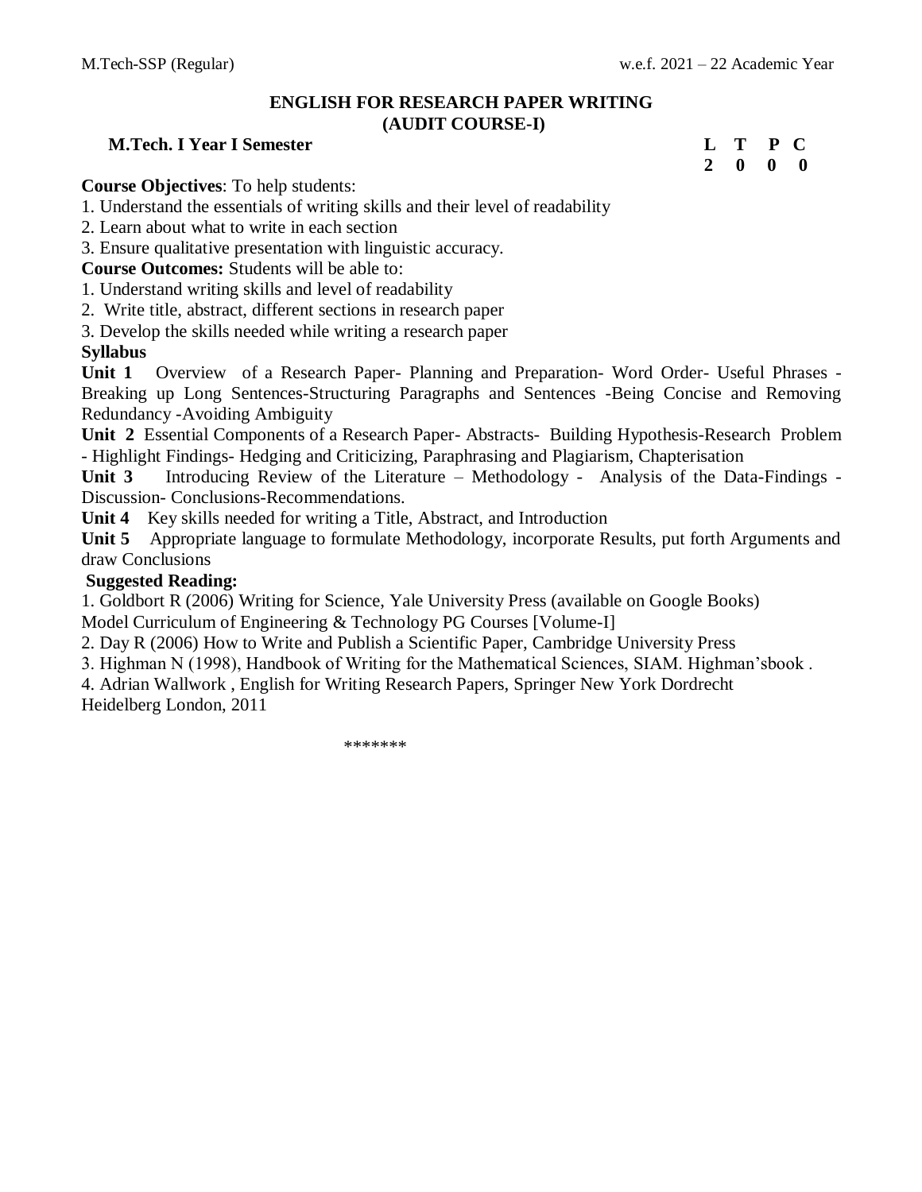# ENGLISH FOR RESEARCH PAPER WRITING
## (AUDIT COURSE-I)

**M.Tech. I Year I Semester**

| L | T | P | C |
|---|---|---|---|
| 2 | 0 | 0 | 0 |

**Course Objectives**: To help students:

1. Understand the essentials of writing skills and their level of readability
2. Learn about what to write in each section
3. Ensure qualitative presentation with linguistic accuracy.

**Course Outcomes:** Students will be able to:

1. Understand writing skills and level of readability
2. Write title, abstract, different sections in research paper
3. Develop the skills needed while writing a research paper

**Syllabus**

**Unit 1** Overview of a Research Paper- Planning and Preparation- Word Order- Useful Phrases - Breaking up Long Sentences-Structuring Paragraphs and Sentences -Being Concise and Removing Redundancy -Avoiding Ambiguity

**Unit 2** Essential Components of a Research Paper- Abstracts- Building Hypothesis-Research Problem - Highlight Findings- Hedging and Criticizing, Paraphrasing and Plagiarism, Chapterisation

**Unit 3** Introducing Review of the Literature – Methodology - Analysis of the Data-Findings - Discussion- Conclusions-Recommendations.

**Unit 4** Key skills needed for writing a Title, Abstract, and Introduction

**Unit 5** Appropriate language to formulate Methodology, incorporate Results, put forth Arguments and draw Conclusions

**Suggested Reading:**

1. Goldbort R (2006) Writing for Science, Yale University Press (available on Google Books) Model Curriculum of Engineering & Technology PG Courses [Volume-I]
2. Day R (2006) How to Write and Publish a Scientific Paper, Cambridge University Press
3. Highman N (1998), Handbook of Writing for the Mathematical Sciences, SIAM. Highman'sbook .
4. Adrian Wallwork , English for Writing Research Papers, Springer New York Dordrecht Heidelberg London, 2011

*******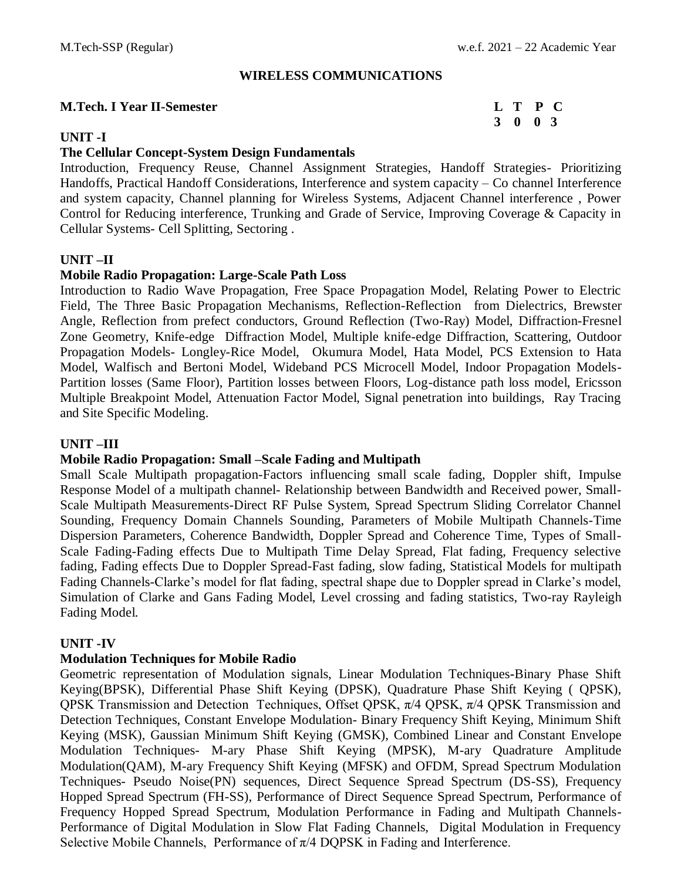## WIRELESS COMMUNICATIONS

**M.Tech. I Year II-Semester**

| L | T | P | C |
|---|---|---|---|
| 3 | 0 | 0 | 3 |

### UNIT -I

**The Cellular Concept-System Design Fundamentals**

Introduction, Frequency Reuse, Channel Assignment Strategies, Handoff Strategies- Prioritizing Handoffs, Practical Handoff Considerations, Interference and system capacity – Co channel Interference and system capacity, Channel planning for Wireless Systems, Adjacent Channel interference , Power Control for Reducing interference, Trunking and Grade of Service, Improving Coverage & Capacity in Cellular Systems- Cell Splitting, Sectoring .

### UNIT –II

**Mobile Radio Propagation: Large-Scale Path Loss**

Introduction to Radio Wave Propagation, Free Space Propagation Model, Relating Power to Electric Field, The Three Basic Propagation Mechanisms, Reflection-Reflection from Dielectrics, Brewster Angle, Reflection from prefect conductors, Ground Reflection (Two-Ray) Model, Diffraction-Fresnel Zone Geometry, Knife-edge Diffraction Model, Multiple knife-edge Diffraction, Scattering, Outdoor Propagation Models- Longley-Rice Model, Okumura Model, Hata Model, PCS Extension to Hata Model, Walfisch and Bertoni Model, Wideband PCS Microcell Model, Indoor Propagation Models- Partition losses (Same Floor), Partition losses between Floors, Log-distance path loss model, Ericsson Multiple Breakpoint Model, Attenuation Factor Model, Signal penetration into buildings, Ray Tracing and Site Specific Modeling.

### UNIT –III

**Mobile Radio Propagation: Small –Scale Fading and Multipath**

Small Scale Multipath propagation-Factors influencing small scale fading, Doppler shift, Impulse Response Model of a multipath channel- Relationship between Bandwidth and Received power, Small-Scale Multipath Measurements-Direct RF Pulse System, Spread Spectrum Sliding Correlator Channel Sounding, Frequency Domain Channels Sounding, Parameters of Mobile Multipath Channels-Time Dispersion Parameters, Coherence Bandwidth, Doppler Spread and Coherence Time, Types of Small-Scale Fading-Fading effects Due to Multipath Time Delay Spread, Flat fading, Frequency selective fading, Fading effects Due to Doppler Spread-Fast fading, slow fading, Statistical Models for multipath Fading Channels-Clarke's model for flat fading, spectral shape due to Doppler spread in Clarke's model, Simulation of Clarke and Gans Fading Model, Level crossing and fading statistics, Two-ray Rayleigh Fading Model.

### UNIT -IV

**Modulation Techniques for Mobile Radio**

Geometric representation of Modulation signals, Linear Modulation Techniques-Binary Phase Shift Keying(BPSK), Differential Phase Shift Keying (DPSK), Quadrature Phase Shift Keying ( QPSK), QPSK Transmission and Detection Techniques, Offset QPSK, $\pi/4$ QPSK, $\pi/4$ QPSK Transmission and Detection Techniques, Constant Envelope Modulation- Binary Frequency Shift Keying, Minimum Shift Keying (MSK), Gaussian Minimum Shift Keying (GMSK), Combined Linear and Constant Envelope Modulation Techniques- M-ary Phase Shift Keying (MPSK), M-ary Quadrature Amplitude Modulation(QAM), M-ary Frequency Shift Keying (MFSK) and OFDM, Spread Spectrum Modulation Techniques- Pseudo Noise(PN) sequences, Direct Sequence Spread Spectrum (DS-SS), Frequency Hopped Spread Spectrum (FH-SS), Performance of Direct Sequence Spread Spectrum, Performance of Frequency Hopped Spread Spectrum, Modulation Performance in Fading and Multipath Channels- Performance of Digital Modulation in Slow Flat Fading Channels, Digital Modulation in Frequency Selective Mobile Channels, Performance of $\pi/4$ DQPSK in Fading and Interference.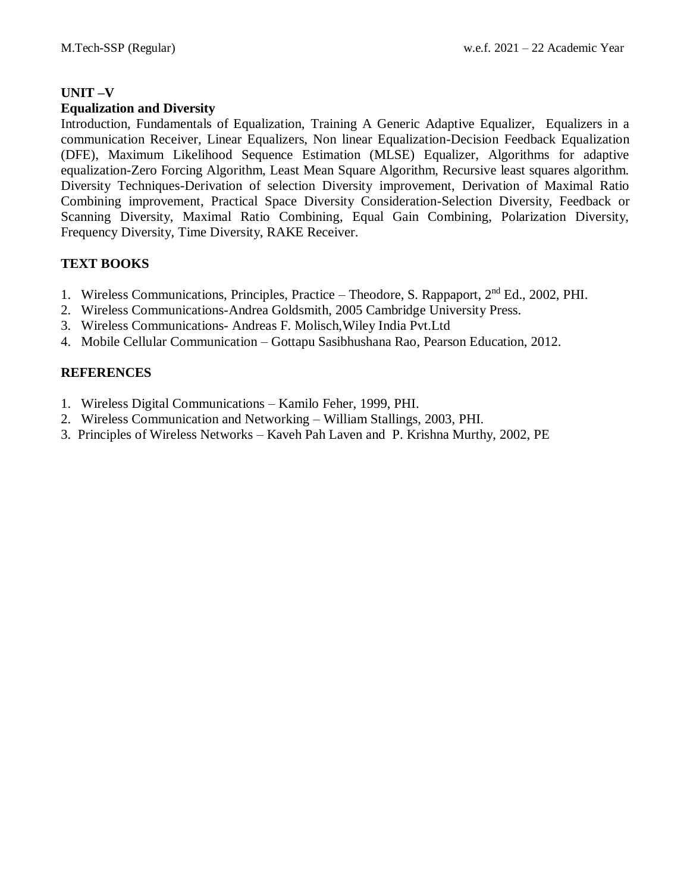**UNIT –V**

**Equalization and Diversity**

Introduction, Fundamentals of Equalization, Training A Generic Adaptive Equalizer, Equalizers in a communication Receiver, Linear Equalizers, Non linear Equalization-Decision Feedback Equalization (DFE), Maximum Likelihood Sequence Estimation (MLSE) Equalizer, Algorithms for adaptive equalization-Zero Forcing Algorithm, Least Mean Square Algorithm, Recursive least squares algorithm. Diversity Techniques-Derivation of selection Diversity improvement, Derivation of Maximal Ratio Combining improvement, Practical Space Diversity Consideration-Selection Diversity, Feedback or Scanning Diversity, Maximal Ratio Combining, Equal Gain Combining, Polarization Diversity, Frequency Diversity, Time Diversity, RAKE Receiver.

## TEXT BOOKS

1. Wireless Communications, Principles, Practice – Theodore, S. Rappaport, $2^{nd}$ Ed., 2002, PHI.
2. Wireless Communications-Andrea Goldsmith, 2005 Cambridge University Press.
3. Wireless Communications- Andreas F. Molisch,Wiley India Pvt.Ltd
4. Mobile Cellular Communication – Gottapu Sasibhushana Rao, Pearson Education, 2012.

## REFERENCES

1. Wireless Digital Communications – Kamilo Feher, 1999, PHI.
2. Wireless Communication and Networking – William Stallings, 2003, PHI.
3. Principles of Wireless Networks – Kaveh Pah Laven and P. Krishna Murthy, 2002, PE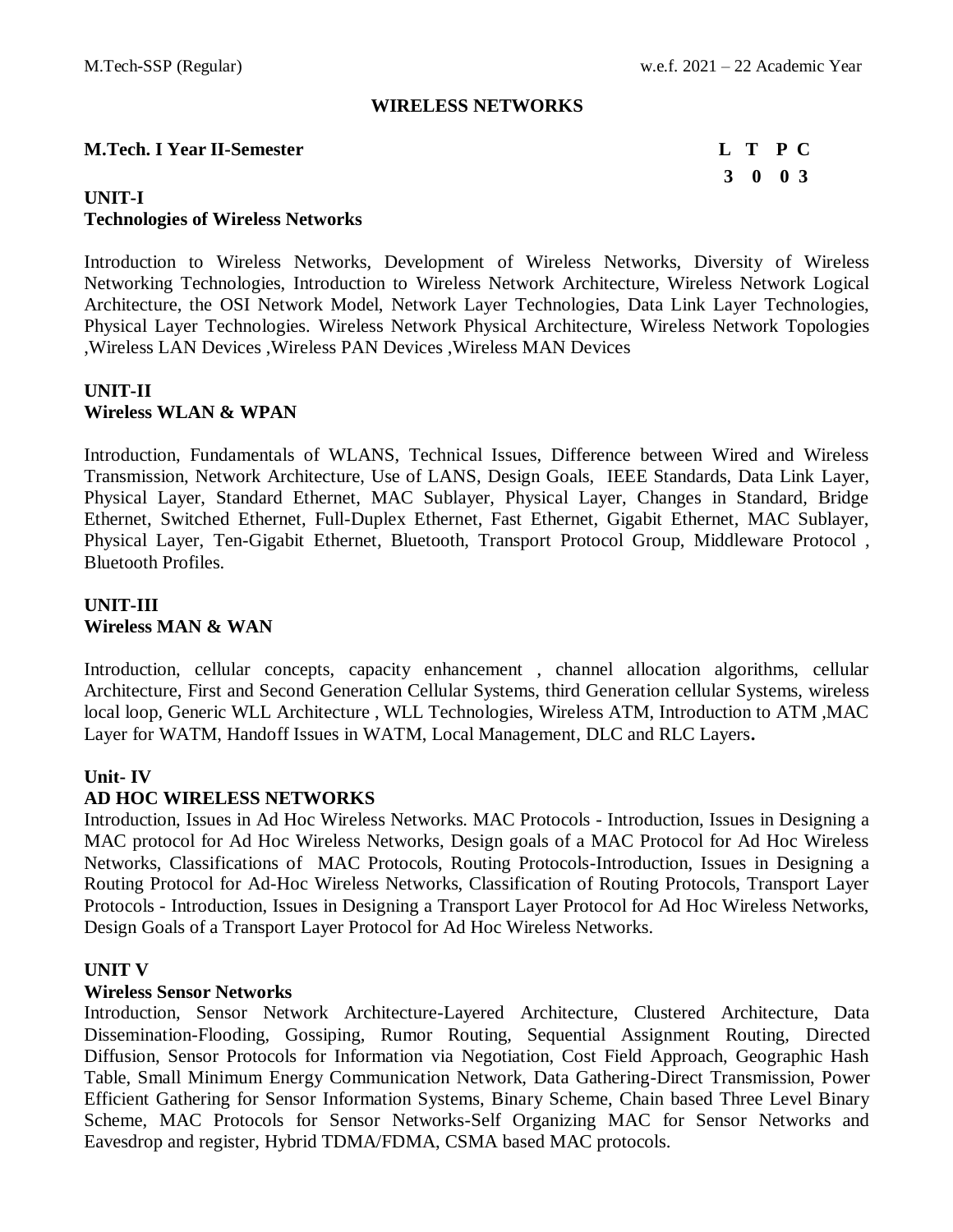## WIRELESS NETWORKS

**M.Tech. I Year II-Semester**

| L | T | P | C |
|---|---|---|---|
| 3 | 0 | 0 | 3 |

### UNIT-I
### Technologies of Wireless Networks

Introduction to Wireless Networks, Development of Wireless Networks, Diversity of Wireless Networking Technologies, Introduction to Wireless Network Architecture, Wireless Network Logical Architecture, the OSI Network Model, Network Layer Technologies, Data Link Layer Technologies, Physical Layer Technologies. Wireless Network Physical Architecture, Wireless Network Topologies ,Wireless LAN Devices ,Wireless PAN Devices ,Wireless MAN Devices

### UNIT-II
### Wireless WLAN & WPAN

Introduction, Fundamentals of WLANS, Technical Issues, Difference between Wired and Wireless Transmission, Network Architecture, Use of LANS, Design Goals, IEEE Standards, Data Link Layer, Physical Layer, Standard Ethernet, MAC Sublayer, Physical Layer, Changes in Standard, Bridge Ethernet, Switched Ethernet, Full-Duplex Ethernet, Fast Ethernet, Gigabit Ethernet, MAC Sublayer, Physical Layer, Ten-Gigabit Ethernet, Bluetooth, Transport Protocol Group, Middleware Protocol , Bluetooth Profiles.

### UNIT-III
### Wireless MAN & WAN

Introduction, cellular concepts, capacity enhancement , channel allocation algorithms, cellular Architecture, First and Second Generation Cellular Systems, third Generation cellular Systems, wireless local loop, Generic WLL Architecture , WLL Technologies, Wireless ATM, Introduction to ATM ,MAC Layer for WATM, Handoff Issues in WATM, Local Management, DLC and RLC Layers**.**

### Unit- IV
### AD HOC WIRELESS NETWORKS

Introduction, Issues in Ad Hoc Wireless Networks. MAC Protocols - Introduction, Issues in Designing a MAC protocol for Ad Hoc Wireless Networks, Design goals of a MAC Protocol for Ad Hoc Wireless Networks, Classifications of MAC Protocols, Routing Protocols-Introduction, Issues in Designing a Routing Protocol for Ad-Hoc Wireless Networks, Classification of Routing Protocols, Transport Layer Protocols - Introduction, Issues in Designing a Transport Layer Protocol for Ad Hoc Wireless Networks, Design Goals of a Transport Layer Protocol for Ad Hoc Wireless Networks.

### UNIT V
### Wireless Sensor Networks

Introduction, Sensor Network Architecture-Layered Architecture, Clustered Architecture, Data Dissemination-Flooding, Gossiping, Rumor Routing, Sequential Assignment Routing, Directed Diffusion, Sensor Protocols for Information via Negotiation, Cost Field Approach, Geographic Hash Table, Small Minimum Energy Communication Network, Data Gathering-Direct Transmission, Power Efficient Gathering for Sensor Information Systems, Binary Scheme, Chain based Three Level Binary Scheme, MAC Protocols for Sensor Networks-Self Organizing MAC for Sensor Networks and Eavesdrop and register, Hybrid TDMA/FDMA, CSMA based MAC protocols.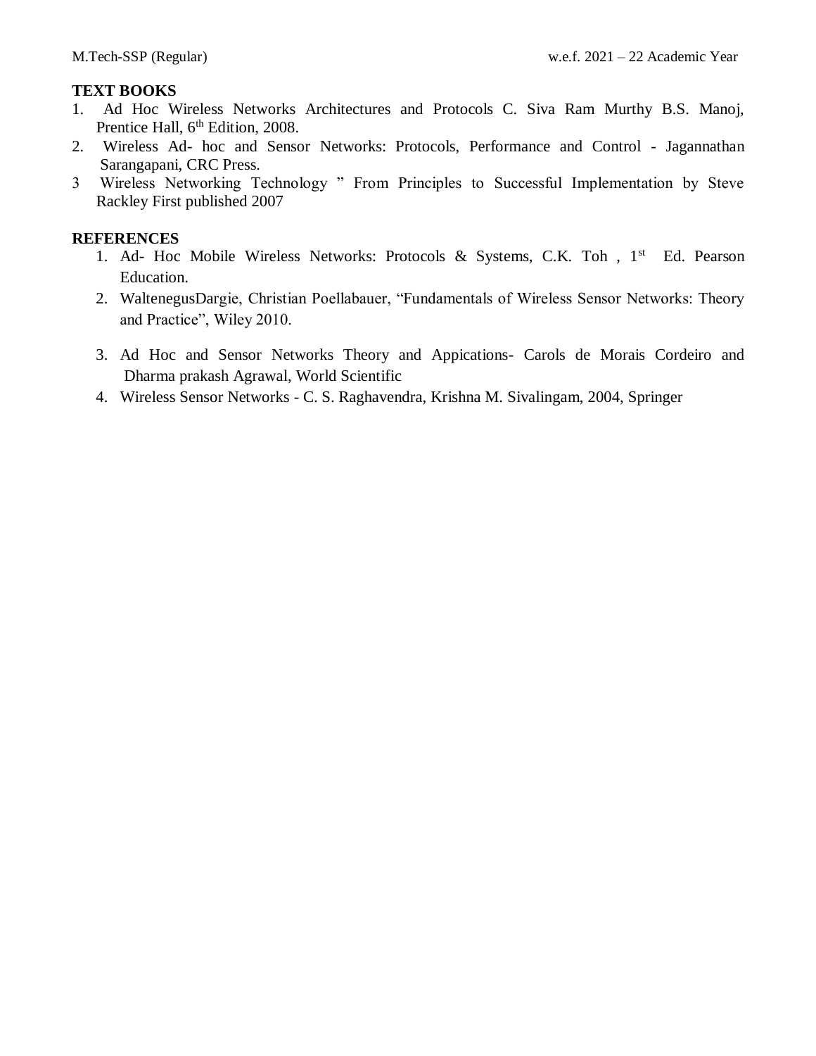**TEXT BOOKS**

1. Ad Hoc Wireless Networks Architectures and Protocols C. Siva Ram Murthy B.S. Manoj, Prentice Hall, 6th Edition, 2008.
2. Wireless Ad- hoc and Sensor Networks: Protocols, Performance and Control - Jagannathan Sarangapani, CRC Press.
3. Wireless Networking Technology " From Principles to Successful Implementation by Steve Rackley First published 2007

**REFERENCES**

1. Ad- Hoc Mobile Wireless Networks: Protocols & Systems, C.K. Toh , 1st Ed. Pearson Education.
2. WaltenegusDargie, Christian Poellabauer, "Fundamentals of Wireless Sensor Networks: Theory and Practice", Wiley 2010.
3. Ad Hoc and Sensor Networks Theory and Appications- Carols de Morais Cordeiro and Dharma prakash Agrawal, World Scientific
4. Wireless Sensor Networks - C. S. Raghavendra, Krishna M. Sivalingam, 2004, Springer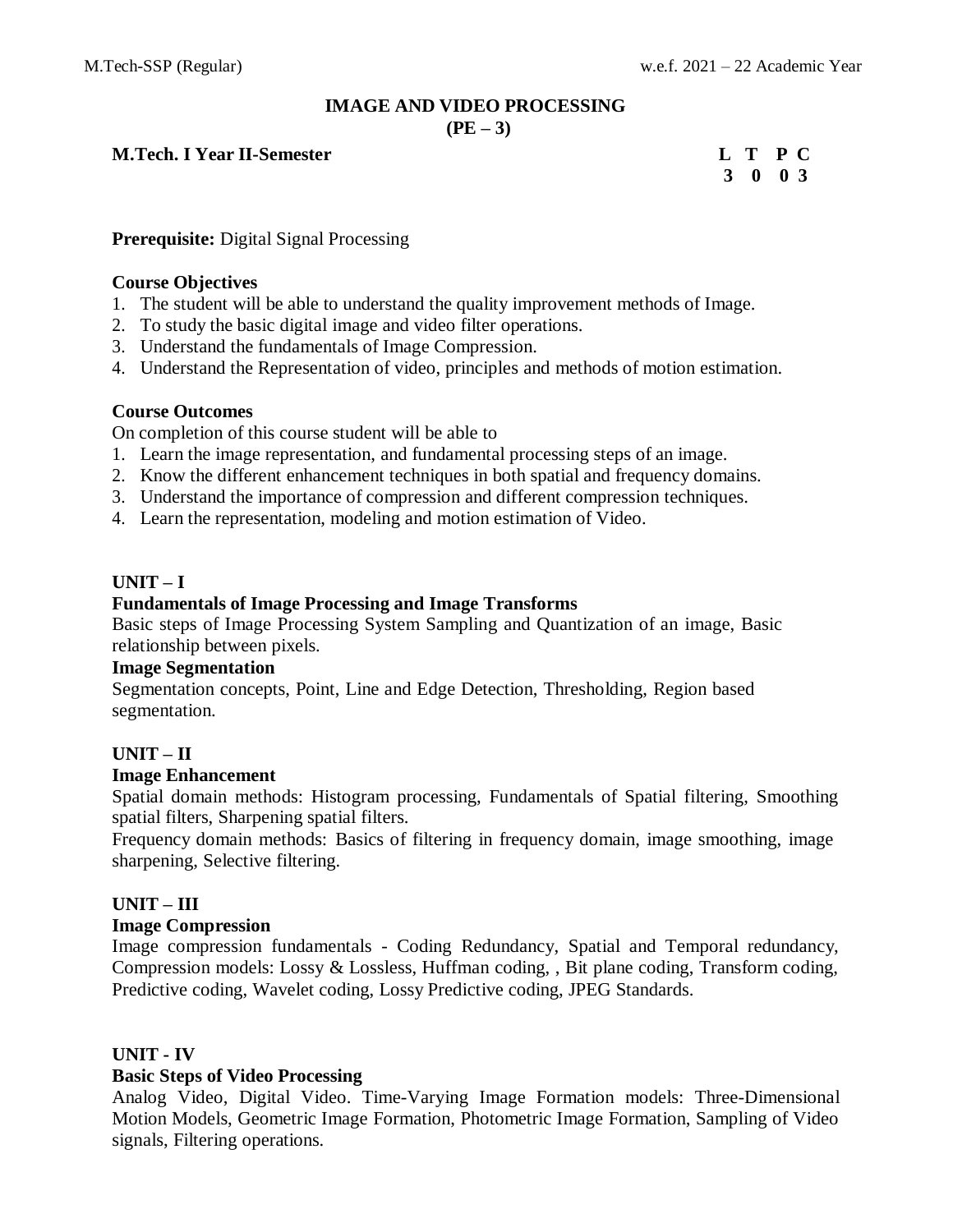# IMAGE AND VIDEO PROCESSING
## (PE – 3)

**M.Tech. I Year II-Semester**

| L | T | P | C |
|---|---|---|---|
| 3 | 0 | 0 | 3 |

**Prerequisite:** Digital Signal Processing

**Course Objectives**

1. The student will be able to understand the quality improvement methods of Image.
2. To study the basic digital image and video filter operations.
3. Understand the fundamentals of Image Compression.
4. Understand the Representation of video, principles and methods of motion estimation.

**Course Outcomes**

On completion of this course student will be able to

1. Learn the image representation, and fundamental processing steps of an image.
2. Know the different enhancement techniques in both spatial and frequency domains.
3. Understand the importance of compression and different compression techniques.
4. Learn the representation, modeling and motion estimation of Video.

**UNIT – I**

**Fundamentals of Image Processing and Image Transforms**

Basic steps of Image Processing System Sampling and Quantization of an image, Basic relationship between pixels.

**Image Segmentation**

Segmentation concepts, Point, Line and Edge Detection, Thresholding, Region based segmentation.

**UNIT – II**

**Image Enhancement**

Spatial domain methods: Histogram processing, Fundamentals of Spatial filtering, Smoothing spatial filters, Sharpening spatial filters.

Frequency domain methods: Basics of filtering in frequency domain, image smoothing, image sharpening, Selective filtering.

**UNIT – III**

**Image Compression**

Image compression fundamentals - Coding Redundancy, Spatial and Temporal redundancy, Compression models: Lossy & Lossless, Huffman coding, , Bit plane coding, Transform coding, Predictive coding, Wavelet coding, Lossy Predictive coding, JPEG Standards.

**UNIT - IV**

**Basic Steps of Video Processing**

Analog Video, Digital Video. Time-Varying Image Formation models: Three-Dimensional Motion Models, Geometric Image Formation, Photometric Image Formation, Sampling of Video signals, Filtering operations.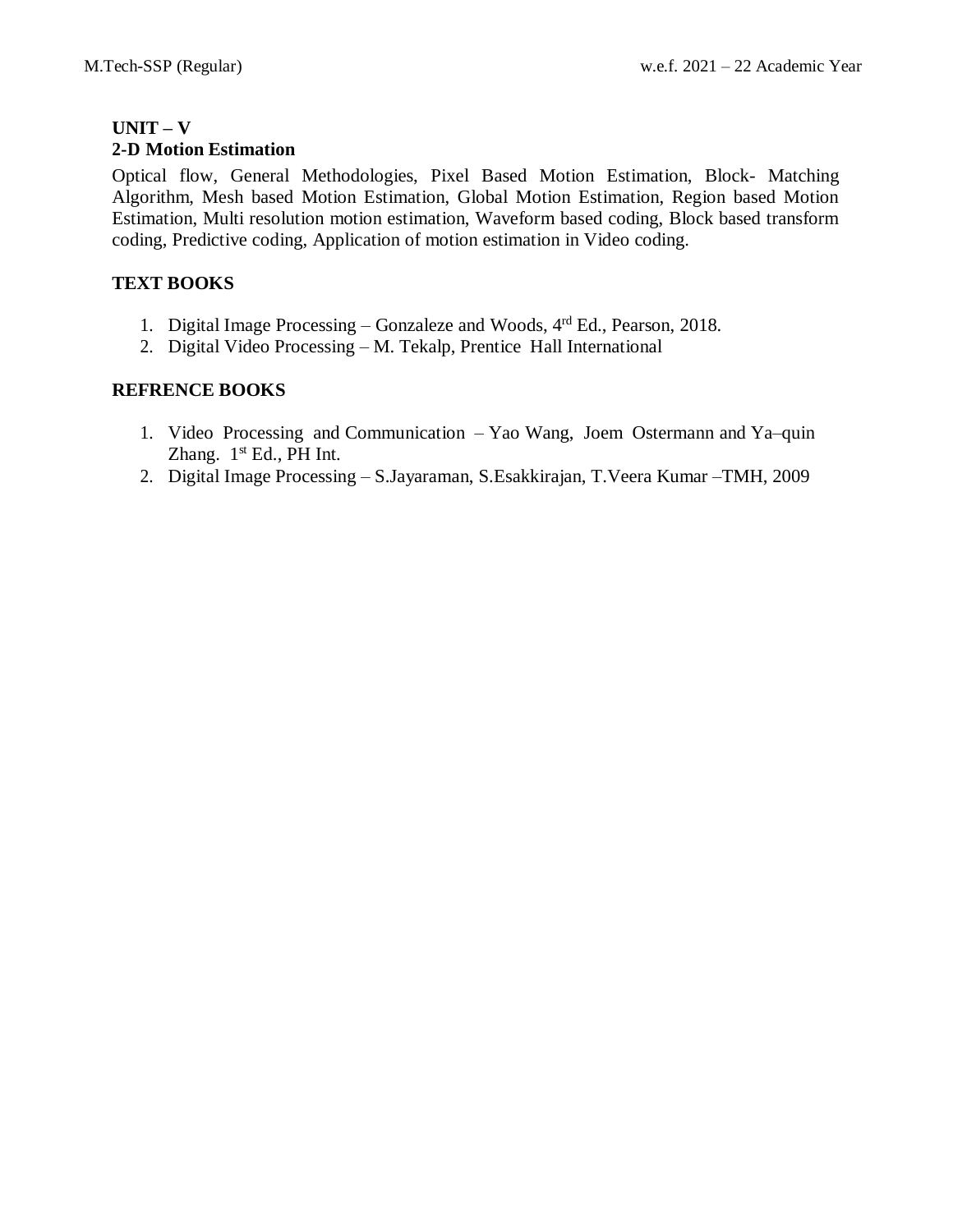**UNIT – V**

**2-D Motion Estimation**

Optical flow, General Methodologies, Pixel Based Motion Estimation, Block- Matching Algorithm, Mesh based Motion Estimation, Global Motion Estimation, Region based Motion Estimation, Multi resolution motion estimation, Waveform based coding, Block based transform coding, Predictive coding, Application of motion estimation in Video coding.

**TEXT BOOKS**

1. Digital Image Processing – Gonzaleze and Woods, 4rd Ed., Pearson, 2018.
2. Digital Video Processing – M. Tekalp, Prentice Hall International

**REFRENCE BOOKS**

1. Video Processing and Communication – Yao Wang, Joem Ostermann and Ya–quin Zhang. 1st Ed., PH Int.
2. Digital Image Processing – S.Jayaraman, S.Esakkirajan, T.Veera Kumar –TMH, 2009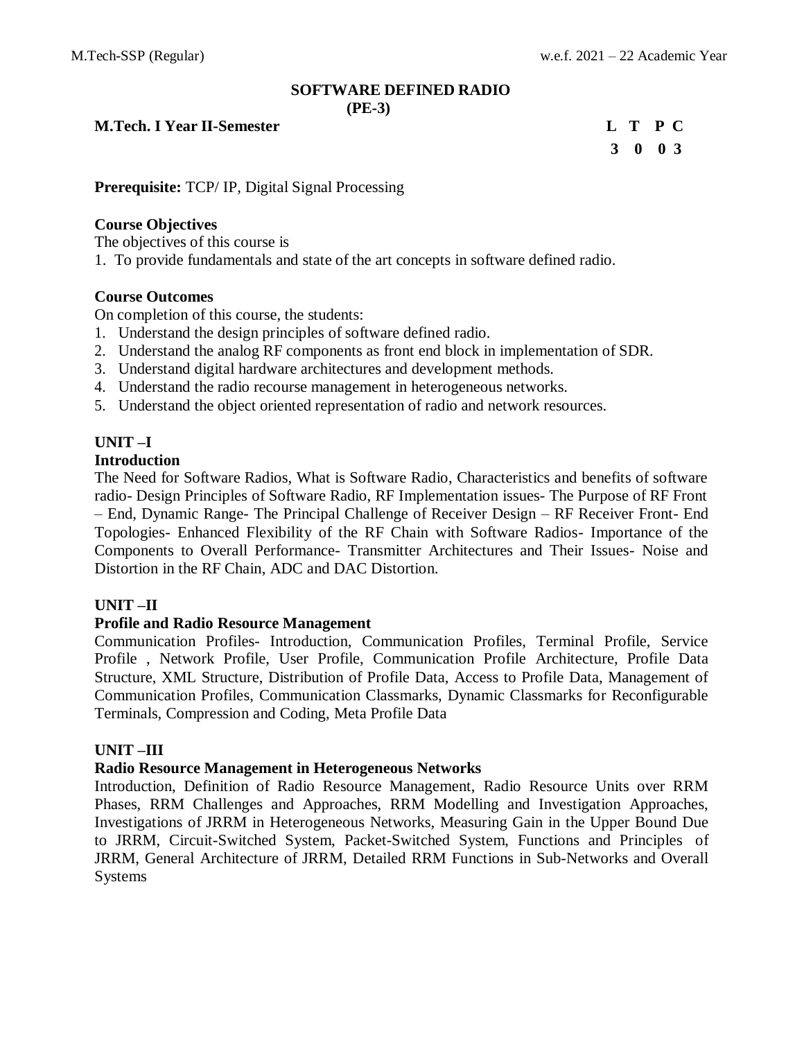# SOFTWARE DEFINED RADIO
## (PE-3)

**M.Tech. I Year II-Semester**

| L | T | P | C |
|---|---|---|---|
| 3 | 0 | 0 | 3 |

**Prerequisite:** TCP/ IP, Digital Signal Processing

**Course Objectives**

The objectives of this course is

1. To provide fundamentals and state of the art concepts in software defined radio.

**Course Outcomes**

On completion of this course, the students:

1. Understand the design principles of software defined radio.
2. Understand the analog RF components as front end block in implementation of SDR.
3. Understand digital hardware architectures and development methods.
4. Understand the radio recourse management in heterogeneous networks.
5. Understand the object oriented representation of radio and network resources.

**UNIT –I**

**Introduction**

The Need for Software Radios, What is Software Radio, Characteristics and benefits of software radio- Design Principles of Software Radio, RF Implementation issues- The Purpose of RF Front – End, Dynamic Range- The Principal Challenge of Receiver Design – RF Receiver Front- End Topologies- Enhanced Flexibility of the RF Chain with Software Radios- Importance of the Components to Overall Performance- Transmitter Architectures and Their Issues- Noise and Distortion in the RF Chain, ADC and DAC Distortion.

**UNIT –II**

**Profile and Radio Resource Management**

Communication Profiles- Introduction, Communication Profiles, Terminal Profile, Service Profile , Network Profile, User Profile, Communication Profile Architecture, Profile Data Structure, XML Structure, Distribution of Profile Data, Access to Profile Data, Management of Communication Profiles, Communication Classmarks, Dynamic Classmarks for Reconfigurable Terminals, Compression and Coding, Meta Profile Data

**UNIT –III**

**Radio Resource Management in Heterogeneous Networks**

Introduction, Definition of Radio Resource Management, Radio Resource Units over RRM Phases, RRM Challenges and Approaches, RRM Modelling and Investigation Approaches, Investigations of JRRM in Heterogeneous Networks, Measuring Gain in the Upper Bound Due to JRRM, Circuit-Switched System, Packet-Switched System, Functions and Principles of JRRM, General Architecture of JRRM, Detailed RRM Functions in Sub-Networks and Overall Systems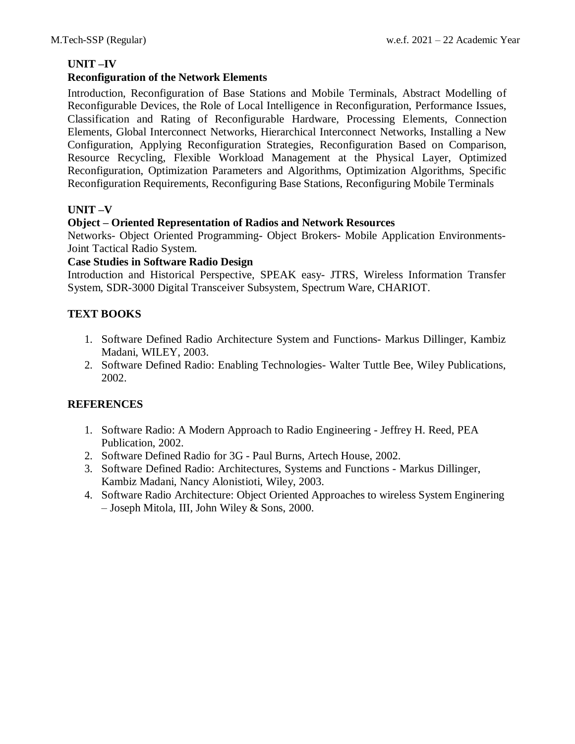**UNIT –IV**

**Reconfiguration of the Network Elements**

Introduction, Reconfiguration of Base Stations and Mobile Terminals, Abstract Modelling of Reconfigurable Devices, the Role of Local Intelligence in Reconfiguration, Performance Issues, Classification and Rating of Reconfigurable Hardware, Processing Elements, Connection Elements, Global Interconnect Networks, Hierarchical Interconnect Networks, Installing a New Configuration, Applying Reconfiguration Strategies, Reconfiguration Based on Comparison, Resource Recycling, Flexible Workload Management at the Physical Layer, Optimized Reconfiguration, Optimization Parameters and Algorithms, Optimization Algorithms, Specific Reconfiguration Requirements, Reconfiguring Base Stations, Reconfiguring Mobile Terminals

**UNIT –V**

**Object – Oriented Representation of Radios and Network Resources**

Networks- Object Oriented Programming- Object Brokers- Mobile Application Environments- Joint Tactical Radio System.

**Case Studies in Software Radio Design**

Introduction and Historical Perspective, SPEAK easy- JTRS, Wireless Information Transfer System, SDR-3000 Digital Transceiver Subsystem, Spectrum Ware, CHARIOT.

**TEXT BOOKS**

1. Software Defined Radio Architecture System and Functions- Markus Dillinger, Kambiz Madani, WILEY, 2003.
2. Software Defined Radio: Enabling Technologies- Walter Tuttle Bee, Wiley Publications, 2002.

**REFERENCES**

1. Software Radio: A Modern Approach to Radio Engineering - Jeffrey H. Reed, PEA Publication, 2002.
2. Software Defined Radio for 3G - Paul Burns, Artech House, 2002.
3. Software Defined Radio: Architectures, Systems and Functions - Markus Dillinger, Kambiz Madani, Nancy Alonistioti, Wiley, 2003.
4. Software Radio Architecture: Object Oriented Approaches to wireless System Enginering – Joseph Mitola, III, John Wiley & Sons, 2000.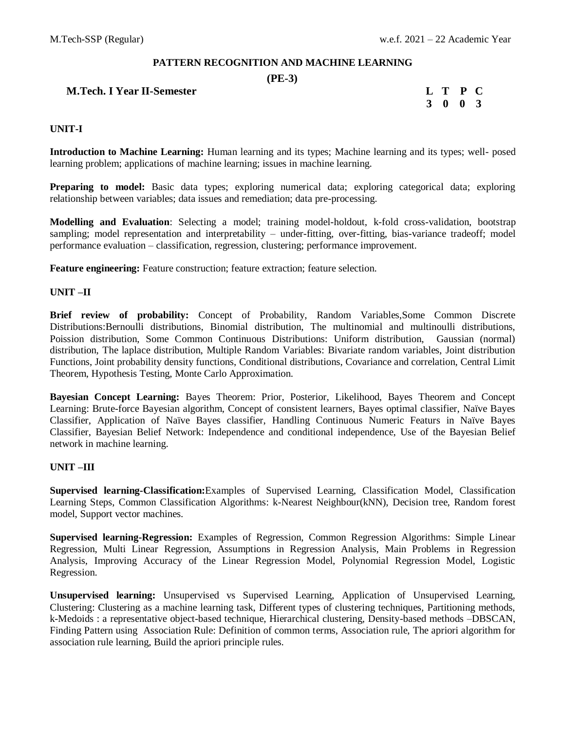## PATTERN RECOGNITION AND MACHINE LEARNING

### (PE-3)

**M.Tech. I Year II-Semester**

| L | T | P | C |
|---|---|---|---|
| 3 | 0 | 0 | 3 |

### UNIT-I

**Introduction to Machine Learning:** Human learning and its types; Machine learning and its types; well- posed learning problem; applications of machine learning; issues in machine learning.

**Preparing to model:** Basic data types; exploring numerical data; exploring categorical data; exploring relationship between variables; data issues and remediation; data pre-processing.

**Modelling and Evaluation**: Selecting a model; training model-holdout, k-fold cross-validation, bootstrap sampling; model representation and interpretability – under-fitting, over-fitting, bias-variance tradeoff; model performance evaluation – classification, regression, clustering; performance improvement.

**Feature engineering:** Feature construction; feature extraction; feature selection.

### UNIT –II

**Brief review of probability:** Concept of Probability, Random Variables,Some Common Discrete Distributions:Bernoulli distributions, Binomial distribution, The multinomial and multinoulli distributions, Poission distribution, Some Common Continuous Distributions: Uniform distribution, Gaussian (normal) distribution, The laplace distribution, Multiple Random Variables: Bivariate random variables, Joint distribution Functions, Joint probability density functions, Conditional distributions, Covariance and correlation, Central Limit Theorem, Hypothesis Testing, Monte Carlo Approximation.

**Bayesian Concept Learning:** Bayes Theorem: Prior, Posterior, Likelihood, Bayes Theorem and Concept Learning: Brute-force Bayesian algorithm, Concept of consistent learners, Bayes optimal classifier, Naïve Bayes Classifier, Application of Naïve Bayes classifier, Handling Continuous Numeric Featurs in Naïve Bayes Classifier, Bayesian Belief Network: Independence and conditional independence, Use of the Bayesian Belief network in machine learning.

### UNIT –III

**Supervised learning-Classification:**Examples of Supervised Learning, Classification Model, Classification Learning Steps, Common Classification Algorithms: k-Nearest Neighbour(kNN), Decision tree, Random forest model, Support vector machines.

**Supervised learning-Regression:** Examples of Regression, Common Regression Algorithms: Simple Linear Regression, Multi Linear Regression, Assumptions in Regression Analysis, Main Problems in Regression Analysis, Improving Accuracy of the Linear Regression Model, Polynomial Regression Model, Logistic Regression.

**Unsupervised learning:** Unsupervised vs Supervised Learning, Application of Unsupervised Learning, Clustering: Clustering as a machine learning task, Different types of clustering techniques, Partitioning methods, k-Medoids : a representative object-based technique, Hierarchical clustering, Density-based methods –DBSCAN, Finding Pattern using Association Rule: Definition of common terms, Association rule, The apriori algorithm for association rule learning, Build the apriori principle rules.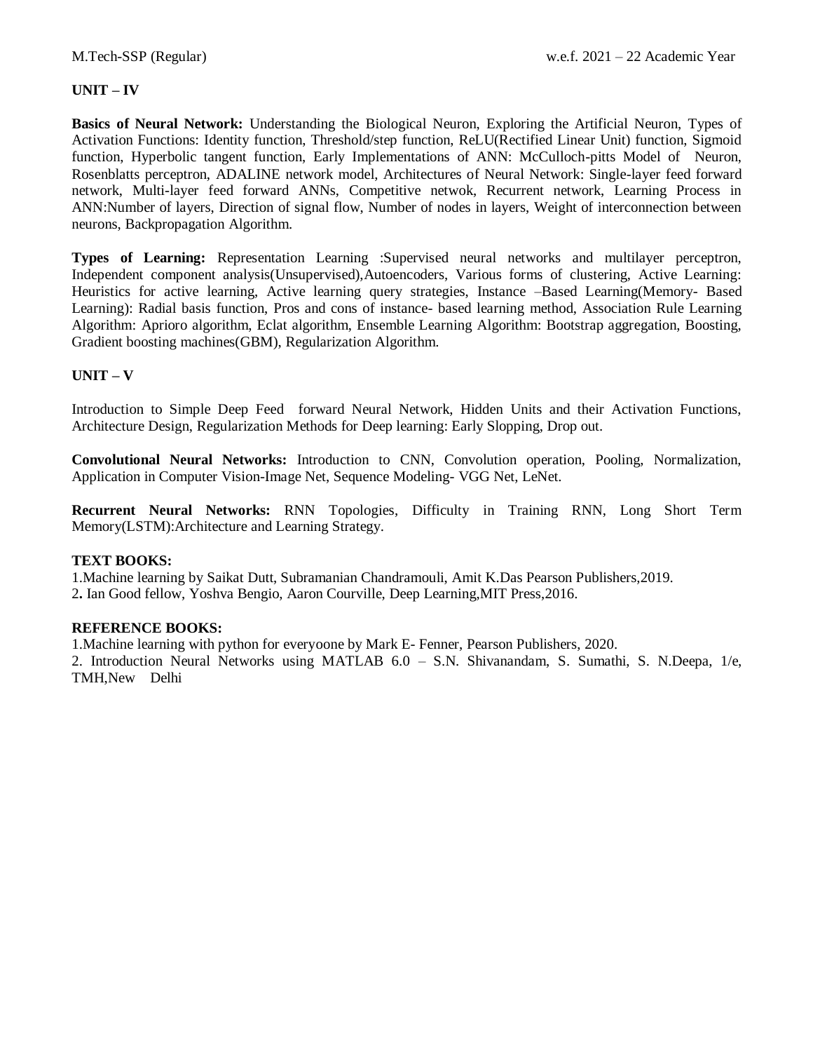## UNIT – IV

**Basics of Neural Network:** Understanding the Biological Neuron, Exploring the Artificial Neuron, Types of Activation Functions: Identity function, Threshold/step function, ReLU(Rectified Linear Unit) function, Sigmoid function, Hyperbolic tangent function, Early Implementations of ANN: McCulloch-pitts Model of Neuron, Rosenblatts perceptron, ADALINE network model, Architectures of Neural Network: Single-layer feed forward network, Multi-layer feed forward ANNs, Competitive netwok, Recurrent network, Learning Process in ANN:Number of layers, Direction of signal flow, Number of nodes in layers, Weight of interconnection between neurons, Backpropagation Algorithm.

**Types of Learning:** Representation Learning :Supervised neural networks and multilayer perceptron, Independent component analysis(Unsupervised),Autoencoders, Various forms of clustering, Active Learning: Heuristics for active learning, Active learning query strategies, Instance –Based Learning(Memory- Based Learning): Radial basis function, Pros and cons of instance- based learning method, Association Rule Learning Algorithm: Aprioro algorithm, Eclat algorithm, Ensemble Learning Algorithm: Bootstrap aggregation, Boosting, Gradient boosting machines(GBM), Regularization Algorithm.

## UNIT – V

Introduction to Simple Deep Feed forward Neural Network, Hidden Units and their Activation Functions, Architecture Design, Regularization Methods for Deep learning: Early Slopping, Drop out.

**Convolutional Neural Networks:** Introduction to CNN, Convolution operation, Pooling, Normalization, Application in Computer Vision-Image Net, Sequence Modeling- VGG Net, LeNet.

**Recurrent Neural Networks:** RNN Topologies, Difficulty in Training RNN, Long Short Term Memory(LSTM):Architecture and Learning Strategy.

**TEXT BOOKS:**

1.Machine learning by Saikat Dutt, Subramanian Chandramouli, Amit K.Das Pearson Publishers,2019.
2. Ian Good fellow, Yoshva Bengio, Aaron Courville, Deep Learning,MIT Press,2016.

**REFERENCE BOOKS:**

1.Machine learning with python for everyoone by Mark E- Fenner, Pearson Publishers, 2020.
2. Introduction Neural Networks using MATLAB 6.0 – S.N. Shivanandam, S. Sumathi, S. N.Deepa, 1/e, TMH,New Delhi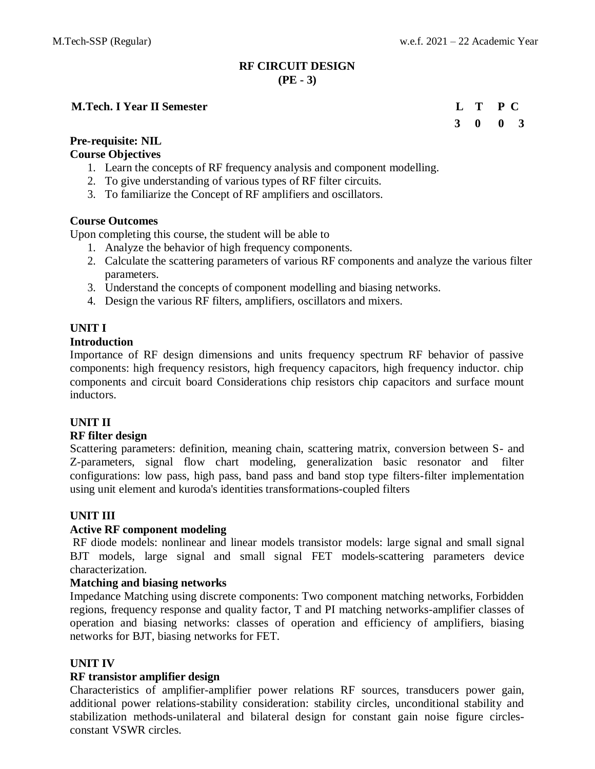# RF CIRCUIT DESIGN
## (PE - 3)

**M.Tech. I Year II Semester**

| L | T | P | C |
|---|---|---|---|
| 3 | 0 | 0 | 3 |

**Pre-requisite: NIL**

**Course Objectives**

1. Learn the concepts of RF frequency analysis and component modelling.
2. To give understanding of various types of RF filter circuits.
3. To familiarize the Concept of RF amplifiers and oscillators.

**Course Outcomes**

Upon completing this course, the student will be able to

1. Analyze the behavior of high frequency components.
2. Calculate the scattering parameters of various RF components and analyze the various filter parameters.
3. Understand the concepts of component modelling and biasing networks.
4. Design the various RF filters, amplifiers, oscillators and mixers.

### UNIT I

**Introduction**

Importance of RF design dimensions and units frequency spectrum RF behavior of passive components: high frequency resistors, high frequency capacitors, high frequency inductor. chip components and circuit board Considerations chip resistors chip capacitors and surface mount inductors.

### UNIT II

**RF filter design**

Scattering parameters: definition, meaning chain, scattering matrix, conversion between S- and Z-parameters, signal flow chart modeling, generalization basic resonator and filter configurations: low pass, high pass, band pass and band stop type filters-filter implementation using unit element and kuroda's identities transformations-coupled filters

### UNIT III

**Active RF component modeling**

RF diode models: nonlinear and linear models transistor models: large signal and small signal BJT models, large signal and small signal FET models-scattering parameters device characterization.

**Matching and biasing networks**

Impedance Matching using discrete components: Two component matching networks, Forbidden regions, frequency response and quality factor, T and PI matching networks-amplifier classes of operation and biasing networks: classes of operation and efficiency of amplifiers, biasing networks for BJT, biasing networks for FET.

### UNIT IV

**RF transistor amplifier design**

Characteristics of amplifier-amplifier power relations RF sources, transducers power gain, additional power relations-stability consideration: stability circles, unconditional stability and stabilization methods-unilateral and bilateral design for constant gain noise figure circles-constant VSWR circles.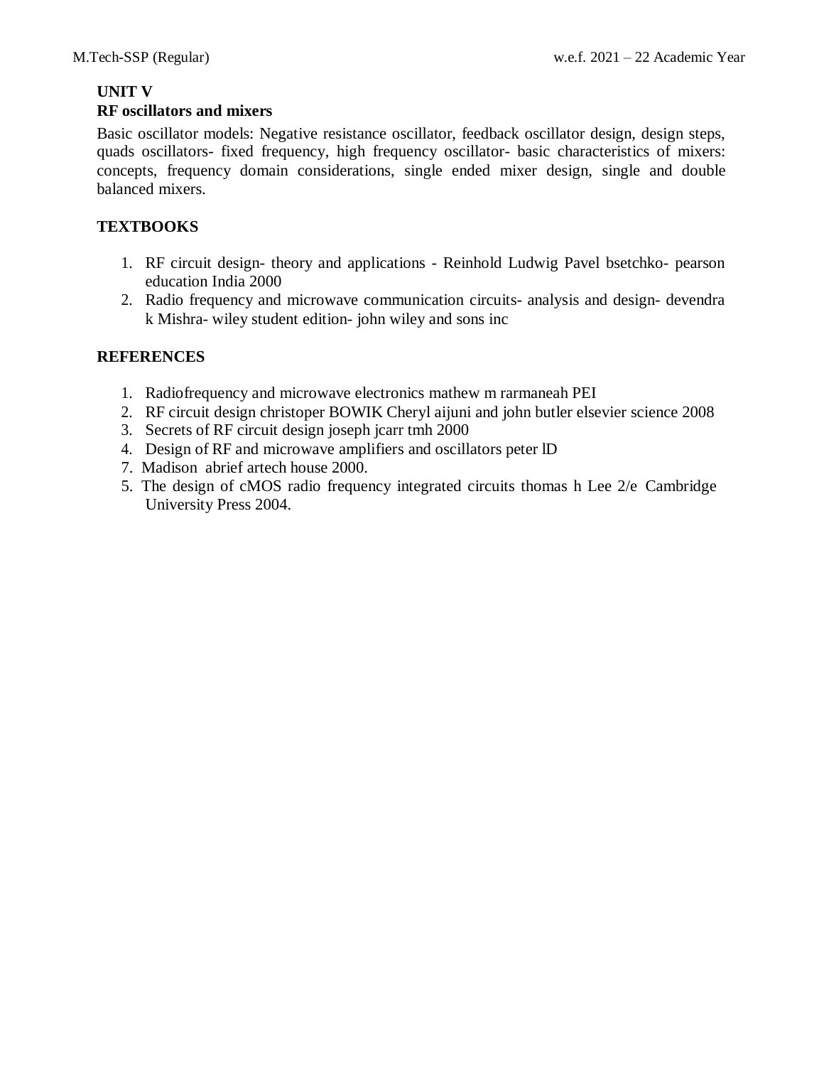## UNIT V

### RF oscillators and mixers

Basic oscillator models: Negative resistance oscillator, feedback oscillator design, design steps, quads oscillators- fixed frequency, high frequency oscillator- basic characteristics of mixers: concepts, frequency domain considerations, single ended mixer design, single and double balanced mixers.

## TEXTBOOKS

1. RF circuit design- theory and applications - Reinhold Ludwig Pavel bsetchko- pearson education India 2000
2. Radio frequency and microwave communication circuits- analysis and design- devendra k Mishra- wiley student edition- john wiley and sons inc

## REFERENCES

1. Radiofrequency and microwave electronics mathew m rarmaneah PEI
2. RF circuit design christoper BOWIK Cheryl aijuni and john butler elsevier science 2008
3. Secrets of RF circuit design joseph jcarr tmh 2000
4. Design of RF and microwave amplifiers and oscillators peter lD
7. Madison abrief artech house 2000.
5. The design of cMOS radio frequency integrated circuits thomas h Lee 2/e Cambridge University Press 2004.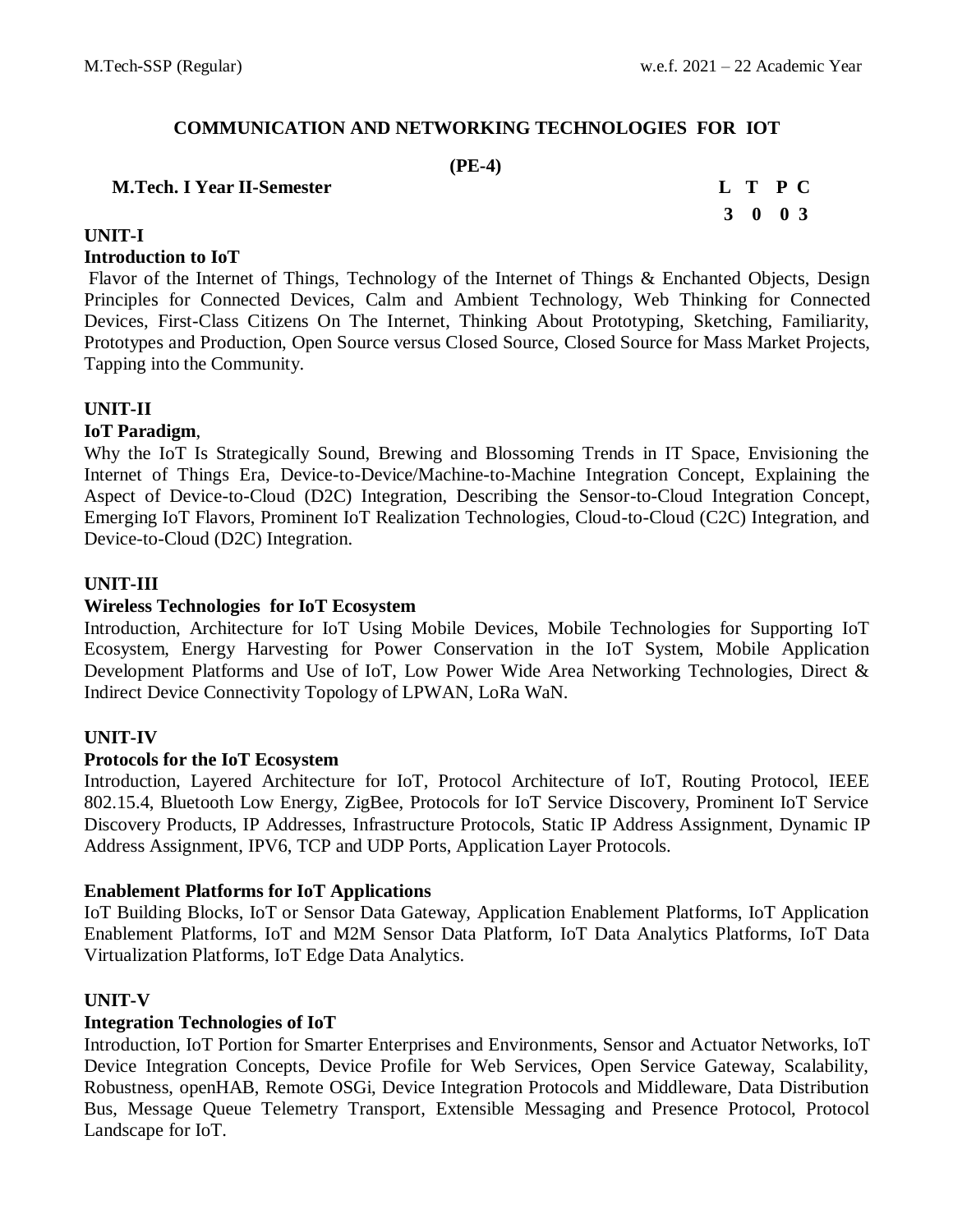# COMMUNICATION AND NETWORKING TECHNOLOGIES FOR IOT

**(PE-4)**

**M.Tech. I Year II-Semester**

| L | T | P | C |
|---|---|---|---|
| 3 | 0 | 0 | 3 |

## UNIT-I

### Introduction to IoT

Flavor of the Internet of Things, Technology of the Internet of Things & Enchanted Objects, Design Principles for Connected Devices, Calm and Ambient Technology, Web Thinking for Connected Devices, First-Class Citizens On The Internet, Thinking About Prototyping, Sketching, Familiarity, Prototypes and Production, Open Source versus Closed Source, Closed Source for Mass Market Projects, Tapping into the Community.

## UNIT-II

### IoT Paradigm,

Why the IoT Is Strategically Sound, Brewing and Blossoming Trends in IT Space, Envisioning the Internet of Things Era, Device-to-Device/Machine-to-Machine Integration Concept, Explaining the Aspect of Device-to-Cloud (D2C) Integration, Describing the Sensor-to-Cloud Integration Concept, Emerging IoT Flavors, Prominent IoT Realization Technologies, Cloud-to-Cloud (C2C) Integration, and Device-to-Cloud (D2C) Integration.

## UNIT-III

### Wireless Technologies for IoT Ecosystem

Introduction, Architecture for IoT Using Mobile Devices, Mobile Technologies for Supporting IoT Ecosystem, Energy Harvesting for Power Conservation in the IoT System, Mobile Application Development Platforms and Use of IoT, Low Power Wide Area Networking Technologies, Direct & Indirect Device Connectivity Topology of LPWAN, LoRa WaN.

## UNIT-IV

### Protocols for the IoT Ecosystem

Introduction, Layered Architecture for IoT, Protocol Architecture of IoT, Routing Protocol, IEEE 802.15.4, Bluetooth Low Energy, ZigBee, Protocols for IoT Service Discovery, Prominent IoT Service Discovery Products, IP Addresses, Infrastructure Protocols, Static IP Address Assignment, Dynamic IP Address Assignment, IPV6, TCP and UDP Ports, Application Layer Protocols.

### Enablement Platforms for IoT Applications

IoT Building Blocks, IoT or Sensor Data Gateway, Application Enablement Platforms, IoT Application Enablement Platforms, IoT and M2M Sensor Data Platform, IoT Data Analytics Platforms, IoT Data Virtualization Platforms, IoT Edge Data Analytics.

## UNIT-V

### Integration Technologies of IoT

Introduction, IoT Portion for Smarter Enterprises and Environments, Sensor and Actuator Networks, IoT Device Integration Concepts, Device Profile for Web Services, Open Service Gateway, Scalability, Robustness, openHAB, Remote OSGi, Device Integration Protocols and Middleware, Data Distribution Bus, Message Queue Telemetry Transport, Extensible Messaging and Presence Protocol, Protocol Landscape for IoT.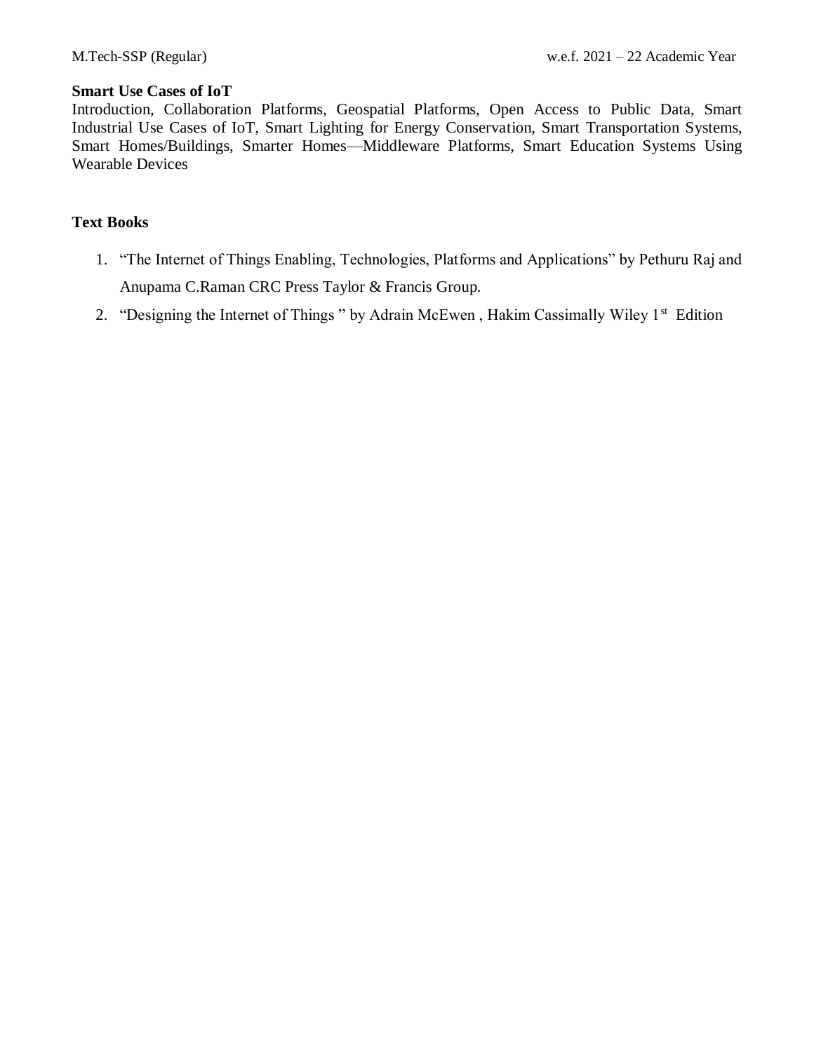**Smart Use Cases of IoT**

Introduction, Collaboration Platforms, Geospatial Platforms, Open Access to Public Data, Smart Industrial Use Cases of IoT, Smart Lighting for Energy Conservation, Smart Transportation Systems, Smart Homes/Buildings, Smarter Homes—Middleware Platforms, Smart Education Systems Using Wearable Devices

**Text Books**

1. "The Internet of Things Enabling, Technologies, Platforms and Applications" by Pethuru Raj and Anupama C.Raman CRC Press Taylor & Francis Group.
2. "Designing the Internet of Things " by Adrain McEwen , Hakim Cassimally Wiley 1st Edition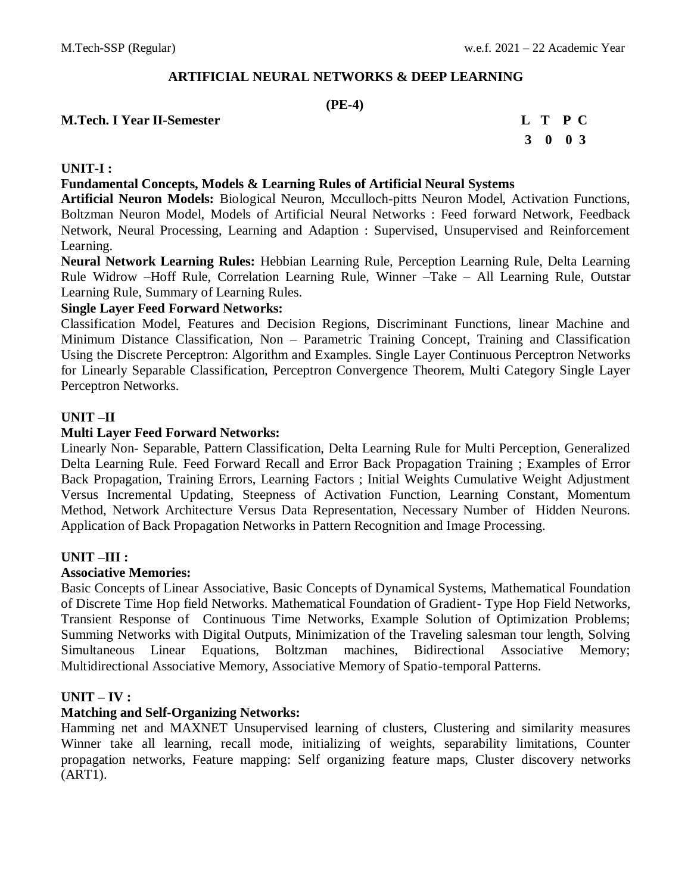# ARTIFICIAL NEURAL NETWORKS & DEEP LEARNING

**(PE-4)**

**M.Tech. I Year II-Semester**

| L | T | P | C |
|---|---|---|---|
| 3 | 0 | 0 | 3 |

## UNIT-I :

### Fundamental Concepts, Models & Learning Rules of Artificial Neural Systems

**Artificial Neuron Models:** Biological Neuron, Mcculloch-pitts Neuron Model, Activation Functions, Boltzman Neuron Model, Models of Artificial Neural Networks : Feed forward Network, Feedback Network, Neural Processing, Learning and Adaption : Supervised, Unsupervised and Reinforcement Learning.

**Neural Network Learning Rules:** Hebbian Learning Rule, Perception Learning Rule, Delta Learning Rule Widrow –Hoff Rule, Correlation Learning Rule, Winner –Take – All Learning Rule, Outstar Learning Rule, Summary of Learning Rules.

**Single Layer Feed Forward Networks:**

Classification Model, Features and Decision Regions, Discriminant Functions, linear Machine and Minimum Distance Classification, Non – Parametric Training Concept, Training and Classification Using the Discrete Perceptron: Algorithm and Examples. Single Layer Continuous Perceptron Networks for Linearly Separable Classification, Perceptron Convergence Theorem, Multi Category Single Layer Perceptron Networks.

## UNIT –II

### Multi Layer Feed Forward Networks:

Linearly Non- Separable, Pattern Classification, Delta Learning Rule for Multi Perception, Generalized Delta Learning Rule. Feed Forward Recall and Error Back Propagation Training ; Examples of Error Back Propagation, Training Errors, Learning Factors ; Initial Weights Cumulative Weight Adjustment Versus Incremental Updating, Steepness of Activation Function, Learning Constant, Momentum Method, Network Architecture Versus Data Representation, Necessary Number of Hidden Neurons. Application of Back Propagation Networks in Pattern Recognition and Image Processing.

## UNIT –III :

### Associative Memories:

Basic Concepts of Linear Associative, Basic Concepts of Dynamical Systems, Mathematical Foundation of Discrete Time Hop field Networks. Mathematical Foundation of Gradient- Type Hop Field Networks, Transient Response of Continuous Time Networks, Example Solution of Optimization Problems; Summing Networks with Digital Outputs, Minimization of the Traveling salesman tour length, Solving Simultaneous Linear Equations, Boltzman machines, Bidirectional Associative Memory; Multidirectional Associative Memory, Associative Memory of Spatio-temporal Patterns.

## UNIT – IV :

### Matching and Self-Organizing Networks:

Hamming net and MAXNET Unsupervised learning of clusters, Clustering and similarity measures Winner take all learning, recall mode, initializing of weights, separability limitations, Counter propagation networks, Feature mapping: Self organizing feature maps, Cluster discovery networks (ART1).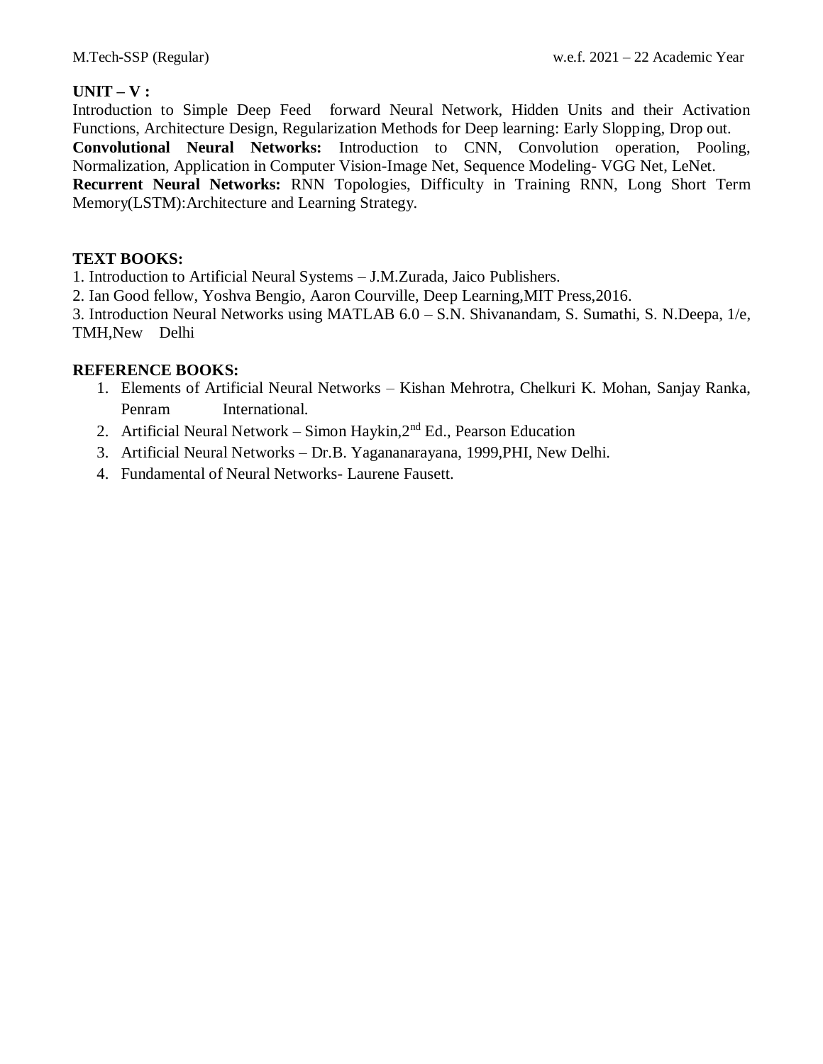**UNIT – V :**

Introduction to Simple Deep Feed forward Neural Network, Hidden Units and their Activation Functions, Architecture Design, Regularization Methods for Deep learning: Early Slopping, Drop out.

**Convolutional Neural Networks:** Introduction to CNN, Convolution operation, Pooling, Normalization, Application in Computer Vision-Image Net, Sequence Modeling- VGG Net, LeNet.

**Recurrent Neural Networks:** RNN Topologies, Difficulty in Training RNN, Long Short Term Memory(LSTM):Architecture and Learning Strategy.

**TEXT BOOKS:**

1. Introduction to Artificial Neural Systems – J.M.Zurada, Jaico Publishers.
2. Ian Good fellow, Yoshva Bengio, Aaron Courville, Deep Learning,MIT Press,2016.
3. Introduction Neural Networks using MATLAB 6.0 – S.N. Shivanandam, S. Sumathi, S. N.Deepa, 1/e, TMH,New Delhi

**REFERENCE BOOKS:**

1. Elements of Artificial Neural Networks – Kishan Mehrotra, Chelkuri K. Mohan, Sanjay Ranka, Penram International.
2. Artificial Neural Network – Simon Haykin,2nd Ed., Pearson Education
3. Artificial Neural Networks – Dr.B. Yagananarayana, 1999,PHI, New Delhi.
4. Fundamental of Neural Networks- Laurene Fausett.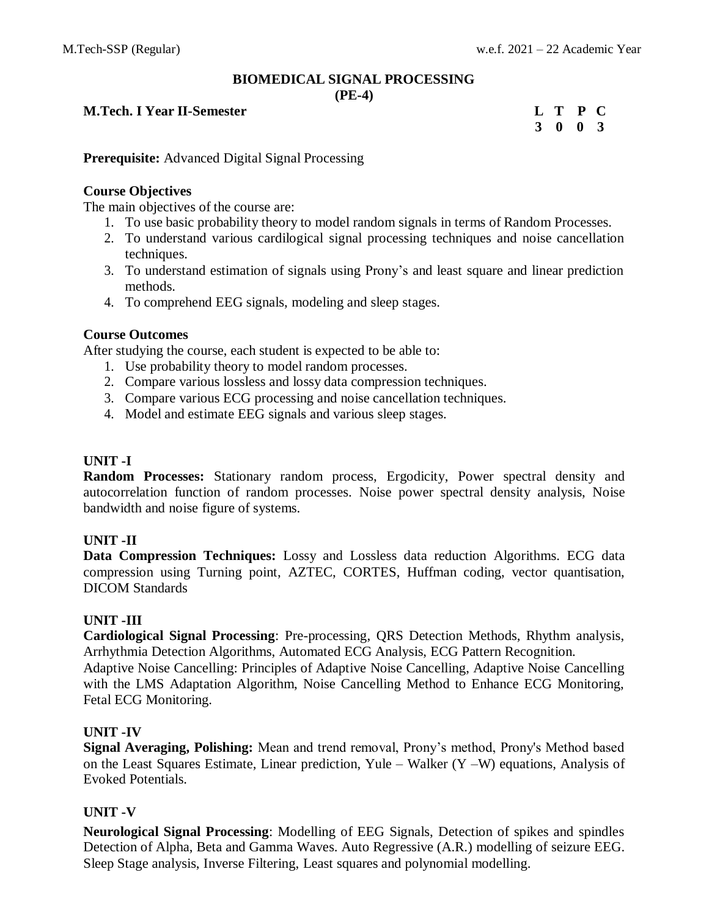# BIOMEDICAL SIGNAL PROCESSING
## (PE-4)

**M.Tech. I Year II-Semester**

| L | T | P | C |
|---|---|---|---|
| 3 | 0 | 0 | 3 |

**Prerequisite:** Advanced Digital Signal Processing

**Course Objectives**

The main objectives of the course are:

1. To use basic probability theory to model random signals in terms of Random Processes.
2. To understand various cardiological signal processing techniques and noise cancellation techniques.
3. To understand estimation of signals using Prony's and least square and linear prediction methods.
4. To comprehend EEG signals, modeling and sleep stages.

**Course Outcomes**

After studying the course, each student is expected to be able to:

1. Use probability theory to model random processes.
2. Compare various lossless and lossy data compression techniques.
3. Compare various ECG processing and noise cancellation techniques.
4. Model and estimate EEG signals and various sleep stages.

**UNIT -I**

**Random Processes:** Stationary random process, Ergodicity, Power spectral density and autocorrelation function of random processes. Noise power spectral density analysis, Noise bandwidth and noise figure of systems.

**UNIT -II**

**Data Compression Techniques:** Lossy and Lossless data reduction Algorithms. ECG data compression using Turning point, AZTEC, CORTES, Huffman coding, vector quantisation, DICOM Standards

**UNIT -III**

**Cardiological Signal Processing**: Pre-processing, QRS Detection Methods, Rhythm analysis, Arrhythmia Detection Algorithms, Automated ECG Analysis, ECG Pattern Recognition.

Adaptive Noise Cancelling: Principles of Adaptive Noise Cancelling, Adaptive Noise Cancelling with the LMS Adaptation Algorithm, Noise Cancelling Method to Enhance ECG Monitoring, Fetal ECG Monitoring.

**UNIT -IV**

**Signal Averaging, Polishing:** Mean and trend removal, Prony's method, Prony's Method based on the Least Squares Estimate, Linear prediction, Yule – Walker (Y –W) equations, Analysis of Evoked Potentials.

**UNIT -V**

**Neurological Signal Processing**: Modelling of EEG Signals, Detection of spikes and spindles Detection of Alpha, Beta and Gamma Waves. Auto Regressive (A.R.) modelling of seizure EEG. Sleep Stage analysis, Inverse Filtering, Least squares and polynomial modelling.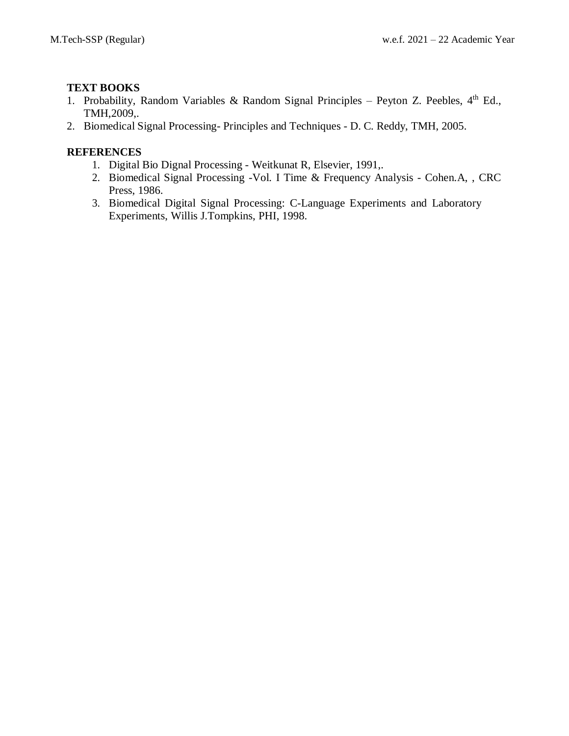**TEXT BOOKS**

1. Probability, Random Variables & Random Signal Principles – Peyton Z. Peebles, 4th Ed., TMH,2009,.
2. Biomedical Signal Processing- Principles and Techniques - D. C. Reddy, TMH, 2005.

**REFERENCES**

1. Digital Bio Dignal Processing - Weitkunat R, Elsevier, 1991,.
2. Biomedical Signal Processing -Vol. I Time & Frequency Analysis - Cohen.A, , CRC Press, 1986.
3. Biomedical Digital Signal Processing: C-Language Experiments and Laboratory Experiments, Willis J.Tompkins, PHI, 1998.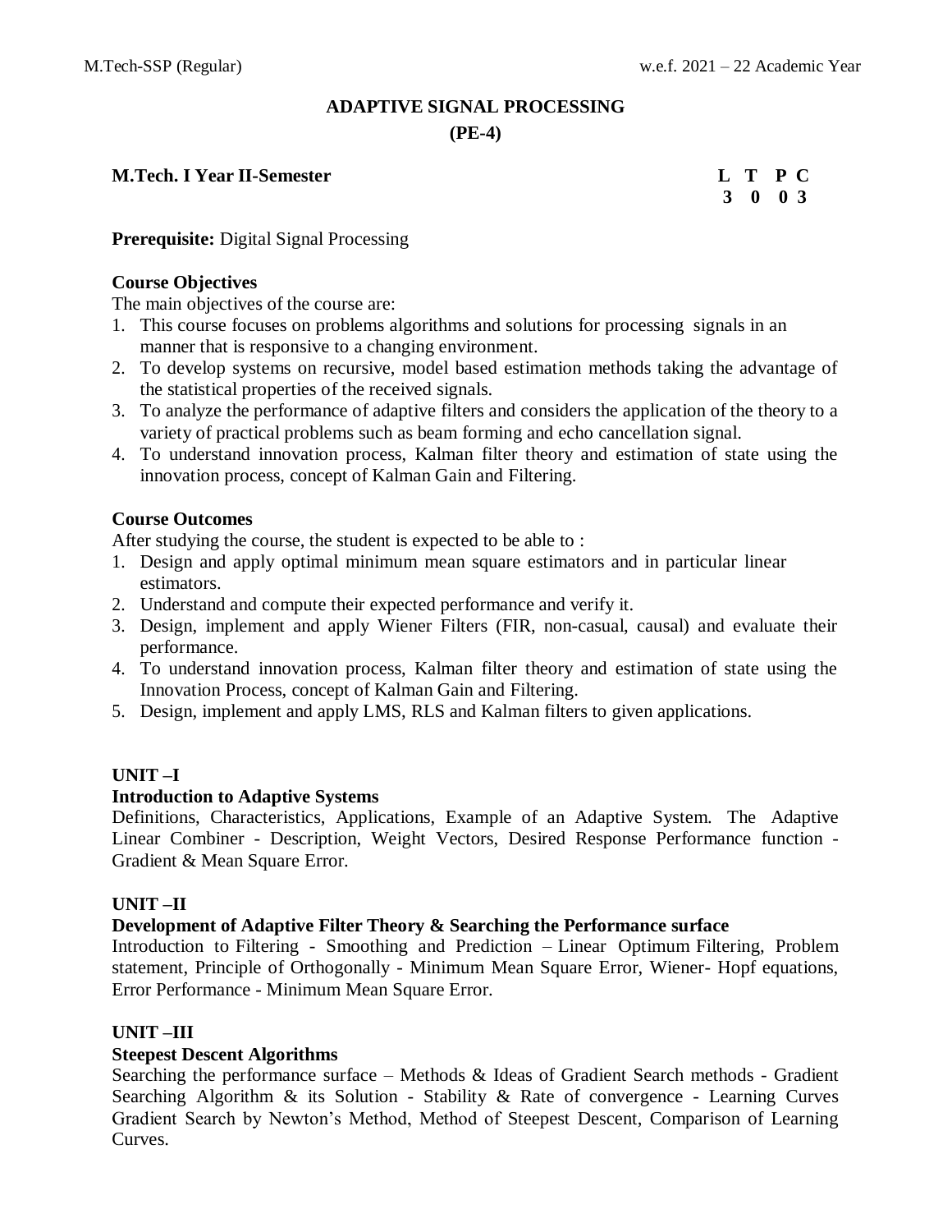# ADAPTIVE SIGNAL PROCESSING

## (PE-4)

**M.Tech. I Year II-Semester**

| L | T | P | C |
|---|---|---|---|
| 3 | 0 | 0 | 3 |

**Prerequisite:** Digital Signal Processing

**Course Objectives**

The main objectives of the course are:

1. This course focuses on problems algorithms and solutions for processing signals in an manner that is responsive to a changing environment.
2. To develop systems on recursive, model based estimation methods taking the advantage of the statistical properties of the received signals.
3. To analyze the performance of adaptive filters and considers the application of the theory to a variety of practical problems such as beam forming and echo cancellation signal.
4. To understand innovation process, Kalman filter theory and estimation of state using the innovation process, concept of Kalman Gain and Filtering.

**Course Outcomes**

After studying the course, the student is expected to be able to :

1. Design and apply optimal minimum mean square estimators and in particular linear estimators.
2. Understand and compute their expected performance and verify it.
3. Design, implement and apply Wiener Filters (FIR, non-casual, causal) and evaluate their performance.
4. To understand innovation process, Kalman filter theory and estimation of state using the Innovation Process, concept of Kalman Gain and Filtering.
5. Design, implement and apply LMS, RLS and Kalman filters to given applications.

**UNIT –I**

**Introduction to Adaptive Systems**

Definitions, Characteristics, Applications, Example of an Adaptive System. The Adaptive Linear Combiner - Description, Weight Vectors, Desired Response Performance function - Gradient & Mean Square Error.

**UNIT –II**

**Development of Adaptive Filter Theory & Searching the Performance surface**

Introduction to Filtering - Smoothing and Prediction – Linear Optimum Filtering, Problem statement, Principle of Orthogonally - Minimum Mean Square Error, Wiener- Hopf equations, Error Performance - Minimum Mean Square Error.

**UNIT –III**

**Steepest Descent Algorithms**

Searching the performance surface – Methods & Ideas of Gradient Search methods - Gradient Searching Algorithm & its Solution - Stability & Rate of convergence - Learning Curves Gradient Search by Newton's Method, Method of Steepest Descent, Comparison of Learning Curves.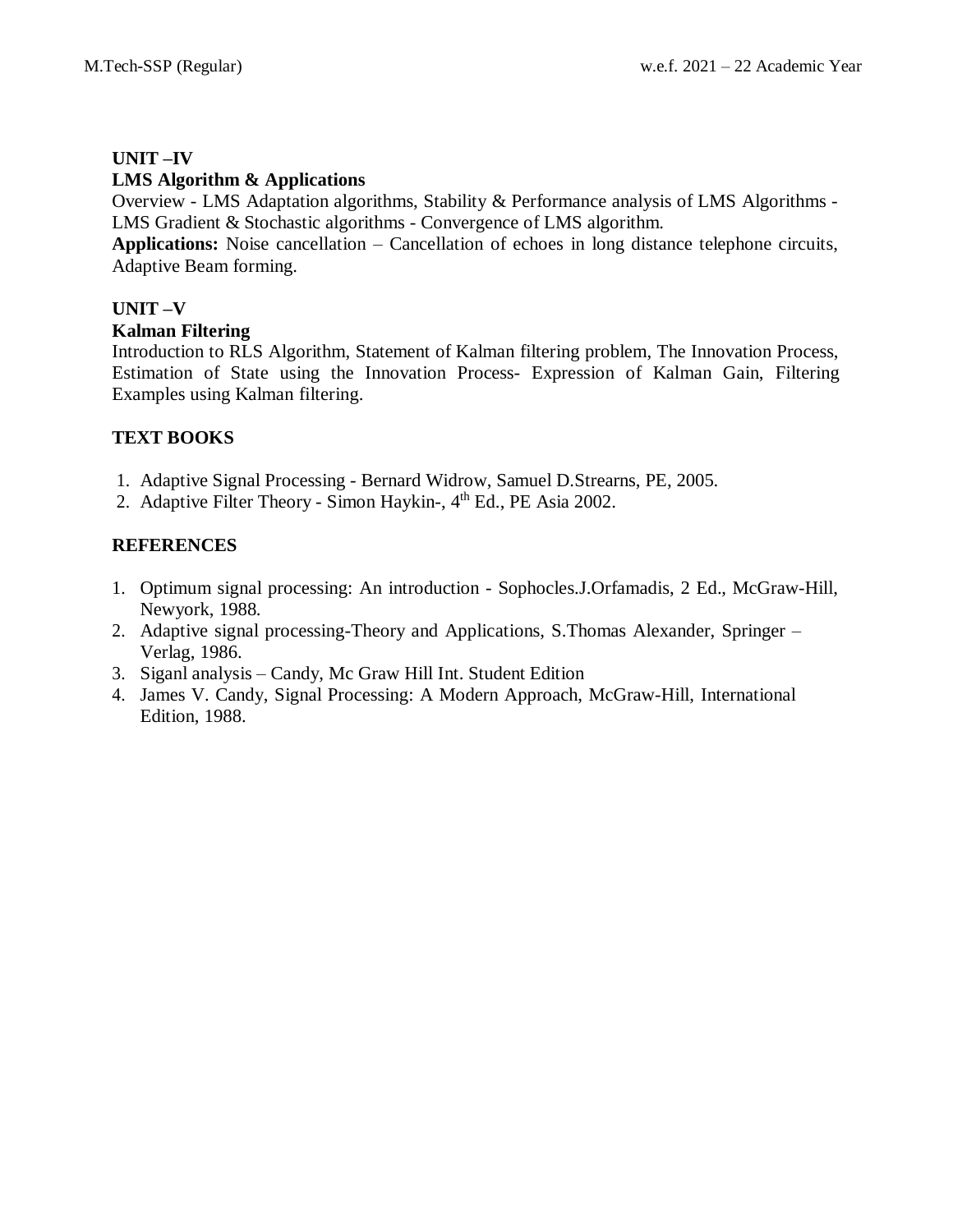**UNIT –IV**

**LMS Algorithm & Applications**

Overview - LMS Adaptation algorithms, Stability & Performance analysis of LMS Algorithms - LMS Gradient & Stochastic algorithms - Convergence of LMS algorithm.

**Applications:** Noise cancellation – Cancellation of echoes in long distance telephone circuits, Adaptive Beam forming.

**UNIT –V**

**Kalman Filtering**

Introduction to RLS Algorithm, Statement of Kalman filtering problem, The Innovation Process, Estimation of State using the Innovation Process- Expression of Kalman Gain, Filtering Examples using Kalman filtering.

**TEXT BOOKS**

1. Adaptive Signal Processing - Bernard Widrow, Samuel D.Strearns, PE, 2005.
2. Adaptive Filter Theory - Simon Haykin-, 4th Ed., PE Asia 2002.

**REFERENCES**

1. Optimum signal processing: An introduction - Sophocles.J.Orfamadis, 2 Ed., McGraw-Hill, Newyork, 1988.
2. Adaptive signal processing-Theory and Applications, S.Thomas Alexander, Springer – Verlag, 1986.
3. Siganl analysis – Candy, Mc Graw Hill Int. Student Edition
4. James V. Candy, Signal Processing: A Modern Approach, McGraw-Hill, International Edition, 1988.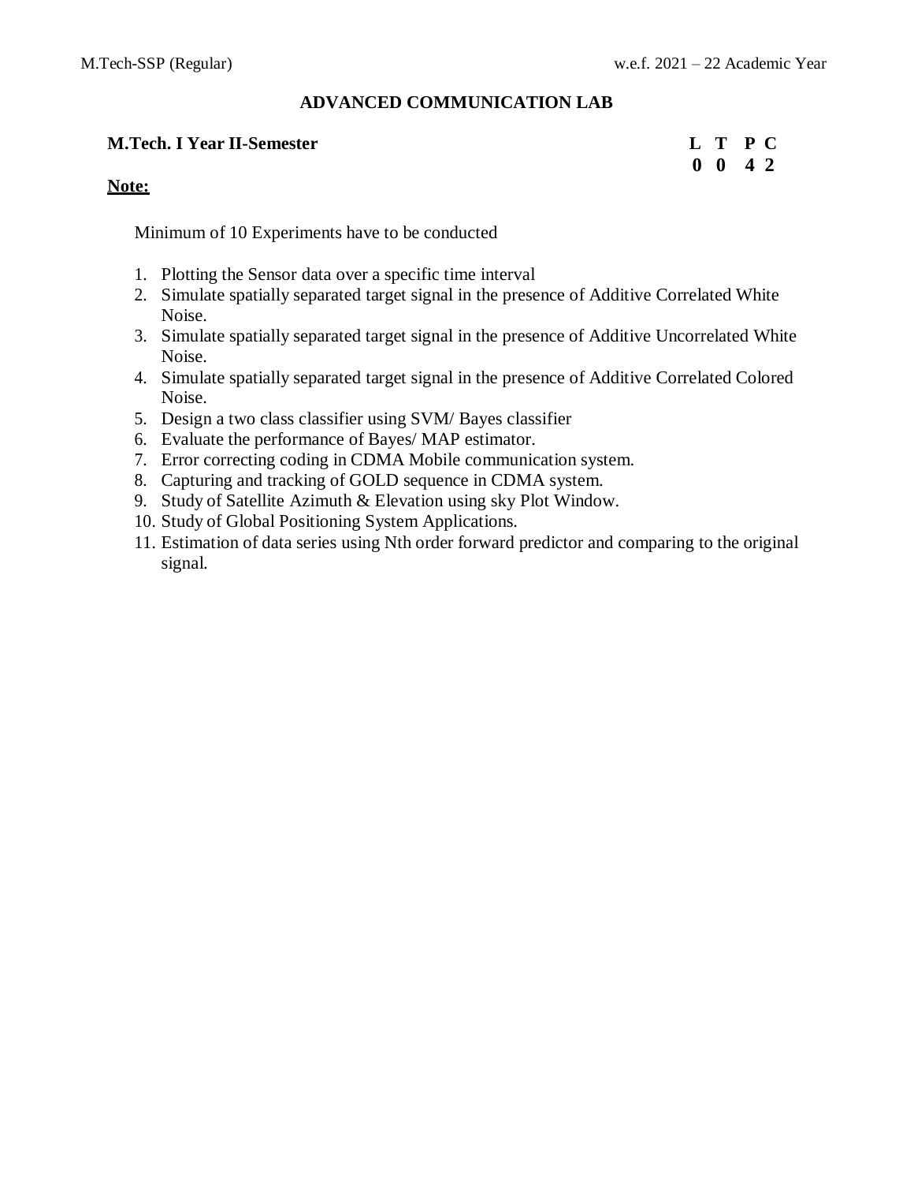# ADVANCED COMMUNICATION LAB

**M.Tech. I Year II-Semester**

| L | T | P | C |
|---|---|---|---|
| 0 | 0 | 4 | 2 |

**Note:**

Minimum of 10 Experiments have to be conducted

1. Plotting the Sensor data over a specific time interval
2. Simulate spatially separated target signal in the presence of Additive Correlated White Noise.
3. Simulate spatially separated target signal in the presence of Additive Uncorrelated White Noise.
4. Simulate spatially separated target signal in the presence of Additive Correlated Colored Noise.
5. Design a two class classifier using SVM/ Bayes classifier
6. Evaluate the performance of Bayes/ MAP estimator.
7. Error correcting coding in CDMA Mobile communication system.
8. Capturing and tracking of GOLD sequence in CDMA system.
9. Study of Satellite Azimuth & Elevation using sky Plot Window.
10. Study of Global Positioning System Applications.
11. Estimation of data series using Nth order forward predictor and comparing to the original signal.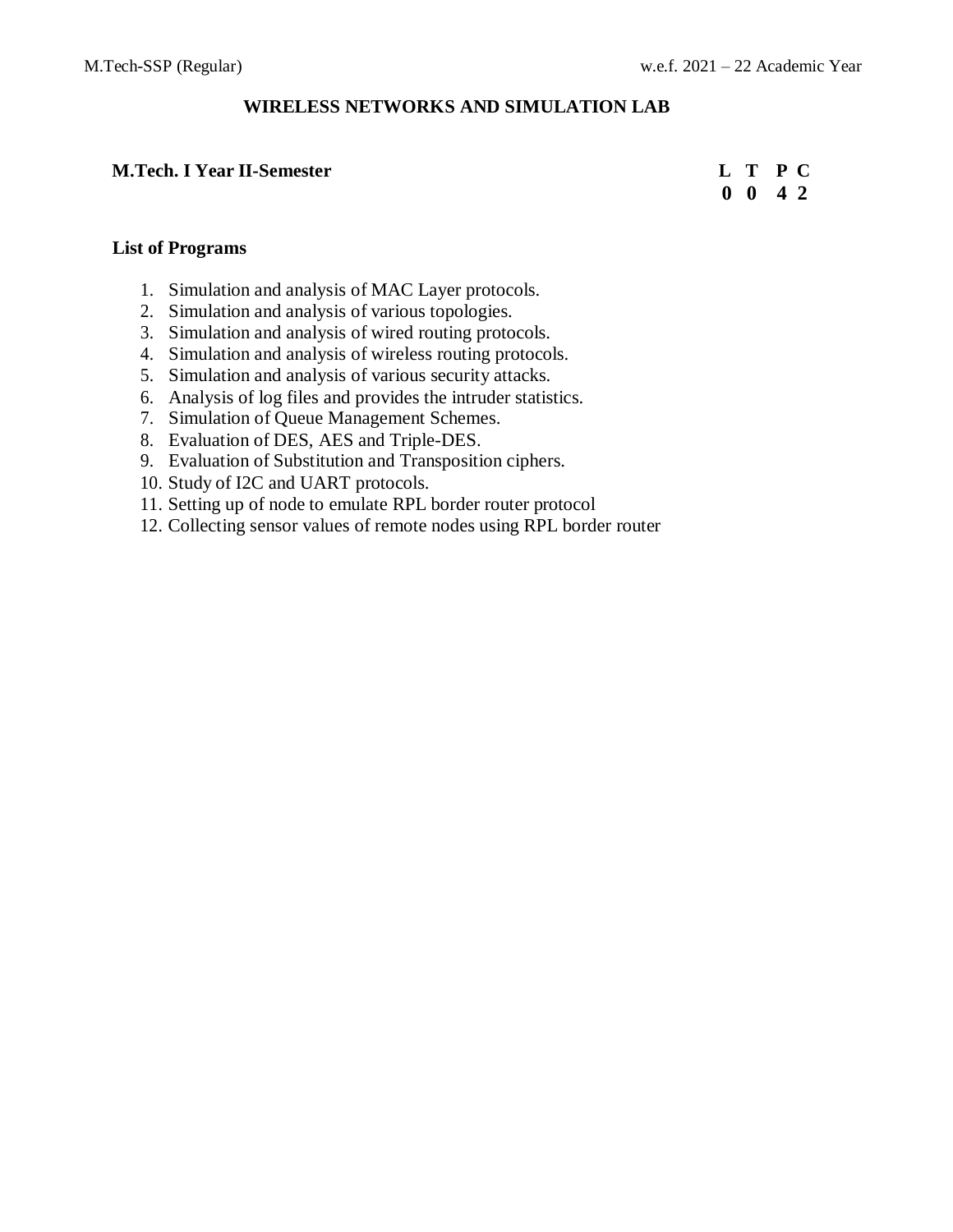## WIRELESS NETWORKS AND SIMULATION LAB

**M.Tech. I Year II-Semester**

| L | T | P | C |
|---|---|---|---|
| 0 | 0 | 4 | 2 |

**List of Programs**

1. Simulation and analysis of MAC Layer protocols.
2. Simulation and analysis of various topologies.
3. Simulation and analysis of wired routing protocols.
4. Simulation and analysis of wireless routing protocols.
5. Simulation and analysis of various security attacks.
6. Analysis of log files and provides the intruder statistics.
7. Simulation of Queue Management Schemes.
8. Evaluation of DES, AES and Triple-DES.
9. Evaluation of Substitution and Transposition ciphers.
10. Study of I2C and UART protocols.
11. Setting up of node to emulate RPL border router protocol
12. Collecting sensor values of remote nodes using RPL border router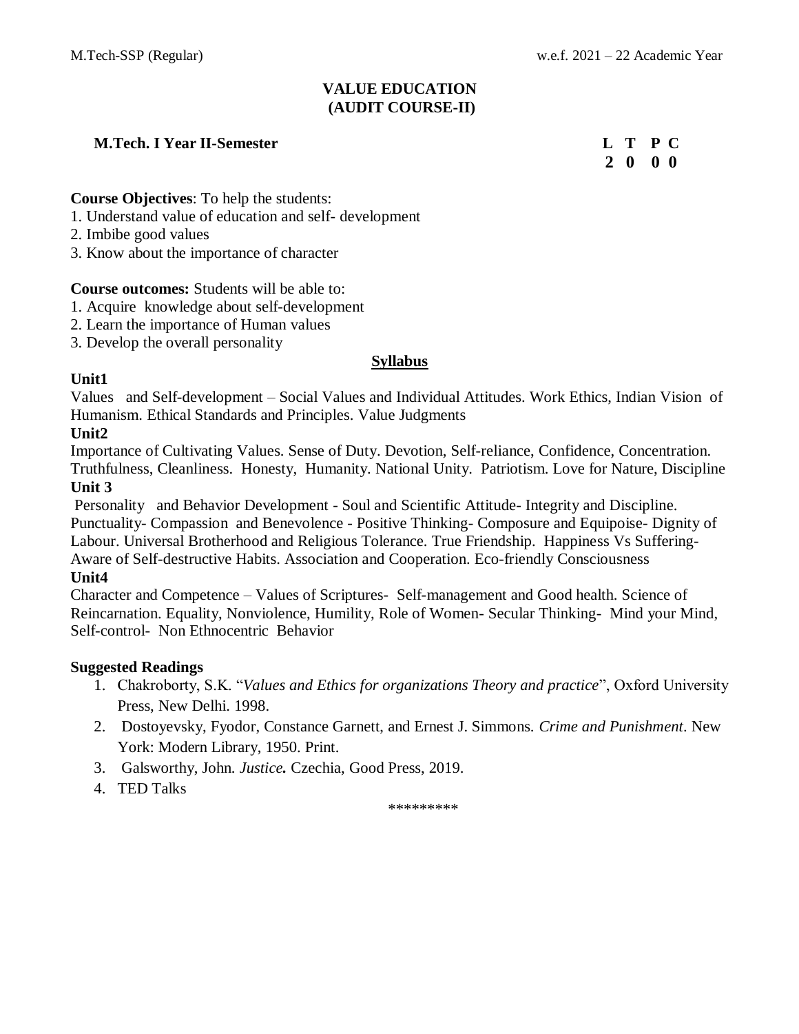# VALUE EDUCATION
## (AUDIT COURSE-II)

**M.Tech. I Year II-Semester**

| L | T | P | C |
|---|---|---|---|
| 2 | 0 | 0 | 0 |

**Course Objectives**: To help the students:

1. Understand value of education and self- development
2. Imbibe good values
3. Know about the importance of character

**Course outcomes:** Students will be able to:

1. Acquire knowledge about self-development
2. Learn the importance of Human values
3. Develop the overall personality

### Syllabus

**Unit1**

Values and Self-development – Social Values and Individual Attitudes. Work Ethics, Indian Vision of Humanism. Ethical Standards and Principles. Value Judgments

**Unit2**

Importance of Cultivating Values. Sense of Duty. Devotion, Self-reliance, Confidence, Concentration. Truthfulness, Cleanliness. Honesty, Humanity. National Unity. Patriotism. Love for Nature, Discipline

**Unit 3**

Personality and Behavior Development - Soul and Scientific Attitude- Integrity and Discipline. Punctuality- Compassion and Benevolence - Positive Thinking- Composure and Equipoise- Dignity of Labour. Universal Brotherhood and Religious Tolerance. True Friendship. Happiness Vs Suffering- Aware of Self-destructive Habits. Association and Cooperation. Eco-friendly Consciousness

**Unit4**

Character and Competence – Values of Scriptures- Self-management and Good health. Science of Reincarnation. Equality, Nonviolence, Humility, Role of Women- Secular Thinking- Mind your Mind, Self-control- Non Ethnocentric Behavior

**Suggested Readings**

1. Chakroborty, S.K. "*Values and Ethics for organizations Theory and practice*", Oxford University Press, New Delhi. 1998.
2. Dostoyevsky, Fyodor, Constance Garnett, and Ernest J. Simmons. *Crime and Punishment*. New York: Modern Library, 1950. Print.
3. Galsworthy, John. ***Justice.*** Czechia, Good Press, 2019.
4. TED Talks

*********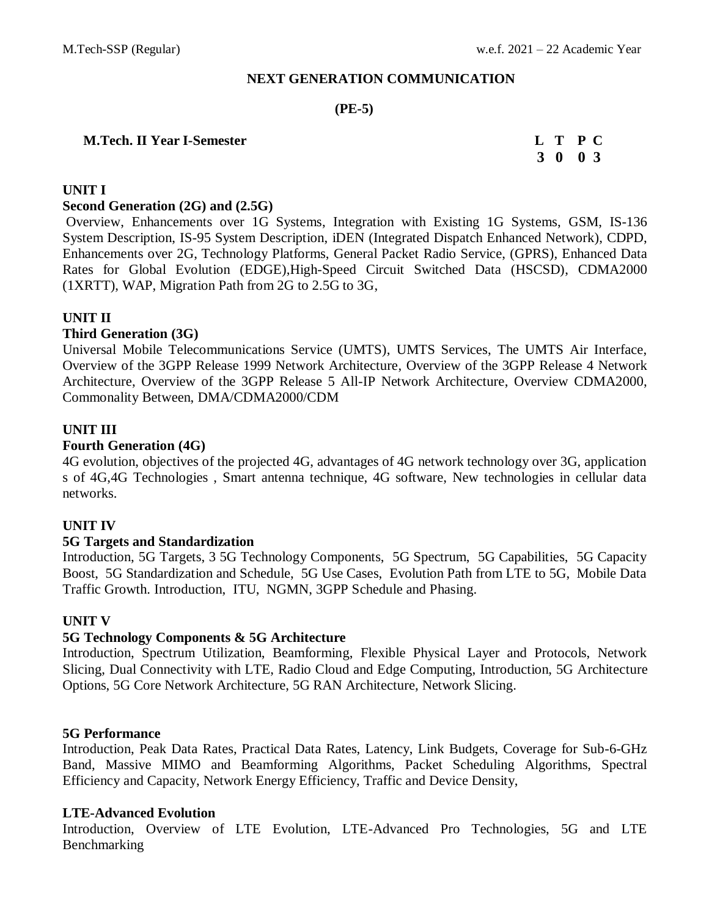# NEXT GENERATION COMMUNICATION

**(PE-5)**

**M.Tech. II Year I-Semester**

| L | T | P | C |
|---|---|---|---|
| 3 | 0 | 0 | 3 |

## UNIT I

### Second Generation (2G) and (2.5G)

Overview, Enhancements over 1G Systems, Integration with Existing 1G Systems, GSM, IS-136 System Description, IS-95 System Description, iDEN (Integrated Dispatch Enhanced Network), CDPD, Enhancements over 2G, Technology Platforms, General Packet Radio Service, (GPRS), Enhanced Data Rates for Global Evolution (EDGE),High-Speed Circuit Switched Data (HSCSD), CDMA2000 (1XRTT), WAP, Migration Path from 2G to 2.5G to 3G,

## UNIT II

### Third Generation (3G)

Universal Mobile Telecommunications Service (UMTS), UMTS Services, The UMTS Air Interface, Overview of the 3GPP Release 1999 Network Architecture, Overview of the 3GPP Release 4 Network Architecture, Overview of the 3GPP Release 5 All-IP Network Architecture, Overview CDMA2000, Commonality Between, DMA/CDMA2000/CDM

## UNIT III

### Fourth Generation (4G)

4G evolution, objectives of the projected 4G, advantages of 4G network technology over 3G, application s of 4G,4G Technologies , Smart antenna technique, 4G software, New technologies in cellular data networks.

## UNIT IV

### 5G Targets and Standardization

Introduction, 5G Targets, 3 5G Technology Components, 5G Spectrum, 5G Capabilities, 5G Capacity Boost, 5G Standardization and Schedule, 5G Use Cases, Evolution Path from LTE to 5G, Mobile Data Traffic Growth. Introduction, ITU, NGMN, 3GPP Schedule and Phasing.

## UNIT V

### 5G Technology Components & 5G Architecture

Introduction, Spectrum Utilization, Beamforming, Flexible Physical Layer and Protocols, Network Slicing, Dual Connectivity with LTE, Radio Cloud and Edge Computing, Introduction, 5G Architecture Options, 5G Core Network Architecture, 5G RAN Architecture, Network Slicing.

### 5G Performance

Introduction, Peak Data Rates, Practical Data Rates, Latency, Link Budgets, Coverage for Sub-6-GHz Band, Massive MIMO and Beamforming Algorithms, Packet Scheduling Algorithms, Spectral Efficiency and Capacity, Network Energy Efficiency, Traffic and Device Density,

### LTE-Advanced Evolution

Introduction, Overview of LTE Evolution, LTE-Advanced Pro Technologies, 5G and LTE Benchmarking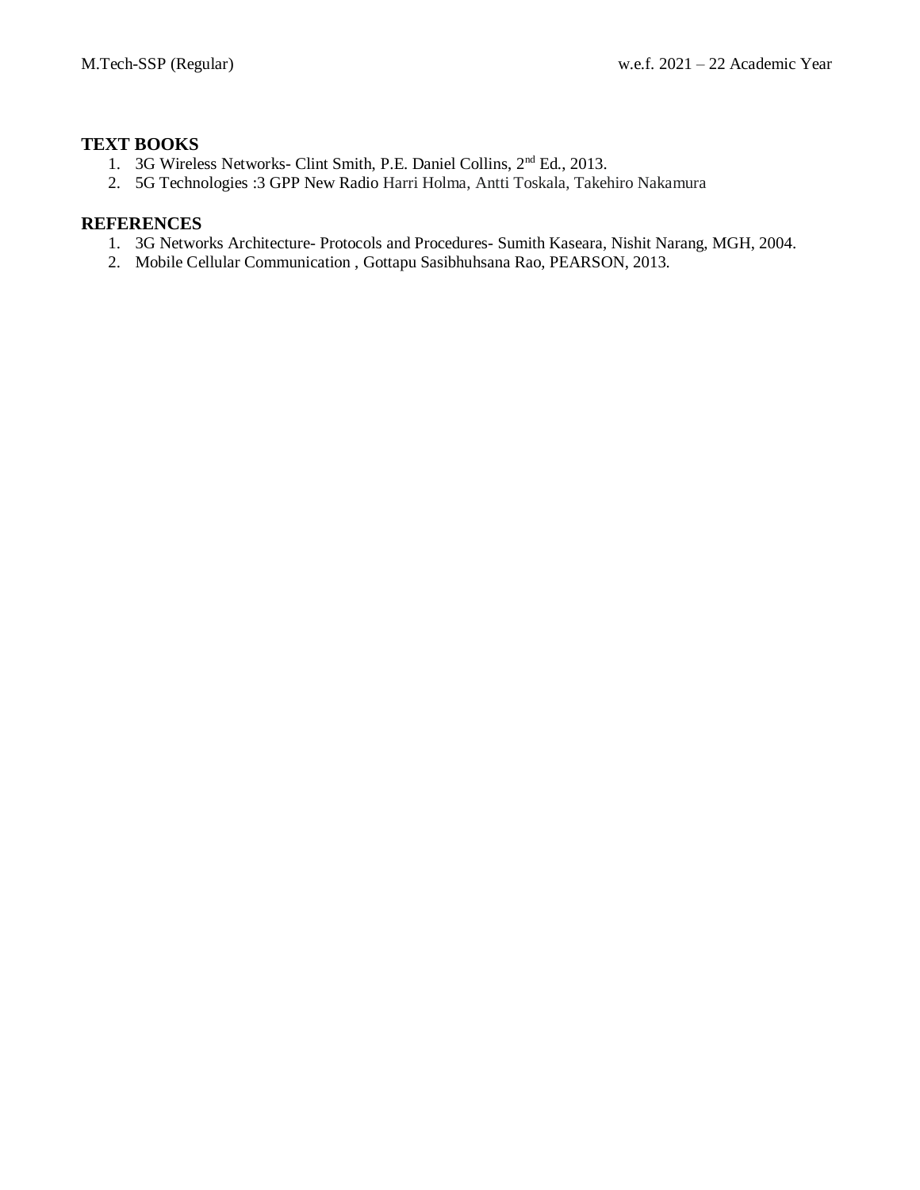### TEXT BOOKS

1. 3G Wireless Networks- Clint Smith, P.E. Daniel Collins, 2nd Ed., 2013.
2. 5G Technologies :3 GPP New Radio Harri Holma, Antti Toskala, Takehiro Nakamura

### REFERENCES

1. 3G Networks Architecture- Protocols and Procedures- Sumith Kaseara, Nishit Narang, MGH, 2004.
2. Mobile Cellular Communication , Gottapu Sasibhuhsana Rao, PEARSON, 2013.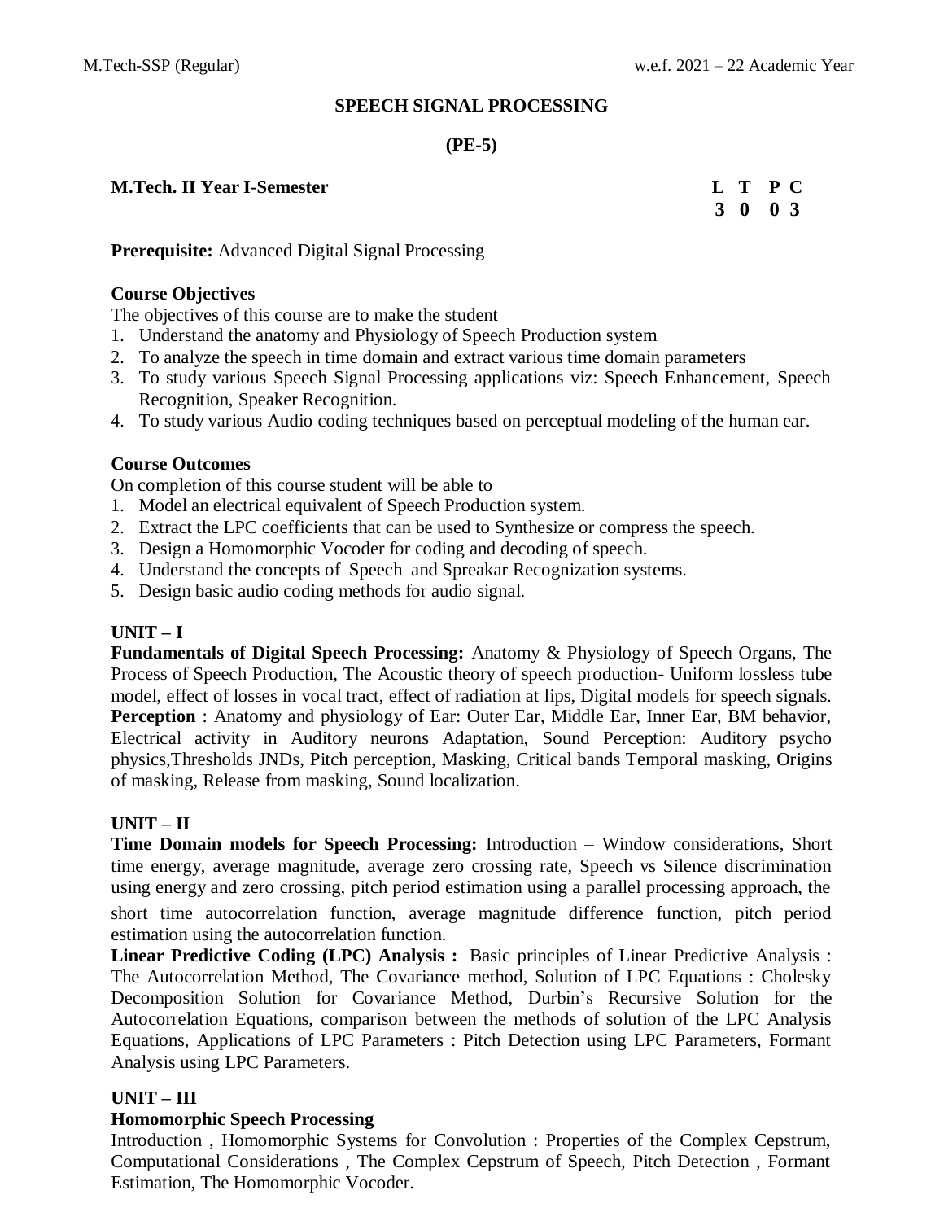# SPEECH SIGNAL PROCESSING

## (PE-5)

**M.Tech. II Year I-Semester**

| L | T | P | C |
|---|---|---|---|
| 3 | 0 | 0 | 3 |

**Prerequisite:** Advanced Digital Signal Processing

**Course Objectives**

The objectives of this course are to make the student

1. Understand the anatomy and Physiology of Speech Production system
2. To analyze the speech in time domain and extract various time domain parameters
3. To study various Speech Signal Processing applications viz: Speech Enhancement, Speech Recognition, Speaker Recognition.
4. To study various Audio coding techniques based on perceptual modeling of the human ear.

**Course Outcomes**

On completion of this course student will be able to

1. Model an electrical equivalent of Speech Production system.
2. Extract the LPC coefficients that can be used to Synthesize or compress the speech.
3. Design a Homomorphic Vocoder for coding and decoding of speech.
4. Understand the concepts of Speech and Spreakar Recognization systems.
5. Design basic audio coding methods for audio signal.

**UNIT – I**

**Fundamentals of Digital Speech Processing:** Anatomy & Physiology of Speech Organs, The Process of Speech Production, The Acoustic theory of speech production- Uniform lossless tube model, effect of losses in vocal tract, effect of radiation at lips, Digital models for speech signals.
**Perception** : Anatomy and physiology of Ear: Outer Ear, Middle Ear, Inner Ear, BM behavior, Electrical activity in Auditory neurons Adaptation, Sound Perception: Auditory psycho physics,Thresholds JNDs, Pitch perception, Masking, Critical bands Temporal masking, Origins of masking, Release from masking, Sound localization.

**UNIT – II**

**Time Domain models for Speech Processing:** Introduction – Window considerations, Short time energy, average magnitude, average zero crossing rate, Speech vs Silence discrimination using energy and zero crossing, pitch period estimation using a parallel processing approach, the short time autocorrelation function, average magnitude difference function, pitch period estimation using the autocorrelation function.
**Linear Predictive Coding (LPC) Analysis :** Basic principles of Linear Predictive Analysis : The Autocorrelation Method, The Covariance method, Solution of LPC Equations : Cholesky Decomposition Solution for Covariance Method, Durbin's Recursive Solution for the Autocorrelation Equations, comparison between the methods of solution of the LPC Analysis Equations, Applications of LPC Parameters : Pitch Detection using LPC Parameters, Formant Analysis using LPC Parameters.

**UNIT – III**

**Homomorphic Speech Processing**

Introduction , Homomorphic Systems for Convolution : Properties of the Complex Cepstrum, Computational Considerations , The Complex Cepstrum of Speech, Pitch Detection , Formant Estimation, The Homomorphic Vocoder.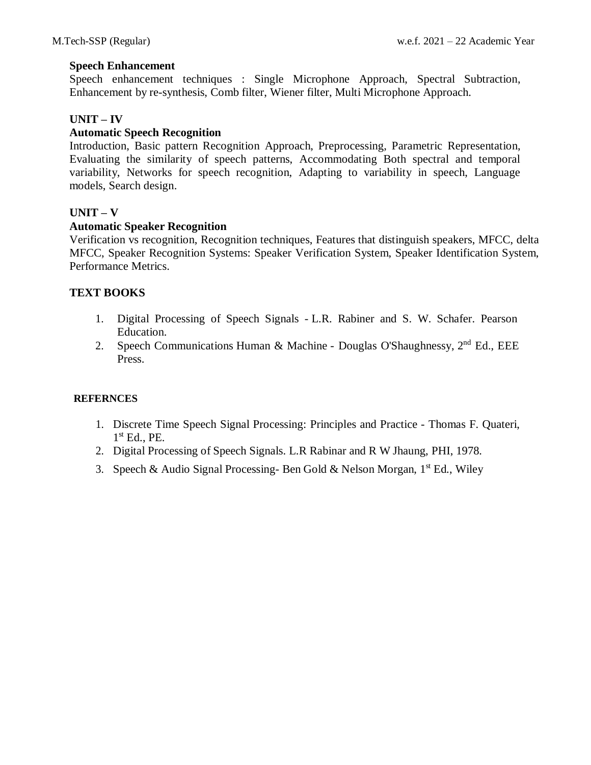**Speech Enhancement**

Speech enhancement techniques : Single Microphone Approach, Spectral Subtraction, Enhancement by re-synthesis, Comb filter, Wiener filter, Multi Microphone Approach.

**UNIT – IV**

**Automatic Speech Recognition**

Introduction, Basic pattern Recognition Approach, Preprocessing, Parametric Representation, Evaluating the similarity of speech patterns, Accommodating Both spectral and temporal variability, Networks for speech recognition, Adapting to variability in speech, Language models, Search design.

**UNIT – V**

**Automatic Speaker Recognition**

Verification vs recognition, Recognition techniques, Features that distinguish speakers, MFCC, delta MFCC, Speaker Recognition Systems: Speaker Verification System, Speaker Identification System, Performance Metrics.

**TEXT BOOKS**

1. Digital Processing of Speech Signals - L.R. Rabiner and S. W. Schafer. Pearson Education.
2. Speech Communications Human & Machine - Douglas O'Shaughnessy, 2nd Ed., EEE Press.

**REFERNCES**

1. Discrete Time Speech Signal Processing: Principles and Practice - Thomas F. Quateri, 1st Ed., PE.
2. Digital Processing of Speech Signals. L.R Rabinar and R W Jhaung, PHI, 1978.
3. Speech & Audio Signal Processing- Ben Gold & Nelson Morgan, 1st Ed., Wiley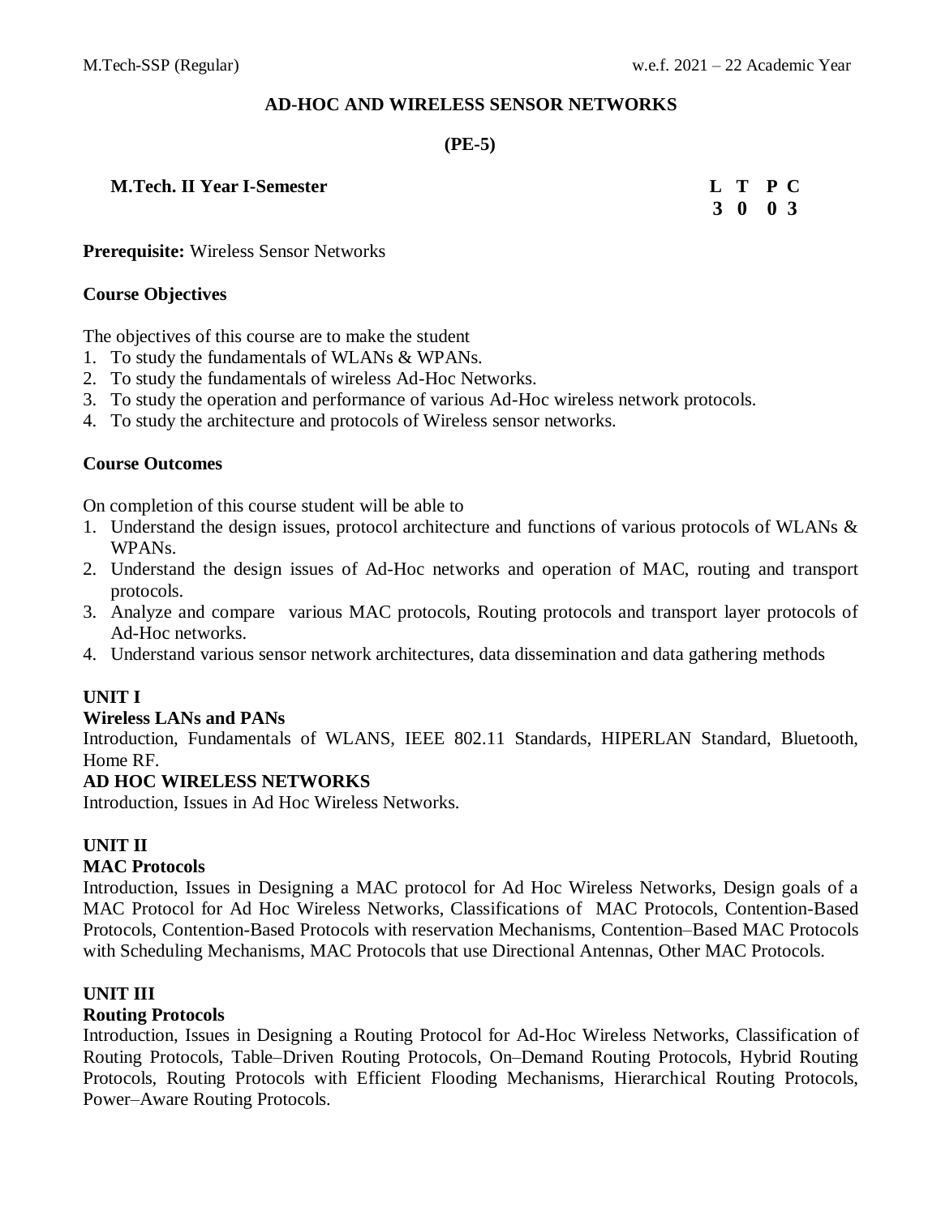## AD-HOC AND WIRELESS SENSOR NETWORKS

**(PE-5)**

**M.Tech. II Year I-Semester**

| L | T | P | C |
|---|---|---|---|
| 3 | 0 | 0 | 3 |

**Prerequisite:** Wireless Sensor Networks

### Course Objectives

The objectives of this course are to make the student

1. To study the fundamentals of WLANs & WPANs.
2. To study the fundamentals of wireless Ad-Hoc Networks.
3. To study the operation and performance of various Ad-Hoc wireless network protocols.
4. To study the architecture and protocols of Wireless sensor networks.

### Course Outcomes

On completion of this course student will be able to

1. Understand the design issues, protocol architecture and functions of various protocols of WLANs & WPANs.
2. Understand the design issues of Ad-Hoc networks and operation of MAC, routing and transport protocols.
3. Analyze and compare various MAC protocols, Routing protocols and transport layer protocols of Ad-Hoc networks.
4. Understand various sensor network architectures, data dissemination and data gathering methods

### UNIT I

**Wireless LANs and PANs**

Introduction, Fundamentals of WLANS, IEEE 802.11 Standards, HIPERLAN Standard, Bluetooth, Home RF.

**AD HOC WIRELESS NETWORKS**

Introduction, Issues in Ad Hoc Wireless Networks.

### UNIT II

**MAC Protocols**

Introduction, Issues in Designing a MAC protocol for Ad Hoc Wireless Networks, Design goals of a MAC Protocol for Ad Hoc Wireless Networks, Classifications of MAC Protocols, Contention-Based Protocols, Contention-Based Protocols with reservation Mechanisms, Contention–Based MAC Protocols with Scheduling Mechanisms, MAC Protocols that use Directional Antennas, Other MAC Protocols.

### UNIT III

**Routing Protocols**

Introduction, Issues in Designing a Routing Protocol for Ad-Hoc Wireless Networks, Classification of Routing Protocols, Table–Driven Routing Protocols, On–Demand Routing Protocols, Hybrid Routing Protocols, Routing Protocols with Efficient Flooding Mechanisms, Hierarchical Routing Protocols, Power–Aware Routing Protocols.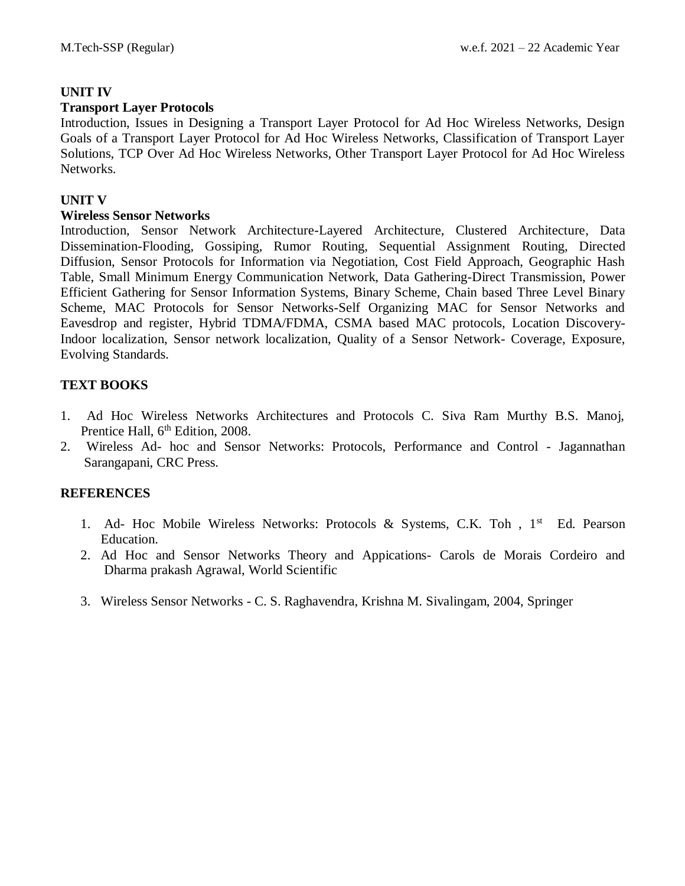**UNIT IV**

**Transport Layer Protocols**

Introduction, Issues in Designing a Transport Layer Protocol for Ad Hoc Wireless Networks, Design Goals of a Transport Layer Protocol for Ad Hoc Wireless Networks, Classification of Transport Layer Solutions, TCP Over Ad Hoc Wireless Networks, Other Transport Layer Protocol for Ad Hoc Wireless Networks.

**UNIT V**

**Wireless Sensor Networks**

Introduction, Sensor Network Architecture-Layered Architecture, Clustered Architecture, Data Dissemination-Flooding, Gossiping, Rumor Routing, Sequential Assignment Routing, Directed Diffusion, Sensor Protocols for Information via Negotiation, Cost Field Approach, Geographic Hash Table, Small Minimum Energy Communication Network, Data Gathering-Direct Transmission, Power Efficient Gathering for Sensor Information Systems, Binary Scheme, Chain based Three Level Binary Scheme, MAC Protocols for Sensor Networks-Self Organizing MAC for Sensor Networks and Eavesdrop and register, Hybrid TDMA/FDMA, CSMA based MAC protocols, Location Discovery-Indoor localization, Sensor network localization, Quality of a Sensor Network- Coverage, Exposure, Evolving Standards.

**TEXT BOOKS**

1. Ad Hoc Wireless Networks Architectures and Protocols C. Siva Ram Murthy B.S. Manoj, Prentice Hall, 6th Edition, 2008.
2. Wireless Ad- hoc and Sensor Networks: Protocols, Performance and Control - Jagannathan Sarangapani, CRC Press.

**REFERENCES**

1. Ad- Hoc Mobile Wireless Networks: Protocols & Systems, C.K. Toh , 1st Ed. Pearson Education.
2. Ad Hoc and Sensor Networks Theory and Appications- Carols de Morais Cordeiro and Dharma prakash Agrawal, World Scientific
3. Wireless Sensor Networks - C. S. Raghavendra, Krishna M. Sivalingam, 2004, Springer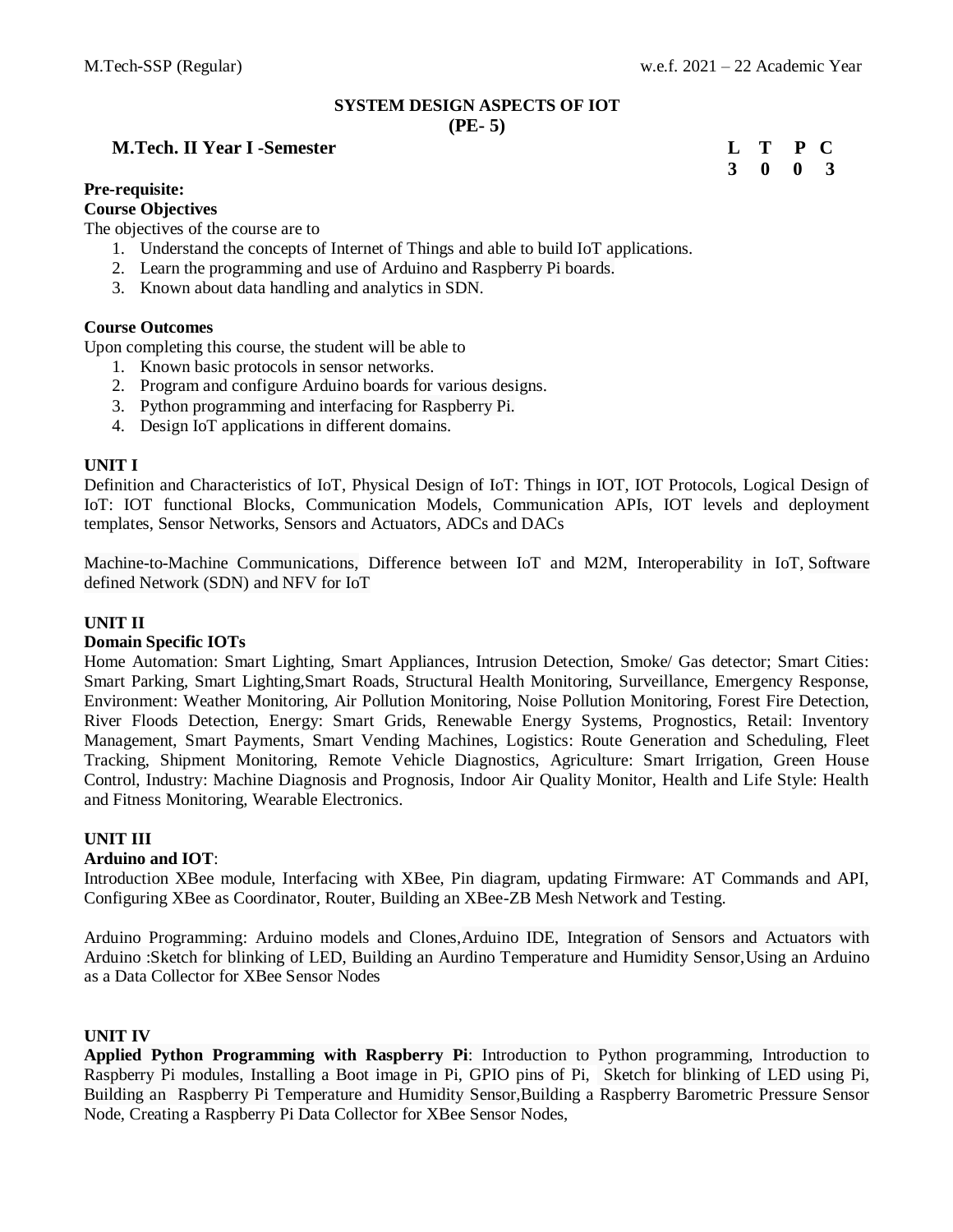## SYSTEM DESIGN ASPECTS OF IOT
## (PE- 5)

**M.Tech. II Year I -Semester**

| L | T | P | C |
|---|---|---|---|
| 3 | 0 | 0 | 3 |

**Pre-requisite:**

**Course Objectives**

The objectives of the course are to

1. Understand the concepts of Internet of Things and able to build IoT applications.
2. Learn the programming and use of Arduino and Raspberry Pi boards.
3. Known about data handling and analytics in SDN.

**Course Outcomes**

Upon completing this course, the student will be able to

1. Known basic protocols in sensor networks.
2. Program and configure Arduino boards for various designs.
3. Python programming and interfacing for Raspberry Pi.
4. Design IoT applications in different domains.

**UNIT I**

Definition and Characteristics of IoT, Physical Design of IoT: Things in IOT, IOT Protocols, Logical Design of IoT: IOT functional Blocks, Communication Models, Communication APIs, IOT levels and deployment templates, Sensor Networks, Sensors and Actuators, ADCs and DACs

Machine-to-Machine Communications, Difference between IoT and M2M, Interoperability in IoT, Software defined Network (SDN) and NFV for IoT

**UNIT II**

**Domain Specific IOTs**

Home Automation: Smart Lighting, Smart Appliances, Intrusion Detection, Smoke/ Gas detector; Smart Cities: Smart Parking, Smart Lighting,Smart Roads, Structural Health Monitoring, Surveillance, Emergency Response, Environment: Weather Monitoring, Air Pollution Monitoring, Noise Pollution Monitoring, Forest Fire Detection, River Floods Detection, Energy: Smart Grids, Renewable Energy Systems, Prognostics, Retail: Inventory Management, Smart Payments, Smart Vending Machines, Logistics: Route Generation and Scheduling, Fleet Tracking, Shipment Monitoring, Remote Vehicle Diagnostics, Agriculture: Smart Irrigation, Green House Control, Industry: Machine Diagnosis and Prognosis, Indoor Air Quality Monitor, Health and Life Style: Health and Fitness Monitoring, Wearable Electronics.

**UNIT III**

**Arduino and IOT**:

Introduction XBee module, Interfacing with XBee, Pin diagram, updating Firmware: AT Commands and API, Configuring XBee as Coordinator, Router, Building an XBee-ZB Mesh Network and Testing.

Arduino Programming: Arduino models and Clones,Arduino IDE, Integration of Sensors and Actuators with Arduino :Sketch for blinking of LED, Building an Aurdino Temperature and Humidity Sensor,Using an Arduino as a Data Collector for XBee Sensor Nodes

**UNIT IV**

**Applied Python Programming with Raspberry Pi**: Introduction to Python programming, Introduction to Raspberry Pi modules, Installing a Boot image in Pi, GPIO pins of Pi, Sketch for blinking of LED using Pi, Building an Raspberry Pi Temperature and Humidity Sensor,Building a Raspberry Barometric Pressure Sensor Node, Creating a Raspberry Pi Data Collector for XBee Sensor Nodes,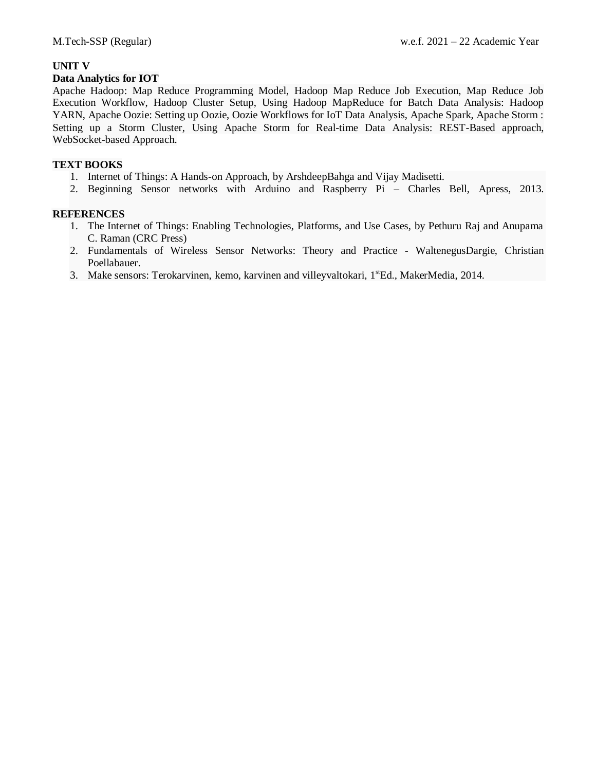**UNIT V**

**Data Analytics for IOT**

Apache Hadoop: Map Reduce Programming Model, Hadoop Map Reduce Job Execution, Map Reduce Job Execution Workflow, Hadoop Cluster Setup, Using Hadoop MapReduce for Batch Data Analysis: Hadoop YARN, Apache Oozie: Setting up Oozie, Oozie Workflows for IoT Data Analysis, Apache Spark, Apache Storm : Setting up a Storm Cluster, Using Apache Storm for Real-time Data Analysis: REST-Based approach, WebSocket-based Approach.

**TEXT BOOKS**

1. Internet of Things: A Hands-on Approach, by ArshdeepBahga and Vijay Madisetti.
2. Beginning Sensor networks with Arduino and Raspberry Pi – Charles Bell, Apress, 2013.

**REFERENCES**

1. The Internet of Things: Enabling Technologies, Platforms, and Use Cases, by Pethuru Raj and Anupama C. Raman (CRC Press)
2. Fundamentals of Wireless Sensor Networks: Theory and Practice - WaltenegusDargie, Christian Poellabauer.
3. Make sensors: Terokarvinen, kemo, karvinen and villeyvaltokari, 1st Ed., MakerMedia, 2014.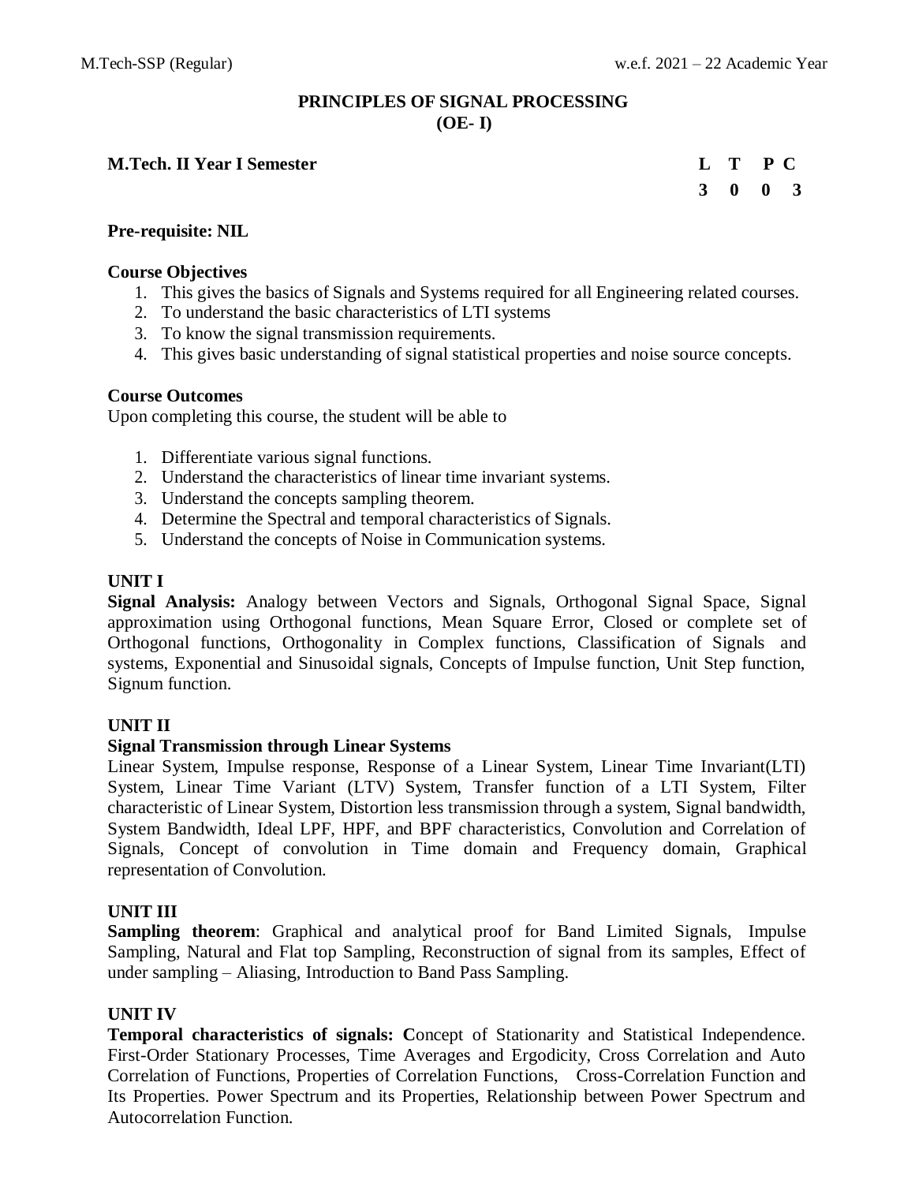## PRINCIPLES OF SIGNAL PROCESSING
## (OE- I)

**M.Tech. II Year I Semester**

| L | T | P | C |
|---|---|---|---|
| 3 | 0 | 0 | 3 |

**Pre-requisite: NIL**

**Course Objectives**

1. This gives the basics of Signals and Systems required for all Engineering related courses.
2. To understand the basic characteristics of LTI systems
3. To know the signal transmission requirements.
4. This gives basic understanding of signal statistical properties and noise source concepts.

**Course Outcomes**

Upon completing this course, the student will be able to

1. Differentiate various signal functions.
2. Understand the characteristics of linear time invariant systems.
3. Understand the concepts sampling theorem.
4. Determine the Spectral and temporal characteristics of Signals.
5. Understand the concepts of Noise in Communication systems.

**UNIT I**

**Signal Analysis:** Analogy between Vectors and Signals, Orthogonal Signal Space, Signal approximation using Orthogonal functions, Mean Square Error, Closed or complete set of Orthogonal functions, Orthogonality in Complex functions, Classification of Signals and systems, Exponential and Sinusoidal signals, Concepts of Impulse function, Unit Step function, Signum function.

**UNIT II**

**Signal Transmission through Linear Systems**

Linear System, Impulse response, Response of a Linear System, Linear Time Invariant(LTI) System, Linear Time Variant (LTV) System, Transfer function of a LTI System, Filter characteristic of Linear System, Distortion less transmission through a system, Signal bandwidth, System Bandwidth, Ideal LPF, HPF, and BPF characteristics, Convolution and Correlation of Signals, Concept of convolution in Time domain and Frequency domain, Graphical representation of Convolution.

**UNIT III**

**Sampling theorem**: Graphical and analytical proof for Band Limited Signals, Impulse Sampling, Natural and Flat top Sampling, Reconstruction of signal from its samples, Effect of under sampling – Aliasing, Introduction to Band Pass Sampling.

**UNIT IV**

**Temporal characteristics of signals: C**oncept of Stationarity and Statistical Independence. First-Order Stationary Processes, Time Averages and Ergodicity, Cross Correlation and Auto Correlation of Functions, Properties of Correlation Functions, Cross-Correlation Function and Its Properties. Power Spectrum and its Properties, Relationship between Power Spectrum and Autocorrelation Function.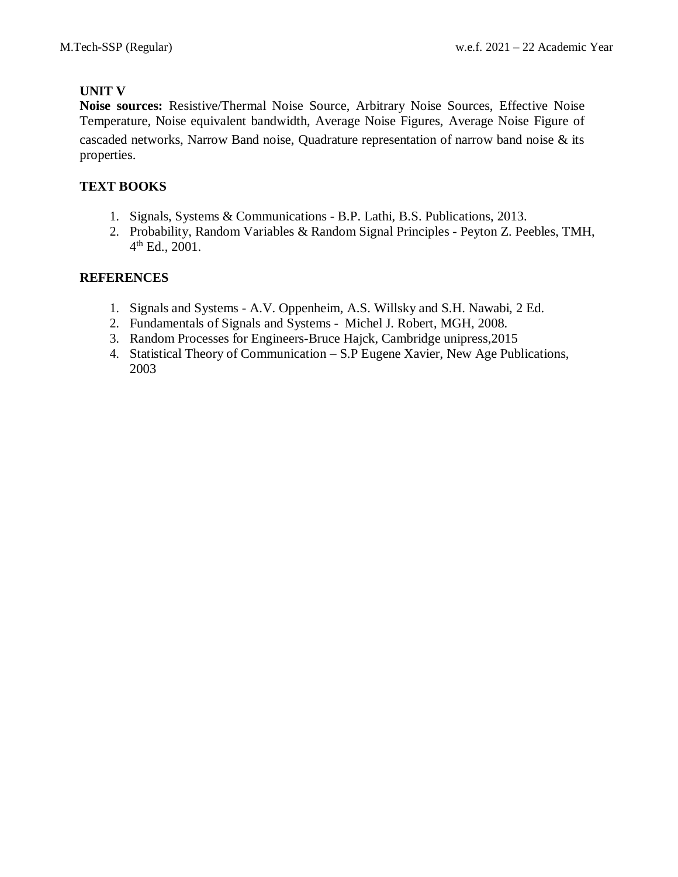**UNIT V**

**Noise sources:** Resistive/Thermal Noise Source, Arbitrary Noise Sources, Effective Noise Temperature, Noise equivalent bandwidth, Average Noise Figures, Average Noise Figure of cascaded networks, Narrow Band noise, Quadrature representation of narrow band noise & its properties.

**TEXT BOOKS**

1. Signals, Systems & Communications - B.P. Lathi, B.S. Publications, 2013.
2. Probability, Random Variables & Random Signal Principles - Peyton Z. Peebles, TMH, 4th Ed., 2001.

**REFERENCES**

1. Signals and Systems - A.V. Oppenheim, A.S. Willsky and S.H. Nawabi, 2 Ed.
2. Fundamentals of Signals and Systems - Michel J. Robert, MGH, 2008.
3. Random Processes for Engineers-Bruce Hajck, Cambridge unipress,2015
4. Statistical Theory of Communication – S.P Eugene Xavier, New Age Publications, 2003